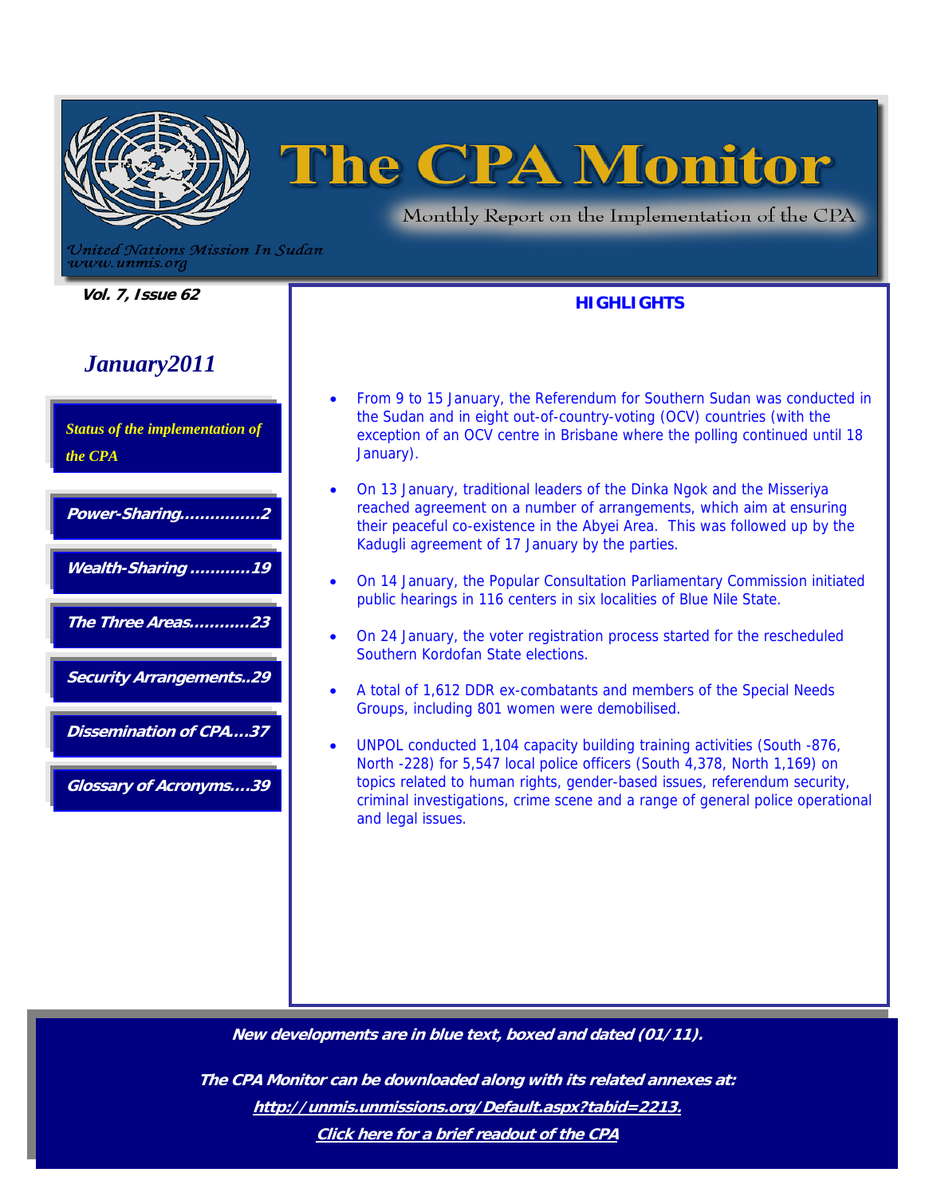# The CPA Monitor

Monthly Report on the Implementation of the CPA

*United Nations Mission In Sudan*
*www.unmis.org*

**Vol. 7, Issue 62**

## *January2011*

*Status of the implementation of the CPA*

- ***Power-Sharing...............2***
- ***Wealth-Sharing ...........19***
- ***The Three Areas...........23***
- ***Security Arrangements..29***
- ***Dissemination of CPA....37***
- ***Glossary of Acronyms....39***

## HIGHLIGHTS

- From 9 to 15 January, the Referendum for Southern Sudan was conducted in the Sudan and in eight out-of-country-voting (OCV) countries (with the exception of an OCV centre in Brisbane where the polling continued until 18 January).
- On 13 January, traditional leaders of the Dinka Ngok and the Misseriya reached agreement on a number of arrangements, which aim at ensuring their peaceful co-existence in the Abyei Area. This was followed up by the Kadugli agreement of 17 January by the parties.
- On 14 January, the Popular Consultation Parliamentary Commission initiated public hearings in 116 centers in six localities of Blue Nile State.
- On 24 January, the voter registration process started for the rescheduled Southern Kordofan State elections.
- A total of 1,612 DDR ex-combatants and members of the Special Needs Groups, including 801 women were demobilised.
- UNPOL conducted 1,104 capacity building training activities (South -876, North -228) for 5,547 local police officers (South 4,378, North 1,169) on topics related to human rights, gender-based issues, referendum security, criminal investigations, crime scene and a range of general police operational and legal issues.

***New developments are in blue text, boxed and dated (01/11).***

***The CPA Monitor can be downloaded along with its related annexes at:***

***http://unmis.unmissions.org/Default.aspx?tabid=2213.***

***Click here for a brief readout of the CPA***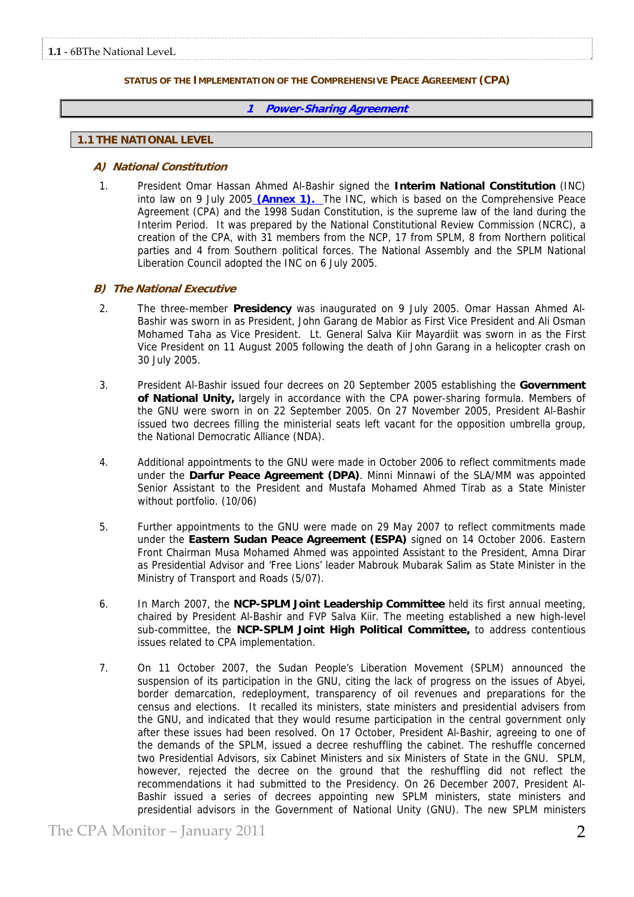**STATUS OF THE IMPLEMENTATION OF THE COMPREHENSIVE PEACE AGREEMENT (CPA)**

# 1 Power-Sharing Agreement

## 1.1 THE NATIONAL LEVEL

### A) National Constitution

1. President Omar Hassan Ahmed Al-Bashir signed the **Interim National Constitution** (INC) into law on 9 July 2005 **(Annex 1).** The INC, which is based on the Comprehensive Peace Agreement (CPA) and the 1998 Sudan Constitution, is the supreme law of the land during the Interim Period. It was prepared by the National Constitutional Review Commission (NCRC), a creation of the CPA, with 31 members from the NCP, 17 from SPLM, 8 from Northern political parties and 4 from Southern political forces. The National Assembly and the SPLM National Liberation Council adopted the INC on 6 July 2005.

### B) The National Executive

2. The three-member **Presidency** was inaugurated on 9 July 2005. Omar Hassan Ahmed Al-Bashir was sworn in as President, John Garang de Mabior as First Vice President and Ali Osman Mohamed Taha as Vice President. Lt. General Salva Kiir Mayardiit was sworn in as the First Vice President on 11 August 2005 following the death of John Garang in a helicopter crash on 30 July 2005.

3. President Al-Bashir issued four decrees on 20 September 2005 establishing the **Government of National Unity,** largely in accordance with the CPA power-sharing formula. Members of the GNU were sworn in on 22 September 2005. On 27 November 2005, President Al-Bashir issued two decrees filling the ministerial seats left vacant for the opposition umbrella group, the National Democratic Alliance (NDA).

4. Additional appointments to the GNU were made in October 2006 to reflect commitments made under the **Darfur Peace Agreement (DPA)**. Minni Minnawi of the SLA/MM was appointed Senior Assistant to the President and Mustafa Mohamed Ahmed Tirab as a State Minister without portfolio. (10/06)

5. Further appointments to the GNU were made on 29 May 2007 to reflect commitments made under the **Eastern Sudan Peace Agreement (ESPA)** signed on 14 October 2006. Eastern Front Chairman Musa Mohamed Ahmed was appointed Assistant to the President, Amna Dirar as Presidential Advisor and 'Free Lions' leader Mabrouk Mubarak Salim as State Minister in the Ministry of Transport and Roads (5/07).

6. In March 2007, the **NCP-SPLM Joint Leadership Committee** held its first annual meeting, chaired by President Al-Bashir and FVP Salva Kiir. The meeting established a new high-level sub-committee, the **NCP-SPLM Joint High Political Committee,** to address contentious issues related to CPA implementation.

7. On 11 October 2007, the Sudan People's Liberation Movement (SPLM) announced the suspension of its participation in the GNU, citing the lack of progress on the issues of Abyei, border demarcation, redeployment, transparency of oil revenues and preparations for the census and elections. It recalled its ministers, state ministers and presidential advisers from the GNU, and indicated that they would resume participation in the central government only after these issues had been resolved. On 17 October, President Al-Bashir, agreeing to one of the demands of the SPLM, issued a decree reshuffling the cabinet. The reshuffle concerned two Presidential Advisors, six Cabinet Ministers and six Ministers of State in the GNU. SPLM, however, rejected the decree on the ground that the reshuffling did not reflect the recommendations it had submitted to the Presidency. On 26 December 2007, President Al-Bashir issued a series of decrees appointing new SPLM ministers, state ministers and presidential advisors in the Government of National Unity (GNU). The new SPLM ministers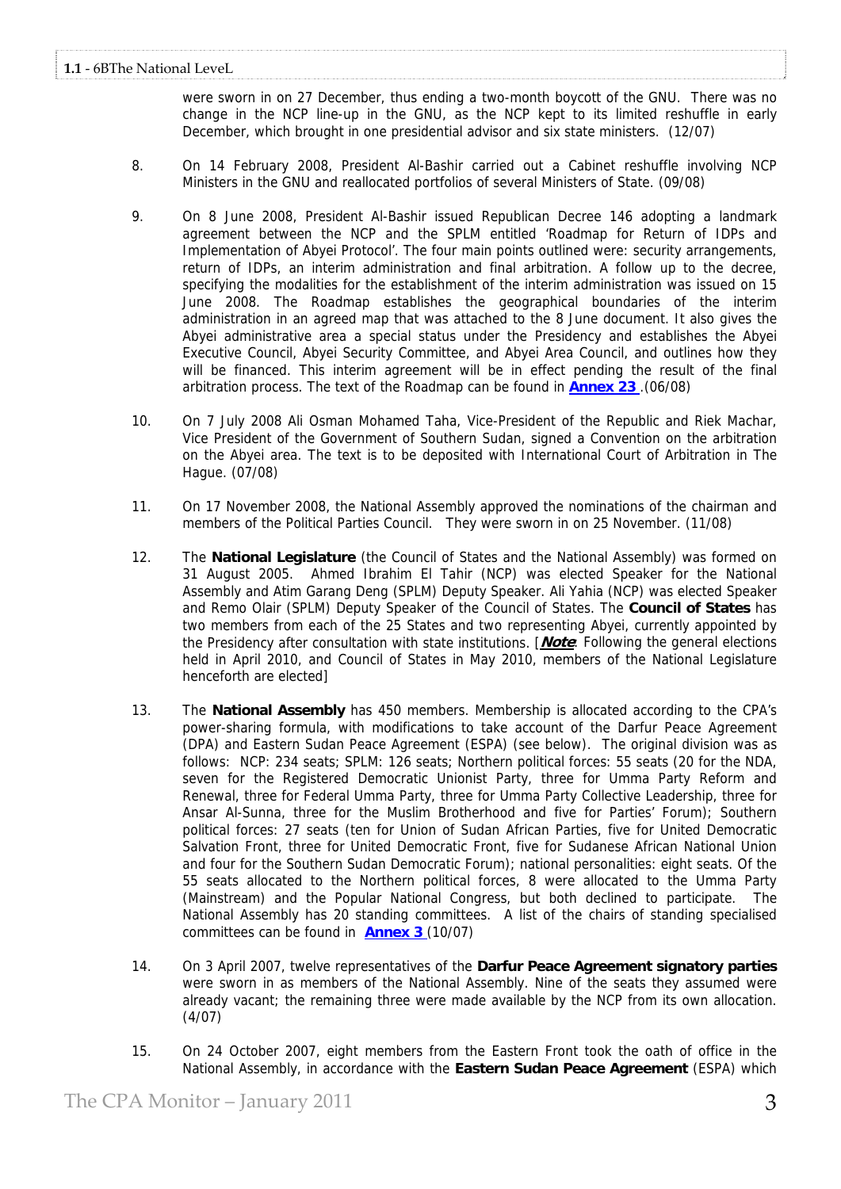were sworn in on 27 December, thus ending a two-month boycott of the GNU. There was no change in the NCP line-up in the GNU, as the NCP kept to its limited reshuffle in early December, which brought in one presidential advisor and six state ministers. (12/07)

8. On 14 February 2008, President Al-Bashir carried out a Cabinet reshuffle involving NCP Ministers in the GNU and reallocated portfolios of several Ministers of State. (09/08)

9. On 8 June 2008, President Al-Bashir issued Republican Decree 146 adopting a landmark agreement between the NCP and the SPLM entitled 'Roadmap for Return of IDPs and Implementation of Abyei Protocol'. The four main points outlined were: security arrangements, return of IDPs, an interim administration and final arbitration. A follow up to the decree, specifying the modalities for the establishment of the interim administration was issued on 15 June 2008. The Roadmap establishes the geographical boundaries of the interim administration in an agreed map that was attached to the 8 June document. It also gives the Abyei administrative area a special status under the Presidency and establishes the Abyei Executive Council, Abyei Security Committee, and Abyei Area Council, and outlines how they will be financed. This interim agreement will be in effect pending the result of the final arbitration process. The text of the Roadmap can be found in **Annex 23** .(06/08)

10. On 7 July 2008 Ali Osman Mohamed Taha, Vice-President of the Republic and Riek Machar, Vice President of the Government of Southern Sudan, signed a Convention on the arbitration on the Abyei area. The text is to be deposited with International Court of Arbitration in The Hague. (07/08)

11. On 17 November 2008, the National Assembly approved the nominations of the chairman and members of the Political Parties Council. They were sworn in on 25 November. (11/08)

12. The **National Legislature** (the Council of States and the National Assembly) was formed on 31 August 2005. Ahmed Ibrahim El Tahir (NCP) was elected Speaker for the National Assembly and Atim Garang Deng (SPLM) Deputy Speaker. Ali Yahia (NCP) was elected Speaker and Remo Olair (SPLM) Deputy Speaker of the Council of States. The **Council of States** has two members from each of the 25 States and two representing Abyei, currently appointed by the Presidency after consultation with state institutions. [***Note***. Following the general elections held in April 2010, and Council of States in May 2010, members of the National Legislature henceforth are elected]

13. The **National Assembly** has 450 members. Membership is allocated according to the CPA's power-sharing formula, with modifications to take account of the Darfur Peace Agreement (DPA) and Eastern Sudan Peace Agreement (ESPA) (see below). The original division was as follows: NCP: 234 seats; SPLM: 126 seats; Northern political forces: 55 seats (20 for the NDA, seven for the Registered Democratic Unionist Party, three for Umma Party Reform and Renewal, three for Federal Umma Party, three for Umma Party Collective Leadership, three for Ansar Al-Sunna, three for the Muslim Brotherhood and five for Parties' Forum); Southern political forces: 27 seats (ten for Union of Sudan African Parties, five for United Democratic Salvation Front, three for United Democratic Front, five for Sudanese African National Union and four for the Southern Sudan Democratic Forum); national personalities: eight seats. Of the 55 seats allocated to the Northern political forces, 8 were allocated to the Umma Party (Mainstream) and the Popular National Congress, but both declined to participate. The National Assembly has 20 standing committees. A list of the chairs of standing specialised committees can be found in **Annex 3** (10/07)

14. On 3 April 2007, twelve representatives of the **Darfur Peace Agreement signatory parties** were sworn in as members of the National Assembly. Nine of the seats they assumed were already vacant; the remaining three were made available by the NCP from its own allocation. (4/07)

15. On 24 October 2007, eight members from the Eastern Front took the oath of office in the National Assembly, in accordance with the **Eastern Sudan Peace Agreement** (ESPA) which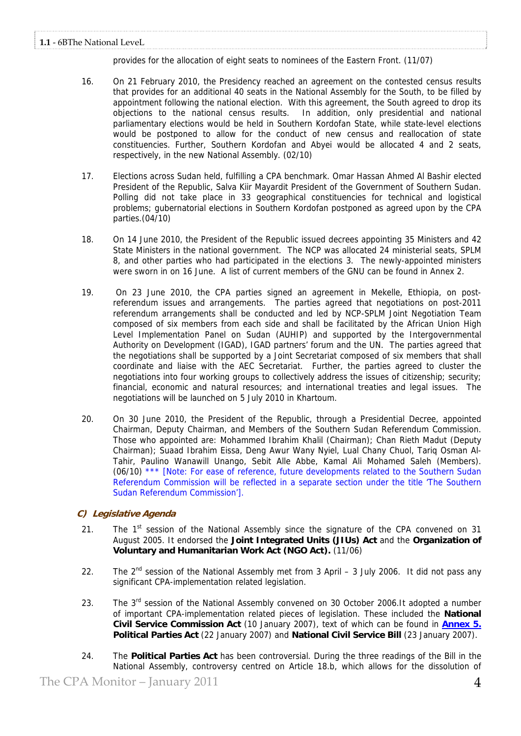provides for the allocation of eight seats to nominees of the Eastern Front. (11/07)

16. On 21 February 2010, the Presidency reached an agreement on the contested census results that provides for an additional 40 seats in the National Assembly for the South, to be filled by appointment following the national election. With this agreement, the South agreed to drop its objections to the national census results. In addition, only presidential and national parliamentary elections would be held in Southern Kordofan State, while state-level elections would be postponed to allow for the conduct of new census and reallocation of state constituencies. Further, Southern Kordofan and Abyei would be allocated 4 and 2 seats, respectively, in the new National Assembly. (02/10)

17. Elections across Sudan held, fulfilling a CPA benchmark. Omar Hassan Ahmed Al Bashir elected President of the Republic, Salva Kiir Mayardit President of the Government of Southern Sudan. Polling did not take place in 33 geographical constituencies for technical and logistical problems; gubernatorial elections in Southern Kordofan postponed as agreed upon by the CPA parties.(04/10)

18. On 14 June 2010, the President of the Republic issued decrees appointing 35 Ministers and 42 State Ministers in the national government. The NCP was allocated 24 ministerial seats, SPLM 8, and other parties who had participated in the elections 3. The newly-appointed ministers were sworn in on 16 June. A list of current members of the GNU can be found in Annex 2.

19. On 23 June 2010, the CPA parties signed an agreement in Mekelle, Ethiopia, on post-referendum issues and arrangements. The parties agreed that negotiations on post-2011 referendum arrangements shall be conducted and led by NCP-SPLM Joint Negotiation Team composed of six members from each side and shall be facilitated by the African Union High Level Implementation Panel on Sudan (AUHIP) and supported by the Intergovernmental Authority on Development (IGAD), IGAD partners' forum and the UN. The parties agreed that the negotiations shall be supported by a Joint Secretariat composed of six members that shall coordinate and liaise with the AEC Secretariat. Further, the parties agreed to cluster the negotiations into four working groups to collectively address the issues of citizenship; security; financial, economic and natural resources; and international treaties and legal issues. The negotiations will be launched on 5 July 2010 in Khartoum.

20. On 30 June 2010, the President of the Republic, through a Presidential Decree, appointed Chairman, Deputy Chairman, and Members of the Southern Sudan Referendum Commission. Those who appointed are: Mohammed Ibrahim Khalil (Chairman); Chan Rieth Madut (Deputy Chairman); Suaad Ibrahim Eissa, Deng Awur Wany Nyiel, Lual Chany Chuol, Tariq Osman Al-Tahir, Paulino Wanawill Unango, Sebit Alle Abbe, Kamal Ali Mohamed Saleh (Members). (06/10) *** [Note: For ease of reference, future developments related to the Southern Sudan Referendum Commission will be reflected in a separate section under the title 'The Southern Sudan Referendum Commission'].

### C) Legislative Agenda

21. The 1st session of the National Assembly since the signature of the CPA convened on 31 August 2005. It endorsed the **Joint Integrated Units (JIUs) Act** and the **Organization of Voluntary and Humanitarian Work Act (NGO Act).** (11/06)

22. The 2nd session of the National Assembly met from 3 April – 3 July 2006. It did not pass any significant CPA-implementation related legislation.

23. The 3rd session of the National Assembly convened on 30 October 2006.It adopted a number of important CPA-implementation related pieces of legislation. These included the **National Civil Service Commission Act** (10 January 2007), text of which can be found in **Annex 5.** **Political Parties Act** (22 January 2007) and **National Civil Service Bill** (23 January 2007).

24. The **Political Parties Act** has been controversial. During the three readings of the Bill in the National Assembly, controversy centred on Article 18.b, which allows for the dissolution of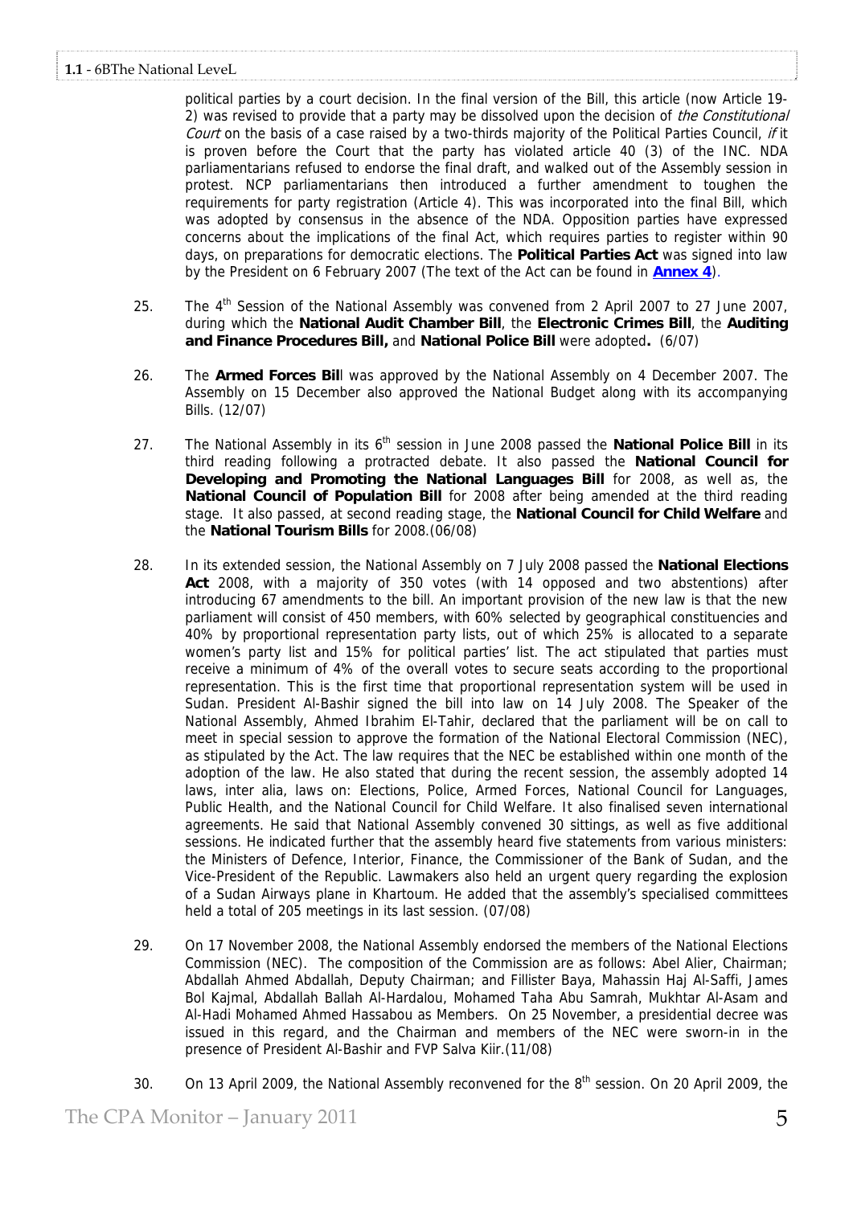political parties by a court decision. In the final version of the Bill, this article (now Article 19-2) was revised to provide that a party may be dissolved upon the decision of *the Constitutional Court* on the basis of a case raised by a two-thirds majority of the Political Parties Council, *if* it is proven before the Court that the party has violated article 40 (3) of the INC. NDA parliamentarians refused to endorse the final draft, and walked out of the Assembly session in protest. NCP parliamentarians then introduced a further amendment to toughen the requirements for party registration (Article 4). This was incorporated into the final Bill, which was adopted by consensus in the absence of the NDA. Opposition parties have expressed concerns about the implications of the final Act, which requires parties to register within 90 days, on preparations for democratic elections. The **Political Parties Act** was signed into law by the President on 6 February 2007 (The text of the Act can be found in **Annex 4**).

25. The 4th Session of the National Assembly was convened from 2 April 2007 to 27 June 2007, during which the **National Audit Chamber Bill**, the **Electronic Crimes Bill**, the **Auditing and Finance Procedures Bill,** and **National Police Bill** were adopted**.** (6/07)

26. The **Armed Forces Bil**l was approved by the National Assembly on 4 December 2007. The Assembly on 15 December also approved the National Budget along with its accompanying Bills. (12/07)

27. The National Assembly in its 6th session in June 2008 passed the **National Police Bill** in its third reading following a protracted debate. It also passed the **National Council for Developing and Promoting the National Languages Bill** for 2008, as well as, the **National Council of Population Bill** for 2008 after being amended at the third reading stage. It also passed, at second reading stage, the **National Council for Child Welfare** and the **National Tourism Bills** for 2008.(06/08)

28. In its extended session, the National Assembly on 7 July 2008 passed the **National Elections Act** 2008, with a majority of 350 votes (with 14 opposed and two abstentions) after introducing 67 amendments to the bill. An important provision of the new law is that the new parliament will consist of 450 members, with 60% selected by geographical constituencies and 40% by proportional representation party lists, out of which 25% is allocated to a separate women's party list and 15% for political parties' list. The act stipulated that parties must receive a minimum of 4% of the overall votes to secure seats according to the proportional representation. This is the first time that proportional representation system will be used in Sudan. President Al-Bashir signed the bill into law on 14 July 2008. The Speaker of the National Assembly, Ahmed Ibrahim El-Tahir, declared that the parliament will be on call to meet in special session to approve the formation of the National Electoral Commission (NEC), as stipulated by the Act. The law requires that the NEC be established within one month of the adoption of the law. He also stated that during the recent session, the assembly adopted 14 laws, inter alia, laws on: Elections, Police, Armed Forces, National Council for Languages, Public Health, and the National Council for Child Welfare. It also finalised seven international agreements. He said that National Assembly convened 30 sittings, as well as five additional sessions. He indicated further that the assembly heard five statements from various ministers: the Ministers of Defence, Interior, Finance, the Commissioner of the Bank of Sudan, and the Vice-President of the Republic. Lawmakers also held an urgent query regarding the explosion of a Sudan Airways plane in Khartoum. He added that the assembly's specialised committees held a total of 205 meetings in its last session. (07/08)

29. On 17 November 2008, the National Assembly endorsed the members of the National Elections Commission (NEC). The composition of the Commission are as follows: Abel Alier, Chairman; Abdallah Ahmed Abdallah, Deputy Chairman; and Fillister Baya, Mahassin Haj Al-Saffi, James Bol Kajmal, Abdallah Ballah Al-Hardalou, Mohamed Taha Abu Samrah, Mukhtar Al-Asam and Al-Hadi Mohamed Ahmed Hassabou as Members. On 25 November, a presidential decree was issued in this regard, and the Chairman and members of the NEC were sworn-in in the presence of President Al-Bashir and FVP Salva Kiir.(11/08)

30. On 13 April 2009, the National Assembly reconvened for the 8th session. On 20 April 2009, the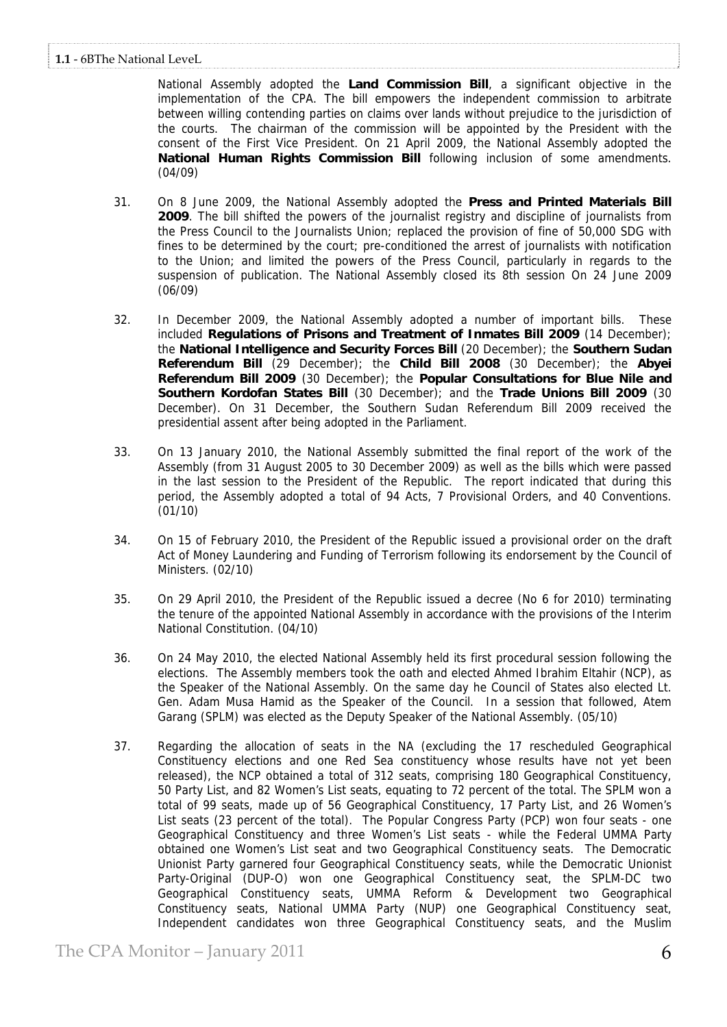National Assembly adopted the **Land Commission Bill**, a significant objective in the implementation of the CPA. The bill empowers the independent commission to arbitrate between willing contending parties on claims over lands without prejudice to the jurisdiction of the courts. The chairman of the commission will be appointed by the President with the consent of the First Vice President. On 21 April 2009, the National Assembly adopted the **National Human Rights Commission Bill** following inclusion of some amendments. (04/09)

31. On 8 June 2009, the National Assembly adopted the **Press and Printed Materials Bill 2009**. The bill shifted the powers of the journalist registry and discipline of journalists from the Press Council to the Journalists Union; replaced the provision of fine of 50,000 SDG with fines to be determined by the court; pre-conditioned the arrest of journalists with notification to the Union; and limited the powers of the Press Council, particularly in regards to the suspension of publication. The National Assembly closed its 8th session On 24 June 2009 (06/09)

32. In December 2009, the National Assembly adopted a number of important bills. These included **Regulations of Prisons and Treatment of Inmates Bill 2009** (14 December); the **National Intelligence and Security Forces Bill** (20 December); the **Southern Sudan Referendum Bill** (29 December); the **Child Bill 2008** (30 December); the **Abyei Referendum Bill 2009** (30 December); the **Popular Consultations for Blue Nile and Southern Kordofan States Bill** (30 December); and the **Trade Unions Bill 2009** (30 December). On 31 December, the Southern Sudan Referendum Bill 2009 received the presidential assent after being adopted in the Parliament.

33. On 13 January 2010, the National Assembly submitted the final report of the work of the Assembly (from 31 August 2005 to 30 December 2009) as well as the bills which were passed in the last session to the President of the Republic. The report indicated that during this period, the Assembly adopted a total of 94 Acts, 7 Provisional Orders, and 40 Conventions. (01/10)

34. On 15 of February 2010, the President of the Republic issued a provisional order on the draft Act of Money Laundering and Funding of Terrorism following its endorsement by the Council of Ministers. (02/10)

35. On 29 April 2010, the President of the Republic issued a decree (No 6 for 2010) terminating the tenure of the appointed National Assembly in accordance with the provisions of the Interim National Constitution. (04/10)

36. On 24 May 2010, the elected National Assembly held its first procedural session following the elections. The Assembly members took the oath and elected Ahmed Ibrahim Eltahir (NCP), as the Speaker of the National Assembly. On the same day he Council of States also elected Lt. Gen. Adam Musa Hamid as the Speaker of the Council. In a session that followed, Atem Garang (SPLM) was elected as the Deputy Speaker of the National Assembly. (05/10)

37. Regarding the allocation of seats in the NA (excluding the 17 rescheduled Geographical Constituency elections and one Red Sea constituency whose results have not yet been released), the NCP obtained a total of 312 seats, comprising 180 Geographical Constituency, 50 Party List, and 82 Women's List seats, equating to 72 percent of the total. The SPLM won a total of 99 seats, made up of 56 Geographical Constituency, 17 Party List, and 26 Women's List seats (23 percent of the total). The Popular Congress Party (PCP) won four seats - one Geographical Constituency and three Women's List seats - while the Federal UMMA Party obtained one Women's List seat and two Geographical Constituency seats. The Democratic Unionist Party garnered four Geographical Constituency seats, while the Democratic Unionist Party-Original (DUP-O) won one Geographical Constituency seat, the SPLM-DC two Geographical Constituency seats, UMMA Reform & Development two Geographical Constituency seats, National UMMA Party (NUP) one Geographical Constituency seat, Independent candidates won three Geographical Constituency seats, and the Muslim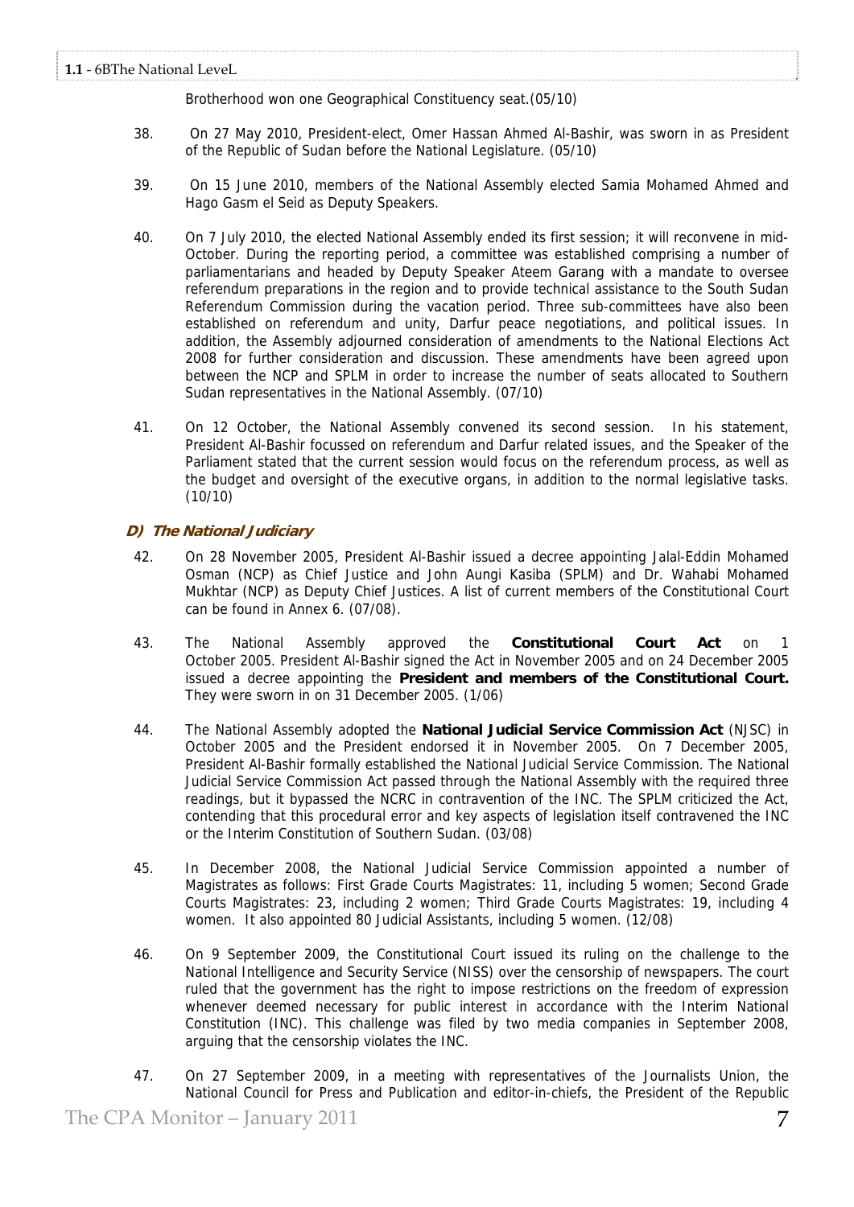Brotherhood won one Geographical Constituency seat.(05/10)

38. On 27 May 2010, President-elect, Omer Hassan Ahmed Al-Bashir, was sworn in as President of the Republic of Sudan before the National Legislature. (05/10)

39. On 15 June 2010, members of the National Assembly elected Samia Mohamed Ahmed and Hago Gasm el Seid as Deputy Speakers.

40. On 7 July 2010, the elected National Assembly ended its first session; it will reconvene in mid-October. During the reporting period, a committee was established comprising a number of parliamentarians and headed by Deputy Speaker Ateem Garang with a mandate to oversee referendum preparations in the region and to provide technical assistance to the South Sudan Referendum Commission during the vacation period. Three sub-committees have also been established on referendum and unity, Darfur peace negotiations, and political issues. In addition, the Assembly adjourned consideration of amendments to the National Elections Act 2008 for further consideration and discussion. These amendments have been agreed upon between the NCP and SPLM in order to increase the number of seats allocated to Southern Sudan representatives in the National Assembly. (07/10)

41. On 12 October, the National Assembly convened its second session. In his statement, President Al-Bashir focussed on referendum and Darfur related issues, and the Speaker of the Parliament stated that the current session would focus on the referendum process, as well as the budget and oversight of the executive organs, in addition to the normal legislative tasks. (10/10)

### D) The National Judiciary

42. On 28 November 2005, President Al-Bashir issued a decree appointing Jalal-Eddin Mohamed Osman (NCP) as Chief Justice and John Aungi Kasiba (SPLM) and Dr. Wahabi Mohamed Mukhtar (NCP) as Deputy Chief Justices. A list of current members of the Constitutional Court can be found in Annex 6. (07/08).

43. The National Assembly approved the **Constitutional Court Act** on 1 October 2005. President Al-Bashir signed the Act in November 2005 and on 24 December 2005 issued a decree appointing the **President and members of the Constitutional Court.** They were sworn in on 31 December 2005. (1/06)

44. The National Assembly adopted the **National Judicial Service Commission Act** (NJSC) in October 2005 and the President endorsed it in November 2005. On 7 December 2005, President Al-Bashir formally established the National Judicial Service Commission. The National Judicial Service Commission Act passed through the National Assembly with the required three readings, but it bypassed the NCRC in contravention of the INC. The SPLM criticized the Act, contending that this procedural error and key aspects of legislation itself contravened the INC or the Interim Constitution of Southern Sudan. (03/08)

45. In December 2008, the National Judicial Service Commission appointed a number of Magistrates as follows: First Grade Courts Magistrates: 11, including 5 women; Second Grade Courts Magistrates: 23, including 2 women; Third Grade Courts Magistrates: 19, including 4 women. It also appointed 80 Judicial Assistants, including 5 women. (12/08)

46. On 9 September 2009, the Constitutional Court issued its ruling on the challenge to the National Intelligence and Security Service (NISS) over the censorship of newspapers. The court ruled that the government has the right to impose restrictions on the freedom of expression whenever deemed necessary for public interest in accordance with the Interim National Constitution (INC). This challenge was filed by two media companies in September 2008, arguing that the censorship violates the INC.

47. On 27 September 2009, in a meeting with representatives of the Journalists Union, the National Council for Press and Publication and editor-in-chiefs, the President of the Republic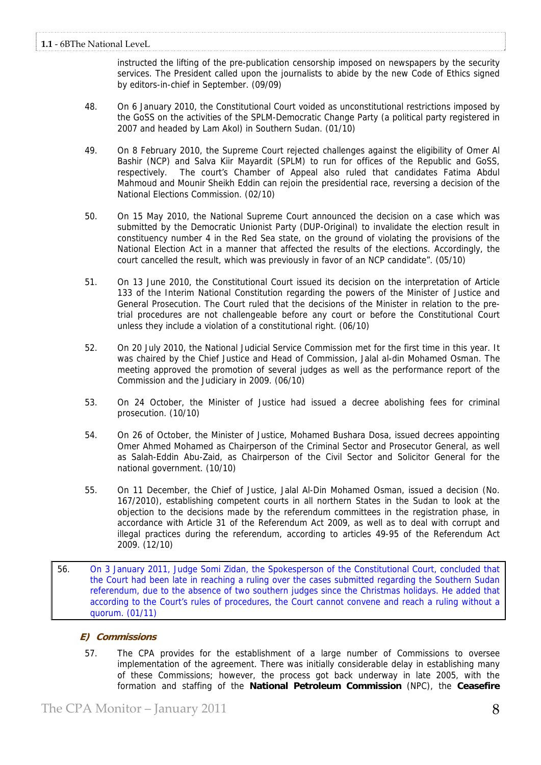instructed the lifting of the pre-publication censorship imposed on newspapers by the security services. The President called upon the journalists to abide by the new Code of Ethics signed by editors-in-chief in September. (09/09)

48. On 6 January 2010, the Constitutional Court voided as unconstitutional restrictions imposed by the GoSS on the activities of the SPLM-Democratic Change Party (a political party registered in 2007 and headed by Lam Akol) in Southern Sudan. (01/10)

49. On 8 February 2010, the Supreme Court rejected challenges against the eligibility of Omer Al Bashir (NCP) and Salva Kiir Mayardit (SPLM) to run for offices of the Republic and GoSS, respectively. The court's Chamber of Appeal also ruled that candidates Fatima Abdul Mahmoud and Mounir Sheikh Eddin can rejoin the presidential race, reversing a decision of the National Elections Commission. (02/10)

50. On 15 May 2010, the National Supreme Court announced the decision on a case which was submitted by the Democratic Unionist Party (DUP-Original) to invalidate the election result in constituency number 4 in the Red Sea state, on the ground of violating the provisions of the National Election Act in a manner that affected the results of the elections. Accordingly, the court cancelled the result, which was previously in favor of an NCP candidate". (05/10)

51. On 13 June 2010, the Constitutional Court issued its decision on the interpretation of Article 133 of the Interim National Constitution regarding the powers of the Minister of Justice and General Prosecution. The Court ruled that the decisions of the Minister in relation to the pre-trial procedures are not challengeable before any court or before the Constitutional Court unless they include a violation of a constitutional right. (06/10)

52. On 20 July 2010, the National Judicial Service Commission met for the first time in this year. It was chaired by the Chief Justice and Head of Commission, Jalal al-din Mohamed Osman. The meeting approved the promotion of several judges as well as the performance report of the Commission and the Judiciary in 2009. (06/10)

53. On 24 October, the Minister of Justice had issued a decree abolishing fees for criminal prosecution. (10/10)

54. On 26 of October, the Minister of Justice, Mohamed Bushara Dosa, issued decrees appointing Omer Ahmed Mohamed as Chairperson of the Criminal Sector and Prosecutor General, as well as Salah-Eddin Abu-Zaid, as Chairperson of the Civil Sector and Solicitor General for the national government. (10/10)

55. On 11 December, the Chief of Justice, Jalal Al-Din Mohamed Osman, issued a decision (No. 167/2010), establishing competent courts in all northern States in the Sudan to look at the objection to the decisions made by the referendum committees in the registration phase, in accordance with Article 31 of the Referendum Act 2009, as well as to deal with corrupt and illegal practices during the referendum, according to articles 49-95 of the Referendum Act 2009. (12/10)

56. On 3 January 2011, Judge Somi Zidan, the Spokesperson of the Constitutional Court, concluded that the Court had been late in reaching a ruling over the cases submitted regarding the Southern Sudan referendum, due to the absence of two southern judges since the Christmas holidays. He added that according to the Court's rules of procedures, the Court cannot convene and reach a ruling without a quorum. (01/11)

### E) Commissions

57. The CPA provides for the establishment of a large number of Commissions to oversee implementation of the agreement. There was initially considerable delay in establishing many of these Commissions; however, the process got back underway in late 2005, with the formation and staffing of the **National Petroleum Commission** (NPC), the **Ceasefire**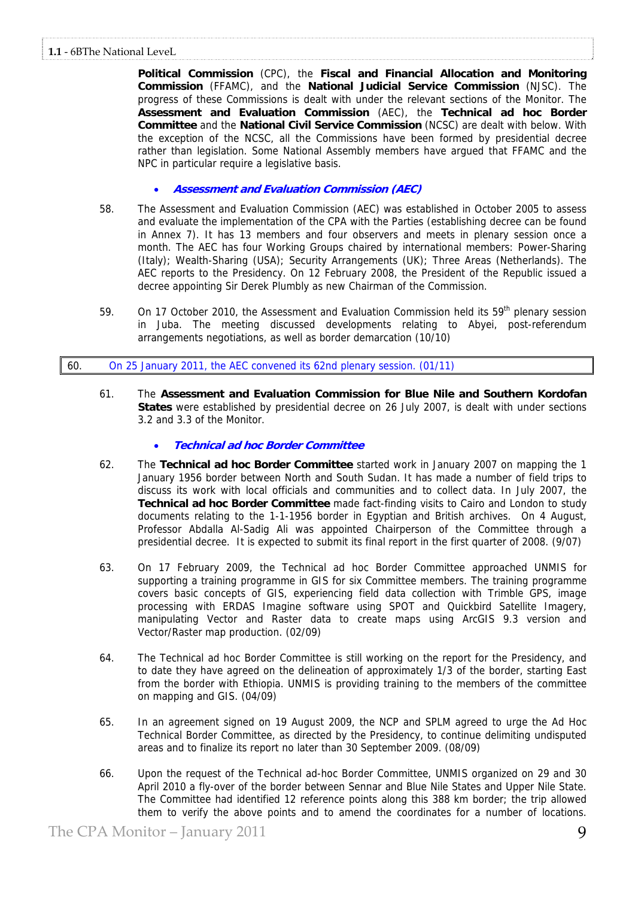**Political Commission** (CPC), the **Fiscal and Financial Allocation and Monitoring Commission** (FFAMC), and the **National Judicial Service Commission** (NJSC). The progress of these Commissions is dealt with under the relevant sections of the Monitor. The **Assessment and Evaluation Commission** (AEC), the **Technical ad hoc Border Committee** and the **National Civil Service Commission** (NCSC) are dealt with below. With the exception of the NCSC, all the Commissions have been formed by presidential decree rather than legislation. Some National Assembly members have argued that FFAMC and the NPC in particular require a legislative basis.

- ***Assessment and Evaluation Commission (AEC)***

58. The Assessment and Evaluation Commission (AEC) was established in October 2005 to assess and evaluate the implementation of the CPA with the Parties (establishing decree can be found in Annex 7). It has 13 members and four observers and meets in plenary session once a month. The AEC has four Working Groups chaired by international members: Power-Sharing (Italy); Wealth-Sharing (USA); Security Arrangements (UK); Three Areas (Netherlands). The AEC reports to the Presidency. On 12 February 2008, the President of the Republic issued a decree appointing Sir Derek Plumbly as new Chairman of the Commission.

59. On 17 October 2010, the Assessment and Evaluation Commission held its 59th plenary session in Juba. The meeting discussed developments relating to Abyei, post-referendum arrangements negotiations, as well as border demarcation (10/10)

60. On 25 January 2011, the AEC convened its 62nd plenary session. (01/11)

61. The **Assessment and Evaluation Commission for Blue Nile and Southern Kordofan States** were established by presidential decree on 26 July 2007, is dealt with under sections 3.2 and 3.3 of the Monitor.

- ***Technical ad hoc Border Committee***

62. The **Technical ad hoc Border Committee** started work in January 2007 on mapping the 1 January 1956 border between North and South Sudan. It has made a number of field trips to discuss its work with local officials and communities and to collect data. In July 2007, the **Technical ad hoc Border Committee** made fact-finding visits to Cairo and London to study documents relating to the 1-1-1956 border in Egyptian and British archives. On 4 August, Professor Abdalla Al-Sadig Ali was appointed Chairperson of the Committee through a presidential decree. It is expected to submit its final report in the first quarter of 2008. (9/07)

63. On 17 February 2009, the Technical ad hoc Border Committee approached UNMIS for supporting a training programme in GIS for six Committee members. The training programme covers basic concepts of GIS, experiencing field data collection with Trimble GPS, image processing with ERDAS Imagine software using SPOT and Quickbird Satellite Imagery, manipulating Vector and Raster data to create maps using ArcGIS 9.3 version and Vector/Raster map production. (02/09)

64. The Technical ad hoc Border Committee is still working on the report for the Presidency, and to date they have agreed on the delineation of approximately 1/3 of the border, starting East from the border with Ethiopia. UNMIS is providing training to the members of the committee on mapping and GIS. (04/09)

65. In an agreement signed on 19 August 2009, the NCP and SPLM agreed to urge the Ad Hoc Technical Border Committee, as directed by the Presidency, to continue delimiting undisputed areas and to finalize its report no later than 30 September 2009. (08/09)

66. Upon the request of the Technical ad-hoc Border Committee, UNMIS organized on 29 and 30 April 2010 a fly-over of the border between Sennar and Blue Nile States and Upper Nile State. The Committee had identified 12 reference points along this 388 km border; the trip allowed them to verify the above points and to amend the coordinates for a number of locations.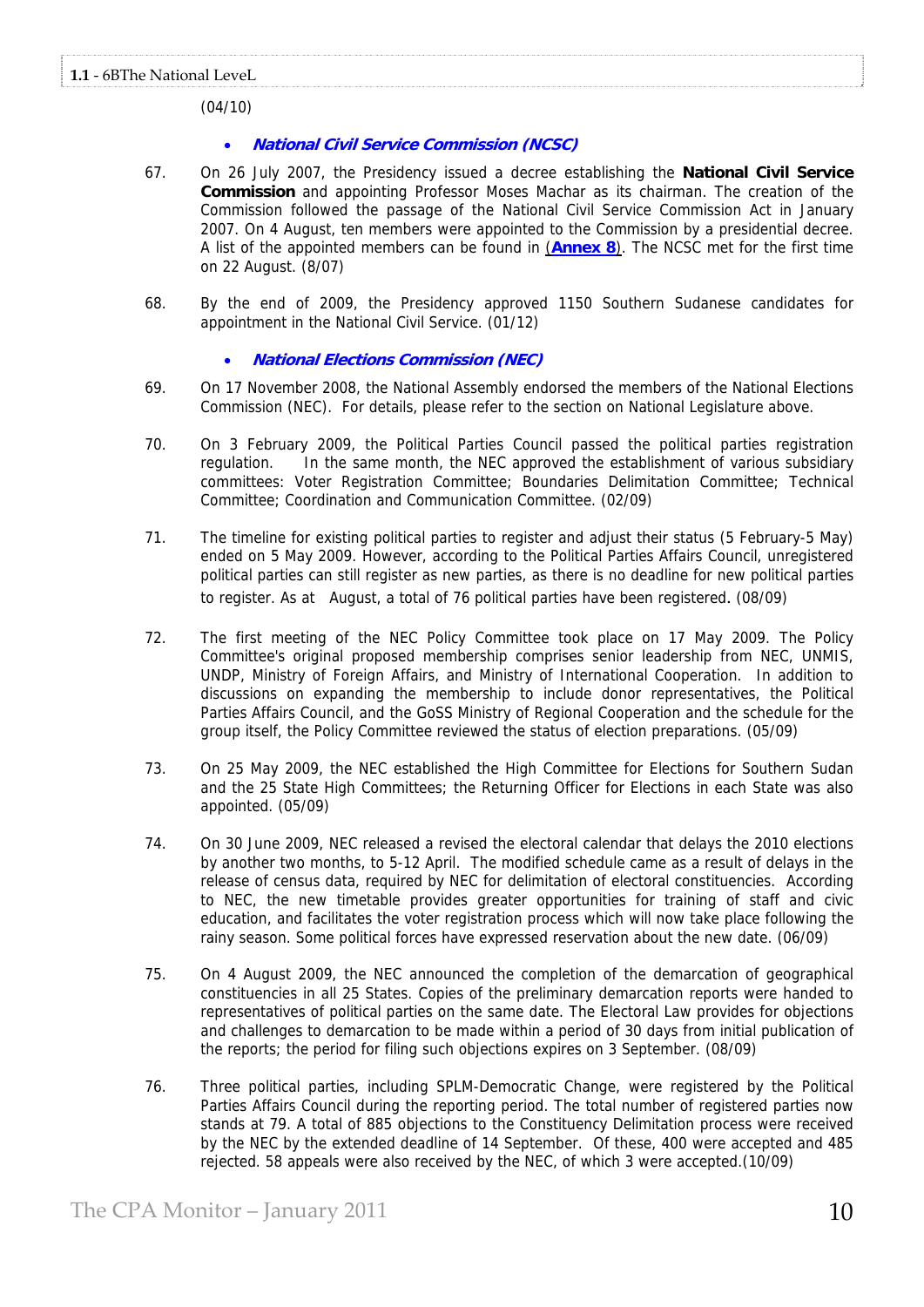(04/10)

- ***National Civil Service Commission (NCSC)***

67. On 26 July 2007, the Presidency issued a decree establishing the **National Civil Service Commission** and appointing Professor Moses Machar as its chairman. The creation of the Commission followed the passage of the National Civil Service Commission Act in January 2007. On 4 August, ten members were appointed to the Commission by a presidential decree. A list of the appointed members can be found in (**Annex 8**). The NCSC met for the first time on 22 August. (8/07)

68. By the end of 2009, the Presidency approved 1150 Southern Sudanese candidates for appointment in the National Civil Service. (01/12)

- ***National Elections Commission (NEC)***

69. On 17 November 2008, the National Assembly endorsed the members of the National Elections Commission (NEC). For details, please refer to the section on National Legislature above.

70. On 3 February 2009, the Political Parties Council passed the political parties registration regulation. In the same month, the NEC approved the establishment of various subsidiary committees: Voter Registration Committee; Boundaries Delimitation Committee; Technical Committee; Coordination and Communication Committee. (02/09)

71. The timeline for existing political parties to register and adjust their status (5 February-5 May) ended on 5 May 2009. However, according to the Political Parties Affairs Council, unregistered political parties can still register as new parties, as there is no deadline for new political parties to register. As at August, a total of 76 political parties have been registered. (08/09)

72. The first meeting of the NEC Policy Committee took place on 17 May 2009. The Policy Committee's original proposed membership comprises senior leadership from NEC, UNMIS, UNDP, Ministry of Foreign Affairs, and Ministry of International Cooperation. In addition to discussions on expanding the membership to include donor representatives, the Political Parties Affairs Council, and the GoSS Ministry of Regional Cooperation and the schedule for the group itself, the Policy Committee reviewed the status of election preparations. (05/09)

73. On 25 May 2009, the NEC established the High Committee for Elections for Southern Sudan and the 25 State High Committees; the Returning Officer for Elections in each State was also appointed. (05/09)

74. On 30 June 2009, NEC released a revised the electoral calendar that delays the 2010 elections by another two months, to 5-12 April. The modified schedule came as a result of delays in the release of census data, required by NEC for delimitation of electoral constituencies. According to NEC, the new timetable provides greater opportunities for training of staff and civic education, and facilitates the voter registration process which will now take place following the rainy season. Some political forces have expressed reservation about the new date. (06/09)

75. On 4 August 2009, the NEC announced the completion of the demarcation of geographical constituencies in all 25 States. Copies of the preliminary demarcation reports were handed to representatives of political parties on the same date. The Electoral Law provides for objections and challenges to demarcation to be made within a period of 30 days from initial publication of the reports; the period for filing such objections expires on 3 September. (08/09)

76. Three political parties, including SPLM-Democratic Change, were registered by the Political Parties Affairs Council during the reporting period. The total number of registered parties now stands at 79. A total of 885 objections to the Constituency Delimitation process were received by the NEC by the extended deadline of 14 September. Of these, 400 were accepted and 485 rejected. 58 appeals were also received by the NEC, of which 3 were accepted.(10/09)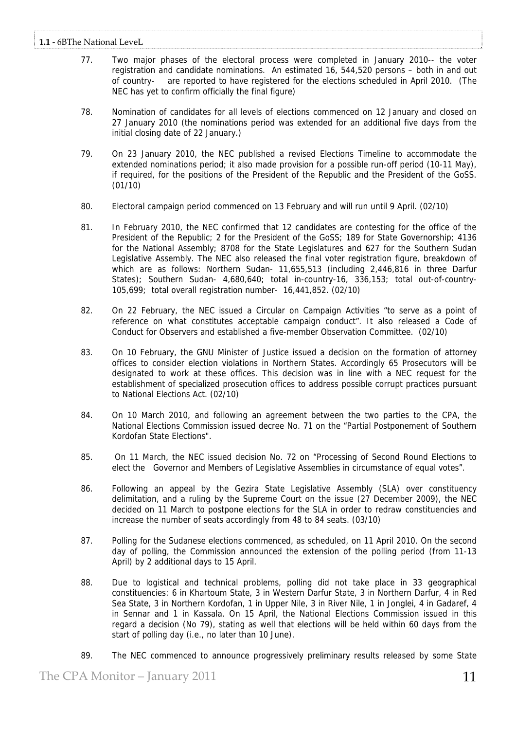77. Two major phases of the electoral process were completed in January 2010-- the voter registration and candidate nominations. An estimated 16, 544,520 persons – both in and out of country- are reported to have registered for the elections scheduled in April 2010. (The NEC has yet to confirm officially the final figure)

78. Nomination of candidates for all levels of elections commenced on 12 January and closed on 27 January 2010 (the nominations period was extended for an additional five days from the initial closing date of 22 January.)

79. On 23 January 2010, the NEC published a revised Elections Timeline to accommodate the extended nominations period; it also made provision for a possible run-off period (10-11 May), if required, for the positions of the President of the Republic and the President of the GoSS. (01/10)

80. Electoral campaign period commenced on 13 February and will run until 9 April. (02/10)

81. In February 2010, the NEC confirmed that 12 candidates are contesting for the office of the President of the Republic; 2 for the President of the GoSS; 189 for State Governorship; 4136 for the National Assembly; 8708 for the State Legislatures and 627 for the Southern Sudan Legislative Assembly. The NEC also released the final voter registration figure, breakdown of which are as follows: Northern Sudan- 11,655,513 (including 2,446,816 in three Darfur States); Southern Sudan- 4,680,640; total in-country-16, 336,153; total out-of-country-105,699; total overall registration number- 16,441,852. (02/10)

82. On 22 February, the NEC issued a Circular on Campaign Activities "to serve as a point of reference on what constitutes acceptable campaign conduct". It also released a Code of Conduct for Observers and established a five-member Observation Committee. (02/10)

83. On 10 February, the GNU Minister of Justice issued a decision on the formation of attorney offices to consider election violations in Northern States. Accordingly 65 Prosecutors will be designated to work at these offices. This decision was in line with a NEC request for the establishment of specialized prosecution offices to address possible corrupt practices pursuant to National Elections Act. (02/10)

84. On 10 March 2010, and following an agreement between the two parties to the CPA, the National Elections Commission issued decree No. 71 on the "Partial Postponement of Southern Kordofan State Elections".

85. On 11 March, the NEC issued decision No. 72 on "Processing of Second Round Elections to elect the Governor and Members of Legislative Assemblies in circumstance of equal votes".

86. Following an appeal by the Gezira State Legislative Assembly (SLA) over constituency delimitation, and a ruling by the Supreme Court on the issue (27 December 2009), the NEC decided on 11 March to postpone elections for the SLA in order to redraw constituencies and increase the number of seats accordingly from 48 to 84 seats. (03/10)

87. Polling for the Sudanese elections commenced, as scheduled, on 11 April 2010. On the second day of polling, the Commission announced the extension of the polling period (from 11-13 April) by 2 additional days to 15 April.

88. Due to logistical and technical problems, polling did not take place in 33 geographical constituencies: 6 in Khartoum State, 3 in Western Darfur State, 3 in Northern Darfur, 4 in Red Sea State, 3 in Northern Kordofan, 1 in Upper Nile, 3 in River Nile, 1 in Jonglei, 4 in Gadaref, 4 in Sennar and 1 in Kassala. On 15 April, the National Elections Commission issued in this regard a decision (No 79), stating as well that elections will be held within 60 days from the start of polling day (i.e., no later than 10 June).

89. The NEC commenced to announce progressively preliminary results released by some State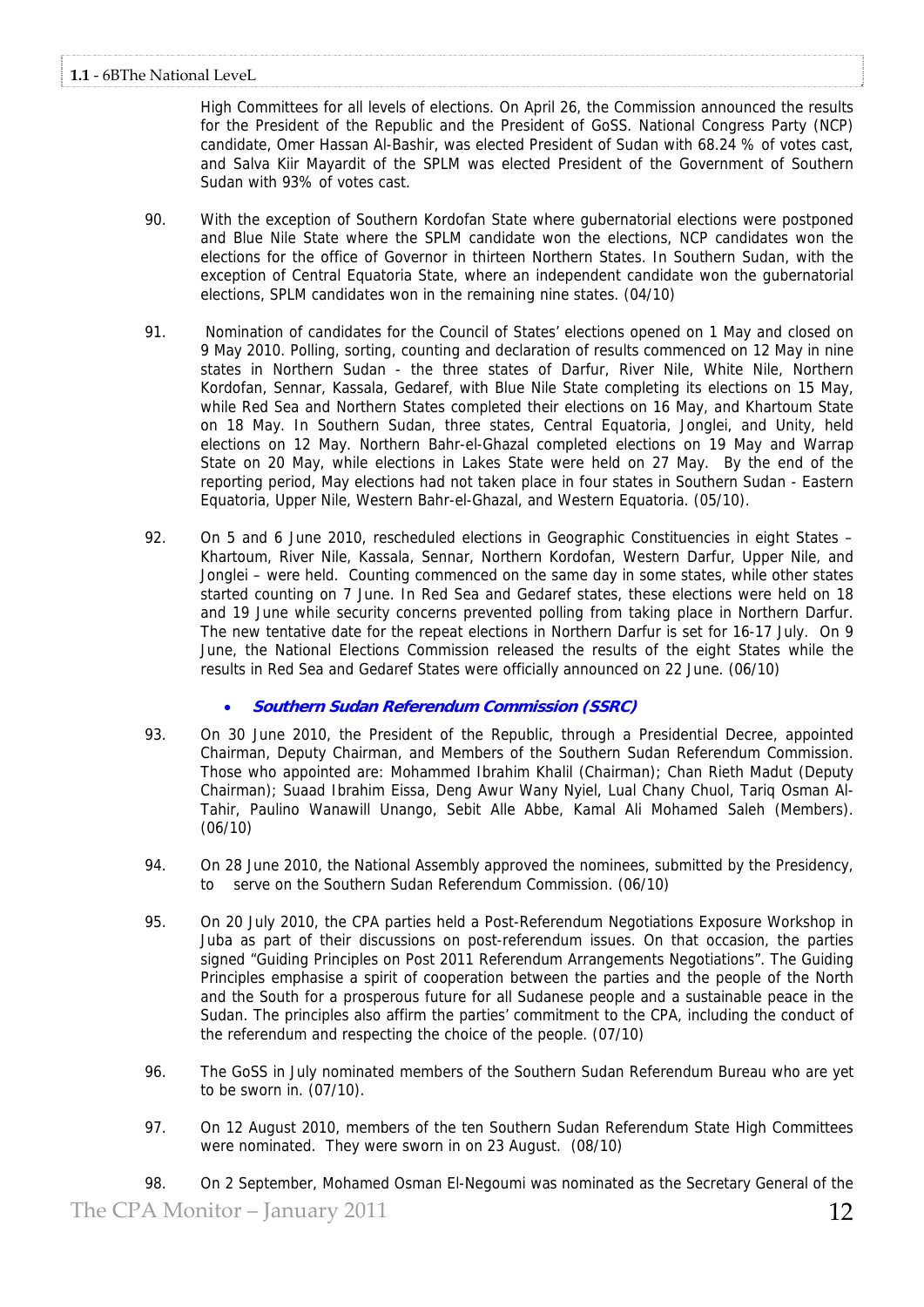High Committees for all levels of elections. On April 26, the Commission announced the results for the President of the Republic and the President of GoSS. National Congress Party (NCP) candidate, Omer Hassan Al-Bashir, was elected President of Sudan with 68.24 % of votes cast, and Salva Kiir Mayardit of the SPLM was elected President of the Government of Southern Sudan with 93% of votes cast.

90. With the exception of Southern Kordofan State where gubernatorial elections were postponed and Blue Nile State where the SPLM candidate won the elections, NCP candidates won the elections for the office of Governor in thirteen Northern States. In Southern Sudan, with the exception of Central Equatoria State, where an independent candidate won the gubernatorial elections, SPLM candidates won in the remaining nine states. (04/10)

91. Nomination of candidates for the Council of States' elections opened on 1 May and closed on 9 May 2010. Polling, sorting, counting and declaration of results commenced on 12 May in nine states in Northern Sudan - the three states of Darfur, River Nile, White Nile, Northern Kordofan, Sennar, Kassala, Gedaref, with Blue Nile State completing its elections on 15 May, while Red Sea and Northern States completed their elections on 16 May, and Khartoum State on 18 May. In Southern Sudan, three states, Central Equatoria, Jonglei, and Unity, held elections on 12 May. Northern Bahr-el-Ghazal completed elections on 19 May and Warrap State on 20 May, while elections in Lakes State were held on 27 May. By the end of the reporting period, May elections had not taken place in four states in Southern Sudan - Eastern Equatoria, Upper Nile, Western Bahr-el-Ghazal, and Western Equatoria. (05/10).

92. On 5 and 6 June 2010, rescheduled elections in Geographic Constituencies in eight States – Khartoum, River Nile, Kassala, Sennar, Northern Kordofan, Western Darfur, Upper Nile, and Jonglei – were held. Counting commenced on the same day in some states, while other states started counting on 7 June. In Red Sea and Gedaref states, these elections were held on 18 and 19 June while security concerns prevented polling from taking place in Northern Darfur. The new tentative date for the repeat elections in Northern Darfur is set for 16-17 July. On 9 June, the National Elections Commission released the results of the eight States while the results in Red Sea and Gedaref States were officially announced on 22 June. (06/10)

- ***Southern Sudan Referendum Commission (SSRC)***

93. On 30 June 2010, the President of the Republic, through a Presidential Decree, appointed Chairman, Deputy Chairman, and Members of the Southern Sudan Referendum Commission. Those who appointed are: Mohammed Ibrahim Khalil (Chairman); Chan Rieth Madut (Deputy Chairman); Suaad Ibrahim Eissa, Deng Awur Wany Nyiel, Lual Chany Chuol, Tariq Osman Al-Tahir, Paulino Wanawill Unango, Sebit Alle Abbe, Kamal Ali Mohamed Saleh (Members). (06/10)

94. On 28 June 2010, the National Assembly approved the nominees, submitted by the Presidency, to serve on the Southern Sudan Referendum Commission. (06/10)

95. On 20 July 2010, the CPA parties held a Post-Referendum Negotiations Exposure Workshop in Juba as part of their discussions on post-referendum issues. On that occasion, the parties signed "Guiding Principles on Post 2011 Referendum Arrangements Negotiations". The Guiding Principles emphasise a spirit of cooperation between the parties and the people of the North and the South for a prosperous future for all Sudanese people and a sustainable peace in the Sudan. The principles also affirm the parties' commitment to the CPA, including the conduct of the referendum and respecting the choice of the people. (07/10)

96. The GoSS in July nominated members of the Southern Sudan Referendum Bureau who are yet to be sworn in. (07/10).

97. On 12 August 2010, members of the ten Southern Sudan Referendum State High Committees were nominated. They were sworn in on 23 August. (08/10)

98. On 2 September, Mohamed Osman El-Negoumi was nominated as the Secretary General of the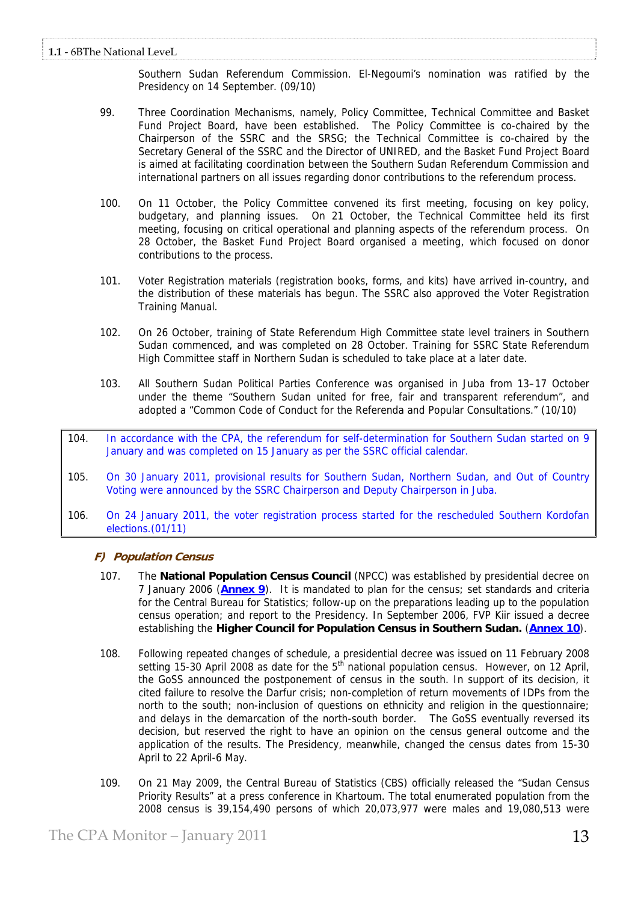Southern Sudan Referendum Commission. El-Negoumi's nomination was ratified by the Presidency on 14 September. (09/10)

99. Three Coordination Mechanisms, namely, Policy Committee, Technical Committee and Basket Fund Project Board, have been established. The Policy Committee is co-chaired by the Chairperson of the SSRC and the SRSG; the Technical Committee is co-chaired by the Secretary General of the SSRC and the Director of UNIRED, and the Basket Fund Project Board is aimed at facilitating coordination between the Southern Sudan Referendum Commission and international partners on all issues regarding donor contributions to the referendum process.

100. On 11 October, the Policy Committee convened its first meeting, focusing on key policy, budgetary, and planning issues. On 21 October, the Technical Committee held its first meeting, focusing on critical operational and planning aspects of the referendum process. On 28 October, the Basket Fund Project Board organised a meeting, which focused on donor contributions to the process.

101. Voter Registration materials (registration books, forms, and kits) have arrived in-country, and the distribution of these materials has begun. The SSRC also approved the Voter Registration Training Manual.

102. On 26 October, training of State Referendum High Committee state level trainers in Southern Sudan commenced, and was completed on 28 October. Training for SSRC State Referendum High Committee staff in Northern Sudan is scheduled to take place at a later date.

103. All Southern Sudan Political Parties Conference was organised in Juba from 13–17 October under the theme "Southern Sudan united for free, fair and transparent referendum", and adopted a "Common Code of Conduct for the Referenda and Popular Consultations." (10/10)

104. In accordance with the CPA, the referendum for self-determination for Southern Sudan started on 9 January and was completed on 15 January as per the SSRC official calendar.

105. On 30 January 2011, provisional results for Southern Sudan, Northern Sudan, and Out of Country Voting were announced by the SSRC Chairperson and Deputy Chairperson in Juba.

106. On 24 January 2011, the voter registration process started for the rescheduled Southern Kordofan elections.(01/11)

### F) Population Census

107. The **National Population Census Council** (NPCC) was established by presidential decree on 7 January 2006 (**Annex 9**). It is mandated to plan for the census; set standards and criteria for the Central Bureau for Statistics; follow-up on the preparations leading up to the population census operation; and report to the Presidency. In September 2006, FVP Kiir issued a decree establishing the **Higher Council for Population Census in Southern Sudan.** (**Annex 10**).

108. Following repeated changes of schedule, a presidential decree was issued on 11 February 2008 setting 15-30 April 2008 as date for the 5th national population census. However, on 12 April, the GoSS announced the postponement of census in the south. In support of its decision, it cited failure to resolve the Darfur crisis; non-completion of return movements of IDPs from the north to the south; non-inclusion of questions on ethnicity and religion in the questionnaire; and delays in the demarcation of the north-south border. The GoSS eventually reversed its decision, but reserved the right to have an opinion on the census general outcome and the application of the results. The Presidency, meanwhile, changed the census dates from 15-30 April to 22 April-6 May.

109. On 21 May 2009, the Central Bureau of Statistics (CBS) officially released the "Sudan Census Priority Results" at a press conference in Khartoum. The total enumerated population from the 2008 census is 39,154,490 persons of which 20,073,977 were males and 19,080,513 were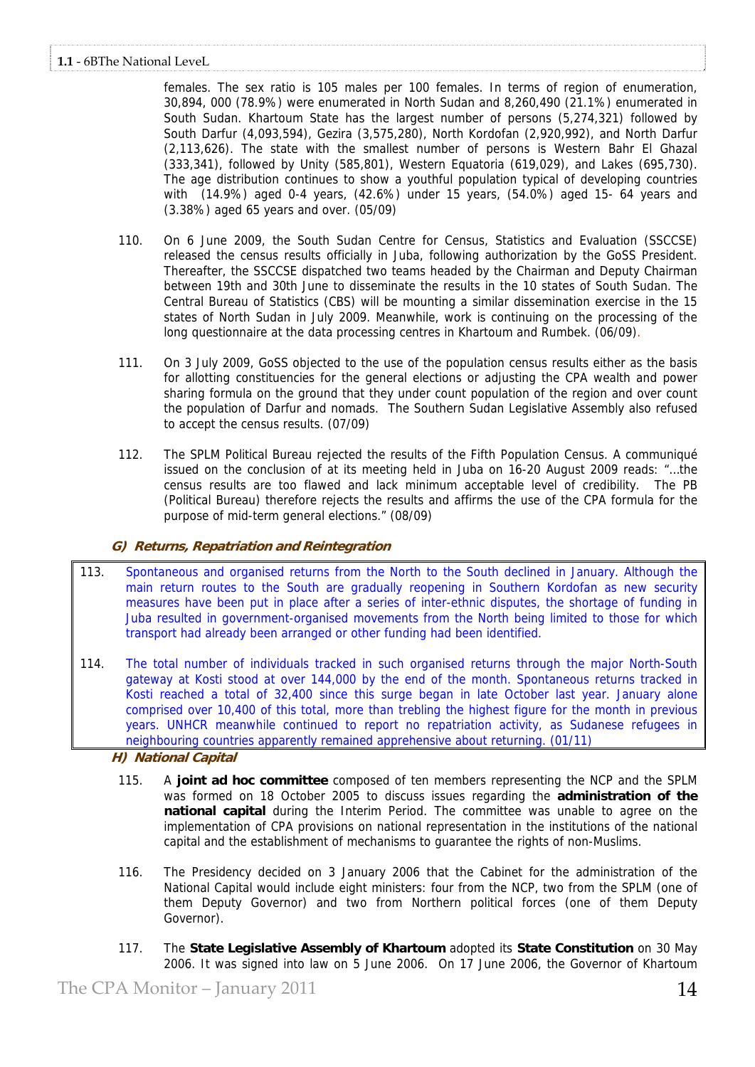females. The sex ratio is 105 males per 100 females. In terms of region of enumeration, 30,894, 000 (78.9%) were enumerated in North Sudan and 8,260,490 (21.1%) enumerated in South Sudan. Khartoum State has the largest number of persons (5,274,321) followed by South Darfur (4,093,594), Gezira (3,575,280), North Kordofan (2,920,992), and North Darfur (2,113,626). The state with the smallest number of persons is Western Bahr El Ghazal (333,341), followed by Unity (585,801), Western Equatoria (619,029), and Lakes (695,730). The age distribution continues to show a youthful population typical of developing countries with (14.9%) aged 0-4 years, (42.6%) under 15 years, (54.0%) aged 15- 64 years and (3.38%) aged 65 years and over. (05/09)

110. On 6 June 2009, the South Sudan Centre for Census, Statistics and Evaluation (SSCCSE) released the census results officially in Juba, following authorization by the GoSS President. Thereafter, the SSCCSE dispatched two teams headed by the Chairman and Deputy Chairman between 19th and 30th June to disseminate the results in the 10 states of South Sudan. The Central Bureau of Statistics (CBS) will be mounting a similar dissemination exercise in the 15 states of North Sudan in July 2009. Meanwhile, work is continuing on the processing of the long questionnaire at the data processing centres in Khartoum and Rumbek. (06/09).

111. On 3 July 2009, GoSS objected to the use of the population census results either as the basis for allotting constituencies for the general elections or adjusting the CPA wealth and power sharing formula on the ground that they under count population of the region and over count the population of Darfur and nomads. The Southern Sudan Legislative Assembly also refused to accept the census results. (07/09)

112. The SPLM Political Bureau rejected the results of the Fifth Population Census. A communiqué issued on the conclusion of at its meeting held in Juba on 16-20 August 2009 reads: "…the census results are too flawed and lack minimum acceptable level of credibility. The PB (Political Bureau) therefore rejects the results and affirms the use of the CPA formula for the purpose of mid-term general elections." (08/09)

### G) Returns, Repatriation and Reintegration

113. Spontaneous and organised returns from the North to the South declined in January. Although the main return routes to the South are gradually reopening in Southern Kordofan as new security measures have been put in place after a series of inter-ethnic disputes, the shortage of funding in Juba resulted in government-organised movements from the North being limited to those for which transport had already been arranged or other funding had been identified.

114. The total number of individuals tracked in such organised returns through the major North-South gateway at Kosti stood at over 144,000 by the end of the month. Spontaneous returns tracked in Kosti reached a total of 32,400 since this surge began in late October last year. January alone comprised over 10,400 of this total, more than trebling the highest figure for the month in previous years. UNHCR meanwhile continued to report no repatriation activity, as Sudanese refugees in neighbouring countries apparently remained apprehensive about returning. (01/11)

### H) National Capital

115. A **joint ad hoc committee** composed of ten members representing the NCP and the SPLM was formed on 18 October 2005 to discuss issues regarding the **administration of the national capital** during the Interim Period. The committee was unable to agree on the implementation of CPA provisions on national representation in the institutions of the national capital and the establishment of mechanisms to guarantee the rights of non-Muslims.

116. The Presidency decided on 3 January 2006 that the Cabinet for the administration of the National Capital would include eight ministers: four from the NCP, two from the SPLM (one of them Deputy Governor) and two from Northern political forces (one of them Deputy Governor).

117. The **State Legislative Assembly of Khartoum** adopted its **State Constitution** on 30 May 2006. It was signed into law on 5 June 2006. On 17 June 2006, the Governor of Khartoum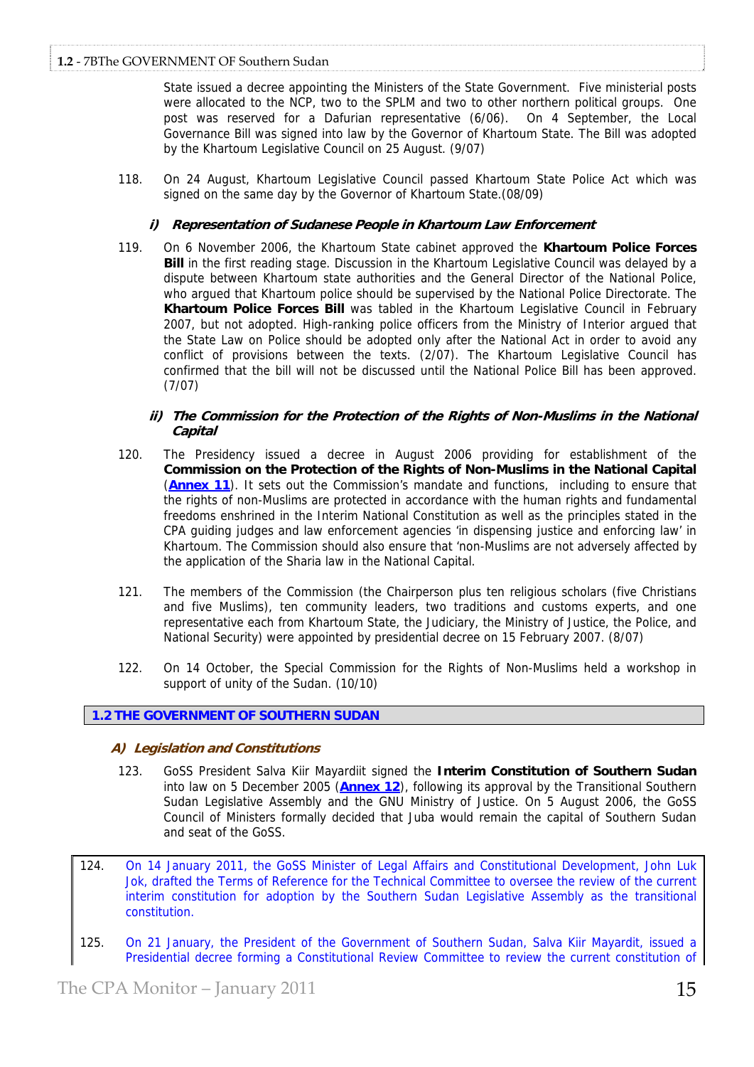State issued a decree appointing the Ministers of the State Government. Five ministerial posts were allocated to the NCP, two to the SPLM and two to other northern political groups. One post was reserved for a Dafurian representative (6/06). On 4 September, the Local Governance Bill was signed into law by the Governor of Khartoum State. The Bill was adopted by the Khartoum Legislative Council on 25 August. (9/07)

118. On 24 August, Khartoum Legislative Council passed Khartoum State Police Act which was signed on the same day by the Governor of Khartoum State.(08/09)

#### *i) Representation of Sudanese People in Khartoum Law Enforcement*

119. On 6 November 2006, the Khartoum State cabinet approved the **Khartoum Police Forces Bill** in the first reading stage. Discussion in the Khartoum Legislative Council was delayed by a dispute between Khartoum state authorities and the General Director of the National Police, who argued that Khartoum police should be supervised by the National Police Directorate. The **Khartoum Police Forces Bill** was tabled in the Khartoum Legislative Council in February 2007, but not adopted. High-ranking police officers from the Ministry of Interior argued that the State Law on Police should be adopted only after the National Act in order to avoid any conflict of provisions between the texts. (2/07). The Khartoum Legislative Council has confirmed that the bill will not be discussed until the National Police Bill has been approved. (7/07)

#### *ii) The Commission for the Protection of the Rights of Non-Muslims in the National Capital*

120. The Presidency issued a decree in August 2006 providing for establishment of the **Commission on the Protection of the Rights of Non-Muslims in the National Capital** (**Annex 11**). It sets out the Commission's mandate and functions, including to ensure that the rights of non-Muslims are protected in accordance with the human rights and fundamental freedoms enshrined in the Interim National Constitution as well as the principles stated in the CPA guiding judges and law enforcement agencies 'in dispensing justice and enforcing law' in Khartoum. The Commission should also ensure that 'non-Muslims are not adversely affected by the application of the Sharia law in the National Capital.

121. The members of the Commission (the Chairperson plus ten religious scholars (five Christians and five Muslims), ten community leaders, two traditions and customs experts, and one representative each from Khartoum State, the Judiciary, the Ministry of Justice, the Police, and National Security) were appointed by presidential decree on 15 February 2007. (8/07)

122. On 14 October, the Special Commission for the Rights of Non-Muslims held a workshop in support of unity of the Sudan. (10/10)

## 1.2 THE GOVERNMENT OF SOUTHERN SUDAN

### *A) Legislation and Constitutions*

123. GoSS President Salva Kiir Mayardiit signed the **Interim Constitution of Southern Sudan** into law on 5 December 2005 (**Annex 12**), following its approval by the Transitional Southern Sudan Legislative Assembly and the GNU Ministry of Justice. On 5 August 2006, the GoSS Council of Ministers formally decided that Juba would remain the capital of Southern Sudan and seat of the GoSS.

124. On 14 January 2011, the GoSS Minister of Legal Affairs and Constitutional Development, John Luk Jok, drafted the Terms of Reference for the Technical Committee to oversee the review of the current interim constitution for adoption by the Southern Sudan Legislative Assembly as the transitional constitution.

125. On 21 January, the President of the Government of Southern Sudan, Salva Kiir Mayardit, issued a Presidential decree forming a Constitutional Review Committee to review the current constitution of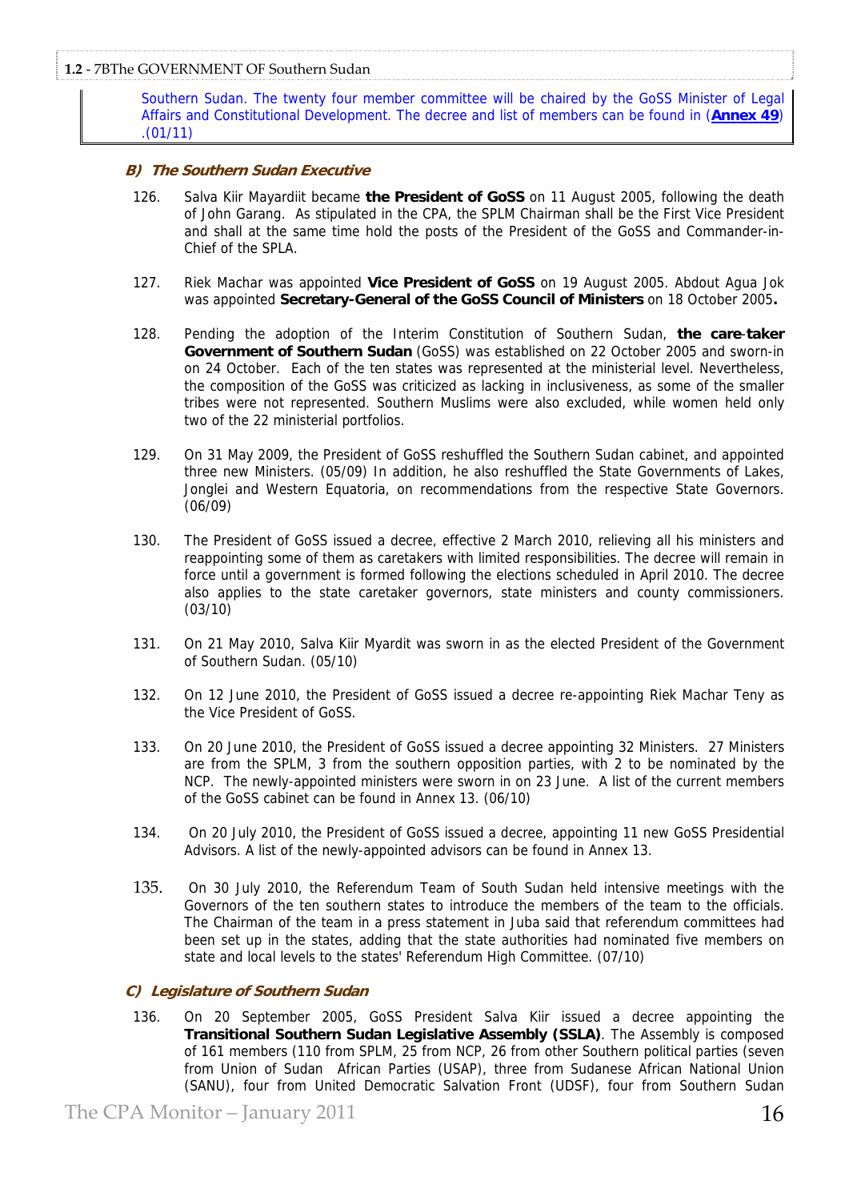Southern Sudan. The twenty four member committee will be chaired by the GoSS Minister of Legal Affairs and Constitutional Development. The decree and list of members can be found in (**Annex 49**) .(01/11)

### *B) The Southern Sudan Executive*

126. Salva Kiir Mayardiit became **the President of GoSS** on 11 August 2005, following the death of John Garang. As stipulated in the CPA, the SPLM Chairman shall be the First Vice President and shall at the same time hold the posts of the President of the GoSS and Commander-in-Chief of the SPLA.

127. Riek Machar was appointed **Vice President of GoSS** on 19 August 2005. Abdout Agua Jok was appointed **Secretary-General of the GoSS Council of Ministers** on 18 October 2005**.**

128. Pending the adoption of the Interim Constitution of Southern Sudan, **the care-taker Government of Southern Sudan** (GoSS) was established on 22 October 2005 and sworn-in on 24 October. Each of the ten states was represented at the ministerial level. Nevertheless, the composition of the GoSS was criticized as lacking in inclusiveness, as some of the smaller tribes were not represented. Southern Muslims were also excluded, while women held only two of the 22 ministerial portfolios.

129. On 31 May 2009, the President of GoSS reshuffled the Southern Sudan cabinet, and appointed three new Ministers. (05/09) In addition, he also reshuffled the State Governments of Lakes, Jonglei and Western Equatoria, on recommendations from the respective State Governors. (06/09)

130. The President of GoSS issued a decree, effective 2 March 2010, relieving all his ministers and reappointing some of them as caretakers with limited responsibilities. The decree will remain in force until a government is formed following the elections scheduled in April 2010. The decree also applies to the state caretaker governors, state ministers and county commissioners. (03/10)

131. On 21 May 2010, Salva Kiir Myardit was sworn in as the elected President of the Government of Southern Sudan. (05/10)

132. On 12 June 2010, the President of GoSS issued a decree re-appointing Riek Machar Teny as the Vice President of GoSS.

133. On 20 June 2010, the President of GoSS issued a decree appointing 32 Ministers. 27 Ministers are from the SPLM, 3 from the southern opposition parties, with 2 to be nominated by the NCP. The newly-appointed ministers were sworn in on 23 June. A list of the current members of the GoSS cabinet can be found in Annex 13. (06/10)

134. On 20 July 2010, the President of GoSS issued a decree, appointing 11 new GoSS Presidential Advisors. A list of the newly-appointed advisors can be found in Annex 13.

135. On 30 July 2010, the Referendum Team of South Sudan held intensive meetings with the Governors of the ten southern states to introduce the members of the team to the officials. The Chairman of the team in a press statement in Juba said that referendum committees had been set up in the states, adding that the state authorities had nominated five members on state and local levels to the states' Referendum High Committee. (07/10)

### *C) Legislature of Southern Sudan*

136. On 20 September 2005, GoSS President Salva Kiir issued a decree appointing the **Transitional Southern Sudan Legislative Assembly (SSLA)**. The Assembly is composed of 161 members (110 from SPLM, 25 from NCP, 26 from other Southern political parties (seven from Union of Sudan African Parties (USAP), three from Sudanese African National Union (SANU), four from United Democratic Salvation Front (UDSF), four from Southern Sudan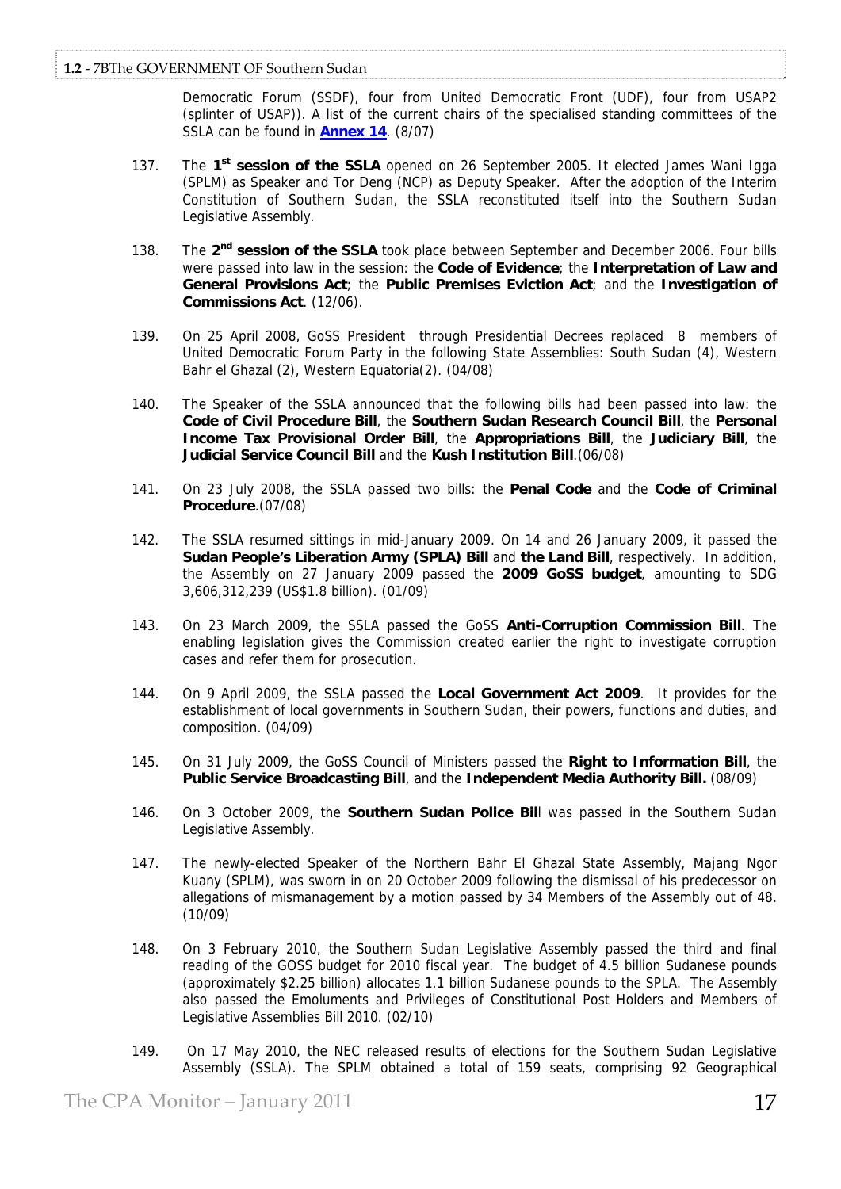Democratic Forum (SSDF), four from United Democratic Front (UDF), four from USAP2 (splinter of USAP)). A list of the current chairs of the specialised standing committees of the SSLA can be found in **Annex 14**. (8/07)

137. The **1st session of the SSLA** opened on 26 September 2005. It elected James Wani Igga (SPLM) as Speaker and Tor Deng (NCP) as Deputy Speaker. After the adoption of the Interim Constitution of Southern Sudan, the SSLA reconstituted itself into the Southern Sudan Legislative Assembly.

138. The **2nd session of the SSLA** took place between September and December 2006. Four bills were passed into law in the session: the **Code of Evidence**; the **Interpretation of Law and General Provisions Act**; the **Public Premises Eviction Act**; and the **Investigation of Commissions Act**. (12/06).

139. On 25 April 2008, GoSS President through Presidential Decrees replaced 8 members of United Democratic Forum Party in the following State Assemblies: South Sudan (4), Western Bahr el Ghazal (2), Western Equatoria(2). (04/08)

140. The Speaker of the SSLA announced that the following bills had been passed into law: the **Code of Civil Procedure Bill**, the **Southern Sudan Research Council Bill**, the **Personal Income Tax Provisional Order Bill**, the **Appropriations Bill**, the **Judiciary Bill**, the **Judicial Service Council Bill** and the **Kush Institution Bill**.(06/08)

141. On 23 July 2008, the SSLA passed two bills: the **Penal Code** and the **Code of Criminal Procedure**.(07/08)

142. The SSLA resumed sittings in mid-January 2009. On 14 and 26 January 2009, it passed the **Sudan People's Liberation Army (SPLA) Bill** and **the Land Bill**, respectively. In addition, the Assembly on 27 January 2009 passed the **2009 GoSS budget**, amounting to SDG 3,606,312,239 (US$1.8 billion). (01/09)

143. On 23 March 2009, the SSLA passed the GoSS **Anti-Corruption Commission Bill**. The enabling legislation gives the Commission created earlier the right to investigate corruption cases and refer them for prosecution.

144. On 9 April 2009, the SSLA passed the **Local Government Act 2009**. It provides for the establishment of local governments in Southern Sudan, their powers, functions and duties, and composition. (04/09)

145. On 31 July 2009, the GoSS Council of Ministers passed the **Right to Information Bill**, the **Public Service Broadcasting Bill**, and the **Independent Media Authority Bill.** (08/09)

146. On 3 October 2009, the **Southern Sudan Police Bil**l was passed in the Southern Sudan Legislative Assembly.

147. The newly-elected Speaker of the Northern Bahr El Ghazal State Assembly, Majang Ngor Kuany (SPLM), was sworn in on 20 October 2009 following the dismissal of his predecessor on allegations of mismanagement by a motion passed by 34 Members of the Assembly out of 48. (10/09)

148. On 3 February 2010, the Southern Sudan Legislative Assembly passed the third and final reading of the GOSS budget for 2010 fiscal year. The budget of 4.5 billion Sudanese pounds (approximately $2.25 billion) allocates 1.1 billion Sudanese pounds to the SPLA. The Assembly also passed the Emoluments and Privileges of Constitutional Post Holders and Members of Legislative Assemblies Bill 2010. (02/10)

149. On 17 May 2010, the NEC released results of elections for the Southern Sudan Legislative Assembly (SSLA). The SPLM obtained a total of 159 seats, comprising 92 Geographical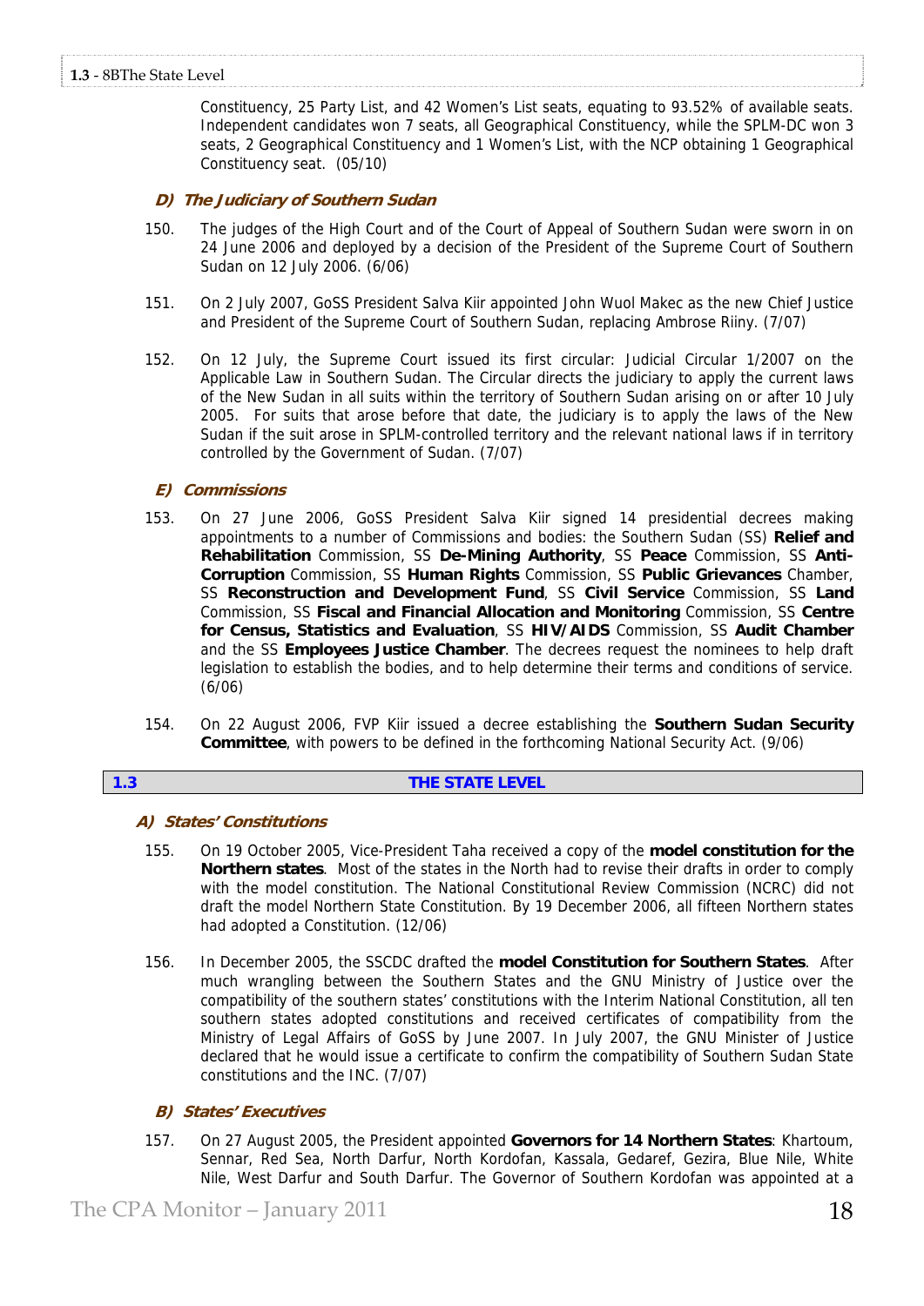Constituency, 25 Party List, and 42 Women's List seats, equating to 93.52% of available seats. Independent candidates won 7 seats, all Geographical Constituency, while the SPLM-DC won 3 seats, 2 Geographical Constituency and 1 Women's List, with the NCP obtaining 1 Geographical Constituency seat. (05/10)

### *D) The Judiciary of Southern Sudan*

150. The judges of the High Court and of the Court of Appeal of Southern Sudan were sworn in on 24 June 2006 and deployed by a decision of the President of the Supreme Court of Southern Sudan on 12 July 2006. (6/06)

151. On 2 July 2007, GoSS President Salva Kiir appointed John Wuol Makec as the new Chief Justice and President of the Supreme Court of Southern Sudan, replacing Ambrose Riiny. (7/07)

152. On 12 July, the Supreme Court issued its first circular: Judicial Circular 1/2007 on the Applicable Law in Southern Sudan. The Circular directs the judiciary to apply the current laws of the New Sudan in all suits within the territory of Southern Sudan arising on or after 10 July 2005. For suits that arose before that date, the judiciary is to apply the laws of the New Sudan if the suit arose in SPLM-controlled territory and the relevant national laws if in territory controlled by the Government of Sudan. (7/07)

### *E) Commissions*

153. On 27 June 2006, GoSS President Salva Kiir signed 14 presidential decrees making appointments to a number of Commissions and bodies: the Southern Sudan (SS) **Relief and Rehabilitation** Commission, SS **De-Mining Authority**, SS **Peace** Commission, SS **Anti-Corruption** Commission, SS **Human Rights** Commission, SS **Public Grievances** Chamber, SS **Reconstruction and Development Fund**, SS **Civil Service** Commission, SS **Land** Commission, SS **Fiscal and Financial Allocation and Monitoring** Commission, SS **Centre for Census, Statistics and Evaluation**, SS **HIV/AIDS** Commission, SS **Audit Chamber** and the SS **Employees Justice Chamber**. The decrees request the nominees to help draft legislation to establish the bodies, and to help determine their terms and conditions of service. (6/06)

154. On 22 August 2006, FVP Kiir issued a decree establishing the **Southern Sudan Security Committee**, with powers to be defined in the forthcoming National Security Act. (9/06)

## 1.3 THE STATE LEVEL

### *A) States' Constitutions*

155. On 19 October 2005, Vice-President Taha received a copy of the **model constitution for the Northern states**. Most of the states in the North had to revise their drafts in order to comply with the model constitution. The National Constitutional Review Commission (NCRC) did not draft the model Northern State Constitution. By 19 December 2006, all fifteen Northern states had adopted a Constitution. (12/06)

156. In December 2005, the SSCDC drafted the **model Constitution for Southern States**. After much wrangling between the Southern States and the GNU Ministry of Justice over the compatibility of the southern states' constitutions with the Interim National Constitution, all ten southern states adopted constitutions and received certificates of compatibility from the Ministry of Legal Affairs of GoSS by June 2007. In July 2007, the GNU Minister of Justice declared that he would issue a certificate to confirm the compatibility of Southern Sudan State constitutions and the INC. (7/07)

### *B) States' Executives*

157. On 27 August 2005, the President appointed **Governors for 14 Northern States**: Khartoum, Sennar, Red Sea, North Darfur, North Kordofan, Kassala, Gedaref, Gezira, Blue Nile, White Nile, West Darfur and South Darfur. The Governor of Southern Kordofan was appointed at a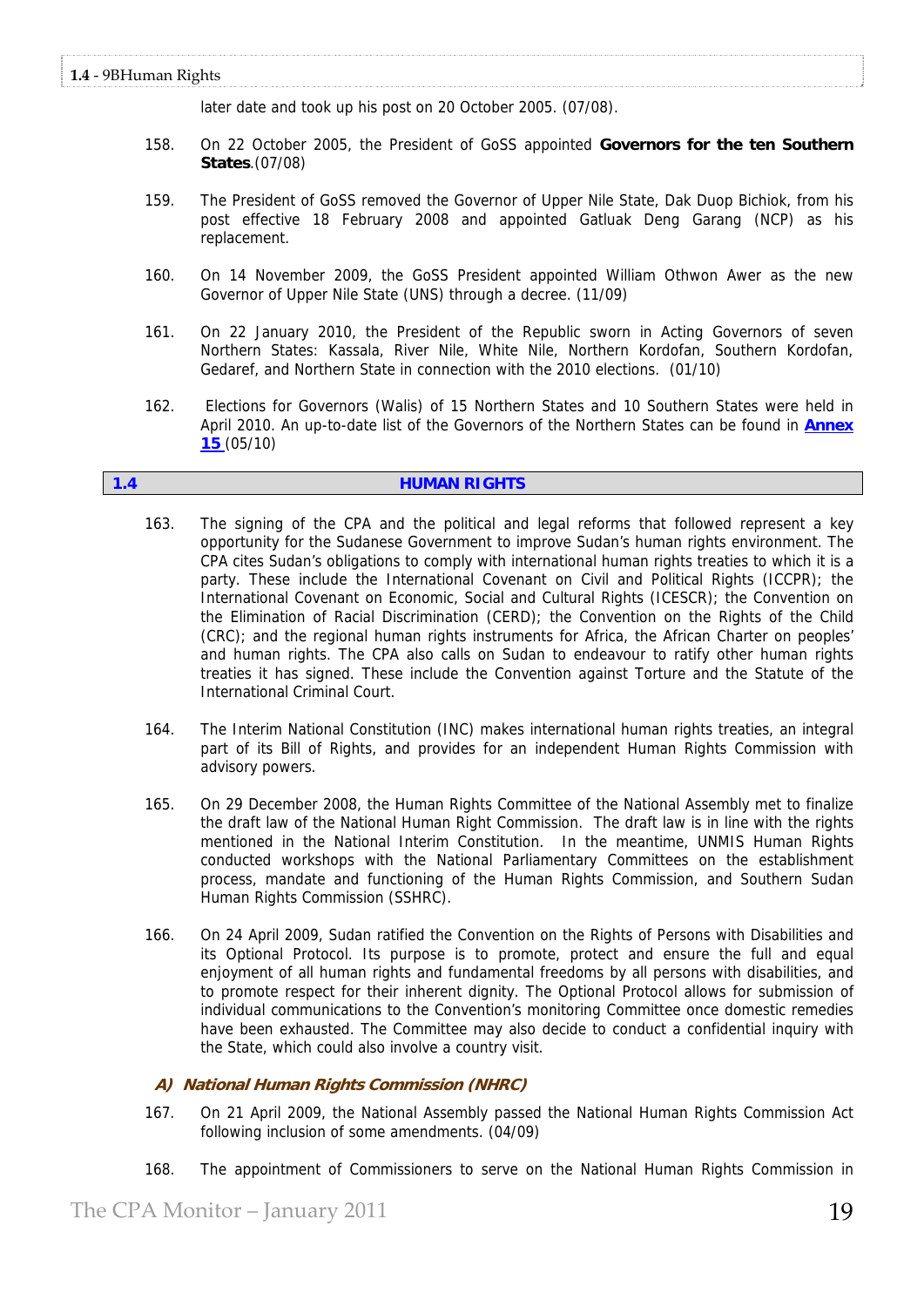later date and took up his post on 20 October 2005. (07/08).

158. On 22 October 2005, the President of GoSS appointed **Governors for the ten Southern States**.(07/08)

159. The President of GoSS removed the Governor of Upper Nile State, Dak Duop Bichiok, from his post effective 18 February 2008 and appointed Gatluak Deng Garang (NCP) as his replacement.

160. On 14 November 2009, the GoSS President appointed William Othwon Awer as the new Governor of Upper Nile State (UNS) through a decree. (11/09)

161. On 22 January 2010, the President of the Republic sworn in Acting Governors of seven Northern States: Kassala, River Nile, White Nile, Northern Kordofan, Southern Kordofan, Gedaref, and Northern State in connection with the 2010 elections. (01/10)

162. Elections for Governors (Walis) of 15 Northern States and 10 Southern States were held in April 2010. An up-to-date list of the Governors of the Northern States can be found in **Annex 15** (05/10)

## 1.4 HUMAN RIGHTS

163. The signing of the CPA and the political and legal reforms that followed represent a key opportunity for the Sudanese Government to improve Sudan's human rights environment. The CPA cites Sudan's obligations to comply with international human rights treaties to which it is a party. These include the International Covenant on Civil and Political Rights (ICCPR); the International Covenant on Economic, Social and Cultural Rights (ICESCR); the Convention on the Elimination of Racial Discrimination (CERD); the Convention on the Rights of the Child (CRC); and the regional human rights instruments for Africa, the African Charter on peoples' and human rights. The CPA also calls on Sudan to endeavour to ratify other human rights treaties it has signed. These include the Convention against Torture and the Statute of the International Criminal Court.

164. The Interim National Constitution (INC) makes international human rights treaties, an integral part of its Bill of Rights, and provides for an independent Human Rights Commission with advisory powers.

165. On 29 December 2008, the Human Rights Committee of the National Assembly met to finalize the draft law of the National Human Right Commission. The draft law is in line with the rights mentioned in the National Interim Constitution. In the meantime, UNMIS Human Rights conducted workshops with the National Parliamentary Committees on the establishment process, mandate and functioning of the Human Rights Commission, and Southern Sudan Human Rights Commission (SSHRC).

166. On 24 April 2009, Sudan ratified the Convention on the Rights of Persons with Disabilities and its Optional Protocol. Its purpose is to promote, protect and ensure the full and equal enjoyment of all human rights and fundamental freedoms by all persons with disabilities, and to promote respect for their inherent dignity. The Optional Protocol allows for submission of individual communications to the Convention's monitoring Committee once domestic remedies have been exhausted. The Committee may also decide to conduct a confidential inquiry with the State, which could also involve a country visit.

### *A) National Human Rights Commission (NHRC)*

167. On 21 April 2009, the National Assembly passed the National Human Rights Commission Act following inclusion of some amendments. (04/09)

168. The appointment of Commissioners to serve on the National Human Rights Commission in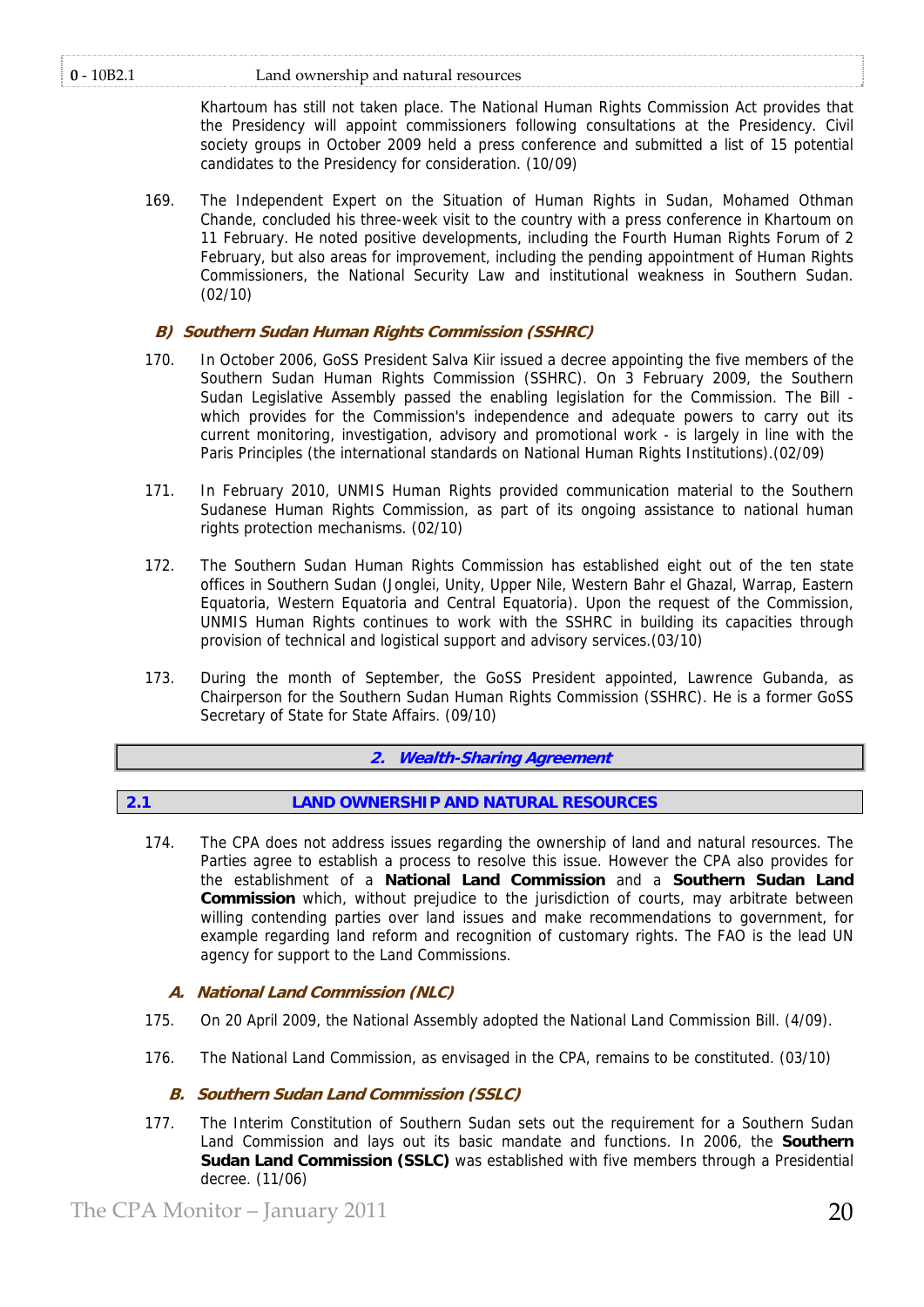Khartoum has still not taken place. The National Human Rights Commission Act provides that the Presidency will appoint commissioners following consultations at the Presidency. Civil society groups in October 2009 held a press conference and submitted a list of 15 potential candidates to the Presidency for consideration. (10/09)

169. The Independent Expert on the Situation of Human Rights in Sudan, Mohamed Othman Chande, concluded his three-week visit to the country with a press conference in Khartoum on 11 February. He noted positive developments, including the Fourth Human Rights Forum of 2 February, but also areas for improvement, including the pending appointment of Human Rights Commissioners, the National Security Law and institutional weakness in Southern Sudan. (02/10)

#### *B) Southern Sudan Human Rights Commission (SSHRC)*

170. In October 2006, GoSS President Salva Kiir issued a decree appointing the five members of the Southern Sudan Human Rights Commission (SSHRC). On 3 February 2009, the Southern Sudan Legislative Assembly passed the enabling legislation for the Commission. The Bill - which provides for the Commission's independence and adequate powers to carry out its current monitoring, investigation, advisory and promotional work - is largely in line with the Paris Principles (the international standards on National Human Rights Institutions).(02/09)

171. In February 2010, UNMIS Human Rights provided communication material to the Southern Sudanese Human Rights Commission, as part of its ongoing assistance to national human rights protection mechanisms. (02/10)

172. The Southern Sudan Human Rights Commission has established eight out of the ten state offices in Southern Sudan (Jonglei, Unity, Upper Nile, Western Bahr el Ghazal, Warrap, Eastern Equatoria, Western Equatoria and Central Equatoria). Upon the request of the Commission, UNMIS Human Rights continues to work with the SSHRC in building its capacities through provision of technical and logistical support and advisory services.(03/10)

173. During the month of September, the GoSS President appointed, Lawrence Gubanda, as Chairperson for the Southern Sudan Human Rights Commission (SSHRC). He is a former GoSS Secretary of State for State Affairs. (09/10)

## *2. Wealth-Sharing Agreement*

### 2.1 LAND OWNERSHIP AND NATURAL RESOURCES

174. The CPA does not address issues regarding the ownership of land and natural resources. The Parties agree to establish a process to resolve this issue. However the CPA also provides for the establishment of a **National Land Commission** and a **Southern Sudan Land Commission** which, without prejudice to the jurisdiction of courts, may arbitrate between willing contending parties over land issues and make recommendations to government, for example regarding land reform and recognition of customary rights. The FAO is the lead UN agency for support to the Land Commissions.

#### *A. National Land Commission (NLC)*

175. On 20 April 2009, the National Assembly adopted the National Land Commission Bill. (4/09).

176. The National Land Commission, as envisaged in the CPA, remains to be constituted. (03/10)

#### *B. Southern Sudan Land Commission (SSLC)*

177. The Interim Constitution of Southern Sudan sets out the requirement for a Southern Sudan Land Commission and lays out its basic mandate and functions. In 2006, the **Southern Sudan Land Commission (SSLC)** was established with five members through a Presidential decree. (11/06)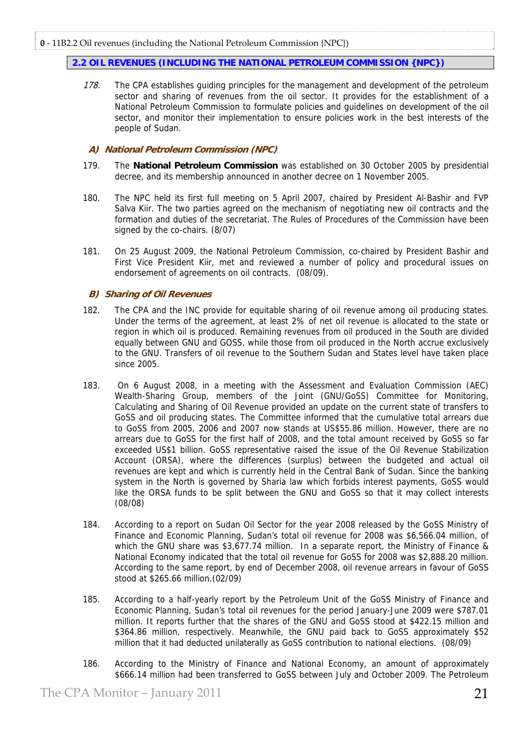## 2.2 OIL REVENUES (INCLUDING THE NATIONAL PETROLEUM COMMISSION {NPC})

*178.* The CPA establishes guiding principles for the management and development of the petroleum sector and sharing of revenues from the oil sector. It provides for the establishment of a National Petroleum Commission to formulate policies and guidelines on development of the oil sector, and monitor their implementation to ensure policies work in the best interests of the people of Sudan.

### *A) National Petroleum Commission (NPC)*

179. The **National Petroleum Commission** was established on 30 October 2005 by presidential decree, and its membership announced in another decree on 1 November 2005.

180. The NPC held its first full meeting on 5 April 2007, chaired by President Al-Bashir and FVP Salva Kiir. The two parties agreed on the mechanism of negotiating new oil contracts and the formation and duties of the secretariat. The Rules of Procedures of the Commission have been signed by the co-chairs. (8/07)

181. On 25 August 2009, the National Petroleum Commission, co-chaired by President Bashir and First Vice President Kiir, met and reviewed a number of policy and procedural issues on endorsement of agreements on oil contracts. (08/09).

### *B) Sharing of Oil Revenues*

182. The CPA and the INC provide for equitable sharing of oil revenue among oil producing states. Under the terms of the agreement, at least 2% of net oil revenue is allocated to the state or region in which oil is produced. Remaining revenues from oil produced in the South are divided equally between GNU and GOSS, while those from oil produced in the North accrue exclusively to the GNU. Transfers of oil revenue to the Southern Sudan and States level have taken place since 2005.

183. On 6 August 2008, in a meeting with the Assessment and Evaluation Commission (AEC) Wealth-Sharing Group, members of the Joint (GNU/GoSS) Committee for Monitoring, Calculating and Sharing of Oil Revenue provided an update on the current state of transfers to GoSS and oil producing states. The Committee informed that the cumulative total arrears due to GoSS from 2005, 2006 and 2007 now stands at US$55.86 million. However, there are no arrears due to GoSS for the first half of 2008, and the total amount received by GoSS so far exceeded US$1 billion. GoSS representative raised the issue of the Oil Revenue Stabilization Account (ORSA), where the differences (surplus) between the budgeted and actual oil revenues are kept and which is currently held in the Central Bank of Sudan. Since the banking system in the North is governed by Sharia law which forbids interest payments, GoSS would like the ORSA funds to be split between the GNU and GoSS so that it may collect interests (08/08)

184. According to a report on Sudan Oil Sector for the year 2008 released by the GoSS Ministry of Finance and Economic Planning, Sudan's total oil revenue for 2008 was $6,566.04 million, of which the GNU share was $3,677.74 million. In a separate report, the Ministry of Finance & National Economy indicated that the total oil revenue for GoSS for 2008 was $2,888.20 million. According to the same report, by end of December 2008, oil revenue arrears in favour of GoSS stood at $265.66 million.(02/09)

185. According to a half-yearly report by the Petroleum Unit of the GoSS Ministry of Finance and Economic Planning, Sudan's total oil revenues for the period January-June 2009 were $787.01 million. It reports further that the shares of the GNU and GoSS stood at $422.15 million and $364.86 million, respectively. Meanwhile, the GNU paid back to GoSS approximately $52 million that it had deducted unilaterally as GoSS contribution to national elections. (08/09)

186. According to the Ministry of Finance and National Economy, an amount of approximately $666.14 million had been transferred to GoSS between July and October 2009. The Petroleum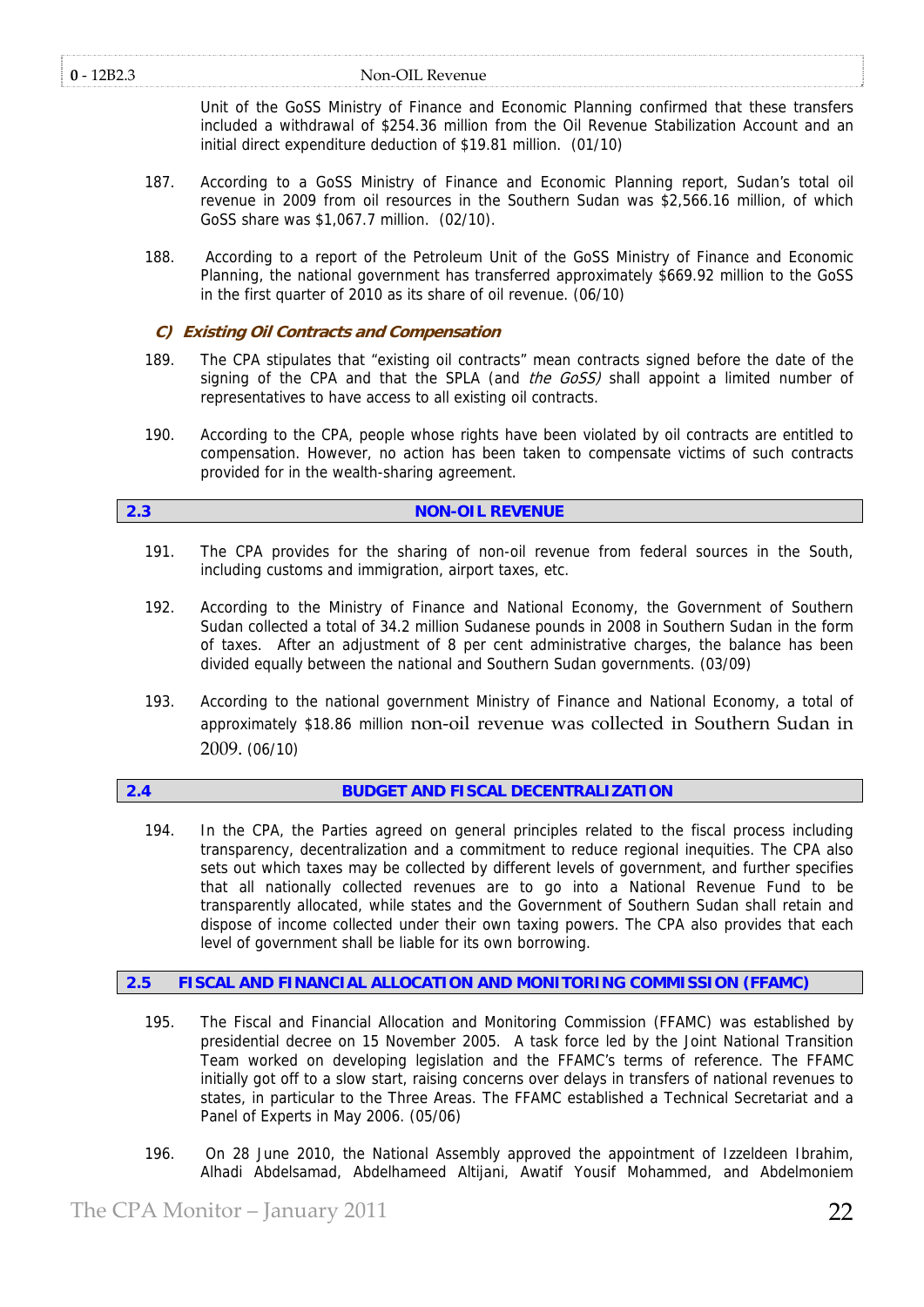Unit of the GoSS Ministry of Finance and Economic Planning confirmed that these transfers included a withdrawal of $254.36 million from the Oil Revenue Stabilization Account and an initial direct expenditure deduction of $19.81 million. (01/10)

187. According to a GoSS Ministry of Finance and Economic Planning report, Sudan's total oil revenue in 2009 from oil resources in the Southern Sudan was $2,566.16 million, of which GoSS share was $1,067.7 million. (02/10).

188. According to a report of the Petroleum Unit of the GoSS Ministry of Finance and Economic Planning, the national government has transferred approximately $669.92 million to the GoSS in the first quarter of 2010 as its share of oil revenue. (06/10)

### *C) Existing Oil Contracts and Compensation*

189. The CPA stipulates that "existing oil contracts" mean contracts signed before the date of the signing of the CPA and that the SPLA (and *the GoSS)* shall appoint a limited number of representatives to have access to all existing oil contracts.

190. According to the CPA, people whose rights have been violated by oil contracts are entitled to compensation. However, no action has been taken to compensate victims of such contracts provided for in the wealth-sharing agreement.

## 2.3 NON-OIL REVENUE

191. The CPA provides for the sharing of non-oil revenue from federal sources in the South, including customs and immigration, airport taxes, etc.

192. According to the Ministry of Finance and National Economy, the Government of Southern Sudan collected a total of 34.2 million Sudanese pounds in 2008 in Southern Sudan in the form of taxes. After an adjustment of 8 per cent administrative charges, the balance has been divided equally between the national and Southern Sudan governments. (03/09)

193. According to the national government Ministry of Finance and National Economy, a total of approximately $18.86 million non-oil revenue was collected in Southern Sudan in 2009. (06/10)

## 2.4 BUDGET AND FISCAL DECENTRALIZATION

194. In the CPA, the Parties agreed on general principles related to the fiscal process including transparency, decentralization and a commitment to reduce regional inequities. The CPA also sets out which taxes may be collected by different levels of government, and further specifies that all nationally collected revenues are to go into a National Revenue Fund to be transparently allocated, while states and the Government of Southern Sudan shall retain and dispose of income collected under their own taxing powers. The CPA also provides that each level of government shall be liable for its own borrowing.

## 2.5 FISCAL AND FINANCIAL ALLOCATION AND MONITORING COMMISSION (FFAMC)

195. The Fiscal and Financial Allocation and Monitoring Commission (FFAMC) was established by presidential decree on 15 November 2005. A task force led by the Joint National Transition Team worked on developing legislation and the FFAMC's terms of reference. The FFAMC initially got off to a slow start, raising concerns over delays in transfers of national revenues to states, in particular to the Three Areas. The FFAMC established a Technical Secretariat and a Panel of Experts in May 2006. (05/06)

196. On 28 June 2010, the National Assembly approved the appointment of Izzeldeen Ibrahim, Alhadi Abdelsamad, Abdelhameed Altijani, Awatif Yousif Mohammed, and Abdelmoniem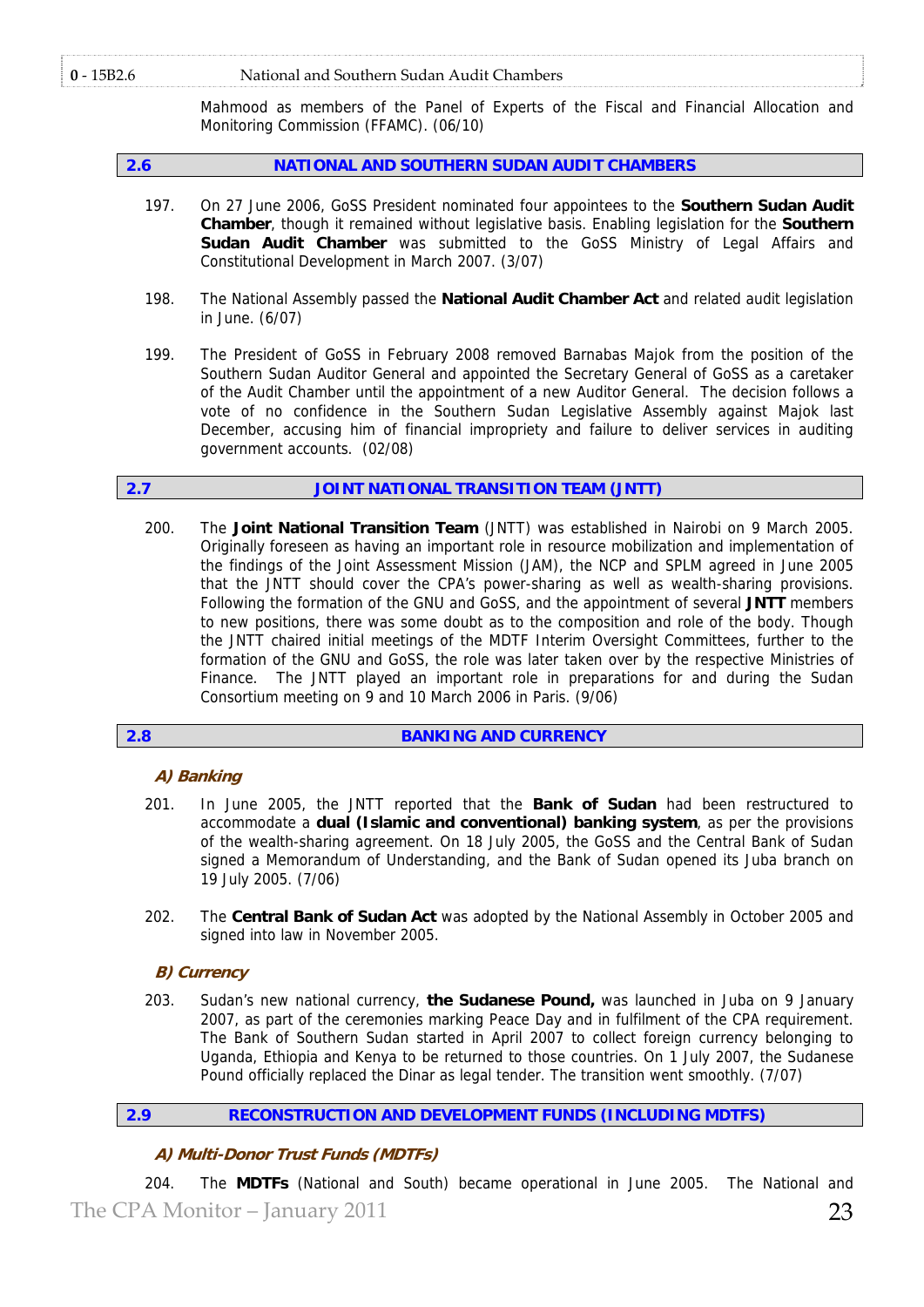Mahmood as members of the Panel of Experts of the Fiscal and Financial Allocation and Monitoring Commission (FFAMC). (06/10)

## 2.6 NATIONAL AND SOUTHERN SUDAN AUDIT CHAMBERS

197. On 27 June 2006, GoSS President nominated four appointees to the **Southern Sudan Audit Chamber**, though it remained without legislative basis. Enabling legislation for the **Southern Sudan Audit Chamber** was submitted to the GoSS Ministry of Legal Affairs and Constitutional Development in March 2007. (3/07)

198. The National Assembly passed the **National Audit Chamber Act** and related audit legislation in June. (6/07)

199. The President of GoSS in February 2008 removed Barnabas Majok from the position of the Southern Sudan Auditor General and appointed the Secretary General of GoSS as a caretaker of the Audit Chamber until the appointment of a new Auditor General. The decision follows a vote of no confidence in the Southern Sudan Legislative Assembly against Majok last December, accusing him of financial impropriety and failure to deliver services in auditing government accounts. (02/08)

## 2.7 JOINT NATIONAL TRANSITION TEAM (JNTT)

200. The **Joint National Transition Team** (JNTT) was established in Nairobi on 9 March 2005. Originally foreseen as having an important role in resource mobilization and implementation of the findings of the Joint Assessment Mission (JAM), the NCP and SPLM agreed in June 2005 that the JNTT should cover the CPA's power-sharing as well as wealth-sharing provisions. Following the formation of the GNU and GoSS, and the appointment of several **JNTT** members to new positions, there was some doubt as to the composition and role of the body. Though the JNTT chaired initial meetings of the MDTF Interim Oversight Committees, further to the formation of the GNU and GoSS, the role was later taken over by the respective Ministries of Finance. The JNTT played an important role in preparations for and during the Sudan Consortium meeting on 9 and 10 March 2006 in Paris. (9/06)

## 2.8 BANKING AND CURRENCY

### *A) Banking*

201. In June 2005, the JNTT reported that the **Bank of Sudan** had been restructured to accommodate a **dual (Islamic and conventional) banking system**, as per the provisions of the wealth-sharing agreement. On 18 July 2005, the GoSS and the Central Bank of Sudan signed a Memorandum of Understanding, and the Bank of Sudan opened its Juba branch on 19 July 2005. (7/06)

202. The **Central Bank of Sudan Act** was adopted by the National Assembly in October 2005 and signed into law in November 2005.

### *B) Currency*

203. Sudan's new national currency, **the Sudanese Pound,** was launched in Juba on 9 January 2007, as part of the ceremonies marking Peace Day and in fulfilment of the CPA requirement. The Bank of Southern Sudan started in April 2007 to collect foreign currency belonging to Uganda, Ethiopia and Kenya to be returned to those countries. On 1 July 2007, the Sudanese Pound officially replaced the Dinar as legal tender. The transition went smoothly. (7/07)

## 2.9 RECONSTRUCTION AND DEVELOPMENT FUNDS (INCLUDING MDTFS)

### *A) Multi-Donor Trust Funds (MDTFs)*

204. The **MDTFs** (National and South) became operational in June 2005. The National and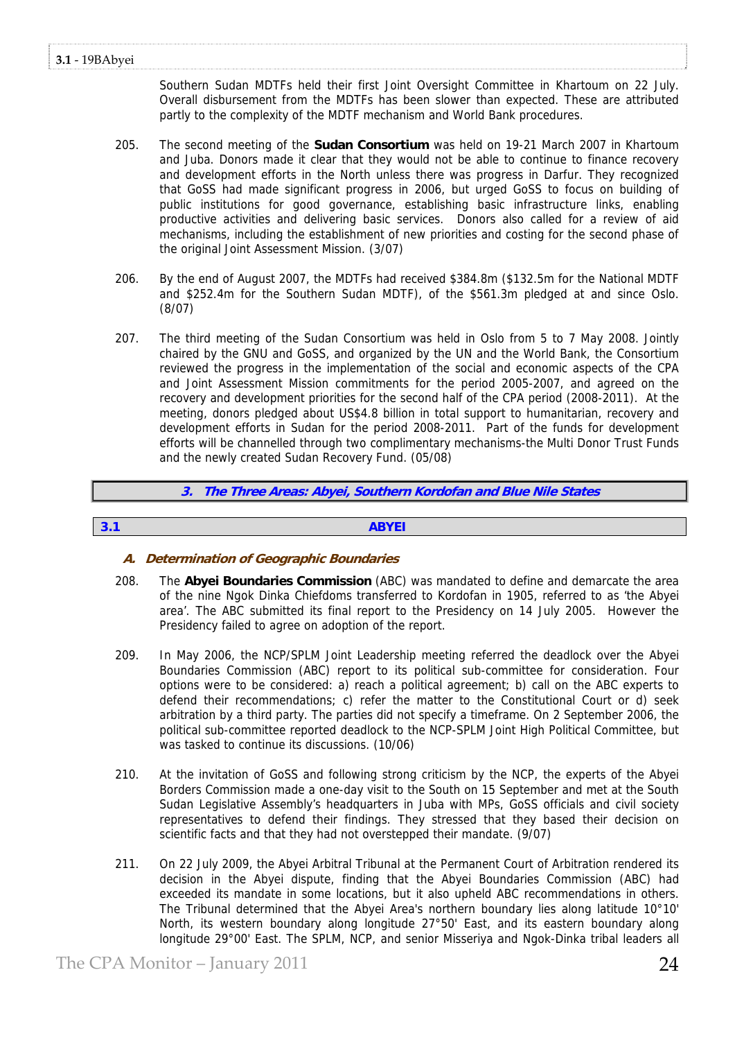Southern Sudan MDTFs held their first Joint Oversight Committee in Khartoum on 22 July. Overall disbursement from the MDTFs has been slower than expected. These are attributed partly to the complexity of the MDTF mechanism and World Bank procedures.

205. The second meeting of the **Sudan Consortium** was held on 19-21 March 2007 in Khartoum and Juba. Donors made it clear that they would not be able to continue to finance recovery and development efforts in the North unless there was progress in Darfur. They recognized that GoSS had made significant progress in 2006, but urged GoSS to focus on building of public institutions for good governance, establishing basic infrastructure links, enabling productive activities and delivering basic services. Donors also called for a review of aid mechanisms, including the establishment of new priorities and costing for the second phase of the original Joint Assessment Mission. (3/07)

206. By the end of August 2007, the MDTFs had received $384.8m ($132.5m for the National MDTF and $252.4m for the Southern Sudan MDTF), of the $561.3m pledged at and since Oslo. (8/07)

207. The third meeting of the Sudan Consortium was held in Oslo from 5 to 7 May 2008. Jointly chaired by the GNU and GoSS, and organized by the UN and the World Bank, the Consortium reviewed the progress in the implementation of the social and economic aspects of the CPA and Joint Assessment Mission commitments for the period 2005-2007, and agreed on the recovery and development priorities for the second half of the CPA period (2008-2011). At the meeting, donors pledged about US$4.8 billion in total support to humanitarian, recovery and development efforts in Sudan for the period 2008-2011. Part of the funds for development efforts will be channelled through two complimentary mechanisms-the Multi Donor Trust Funds and the newly created Sudan Recovery Fund. (05/08)

# 3. The Three Areas: Abyei, Southern Kordofan and Blue Nile States

## 3.1 ABYEI

### A. Determination of Geographic Boundaries

208. The **Abyei Boundaries Commission** (ABC) was mandated to define and demarcate the area of the nine Ngok Dinka Chiefdoms transferred to Kordofan in 1905, referred to as 'the Abyei area'. The ABC submitted its final report to the Presidency on 14 July 2005. However the Presidency failed to agree on adoption of the report.

209. In May 2006, the NCP/SPLM Joint Leadership meeting referred the deadlock over the Abyei Boundaries Commission (ABC) report to its political sub-committee for consideration. Four options were to be considered: a) reach a political agreement; b) call on the ABC experts to defend their recommendations; c) refer the matter to the Constitutional Court or d) seek arbitration by a third party. The parties did not specify a timeframe. On 2 September 2006, the political sub-committee reported deadlock to the NCP-SPLM Joint High Political Committee, but was tasked to continue its discussions. (10/06)

210. At the invitation of GoSS and following strong criticism by the NCP, the experts of the Abyei Borders Commission made a one-day visit to the South on 15 September and met at the South Sudan Legislative Assembly's headquarters in Juba with MPs, GoSS officials and civil society representatives to defend their findings. They stressed that they based their decision on scientific facts and that they had not overstepped their mandate. (9/07)

211. On 22 July 2009, the Abyei Arbitral Tribunal at the Permanent Court of Arbitration rendered its decision in the Abyei dispute, finding that the Abyei Boundaries Commission (ABC) had exceeded its mandate in some locations, but it also upheld ABC recommendations in others. The Tribunal determined that the Abyei Area's northern boundary lies along latitude 10°10' North, its western boundary along longitude 27°50' East, and its eastern boundary along longitude 29°00' East. The SPLM, NCP, and senior Misseriya and Ngok-Dinka tribal leaders all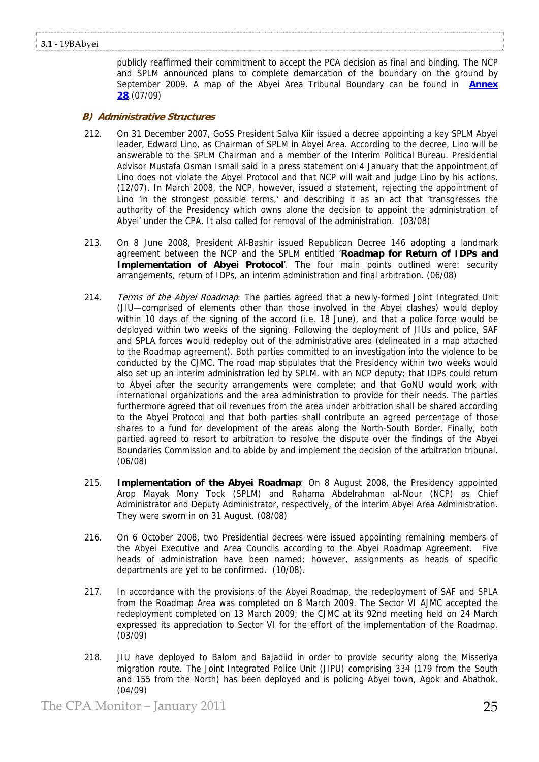publicly reaffirmed their commitment to accept the PCA decision as final and binding. The NCP and SPLM announced plans to complete demarcation of the boundary on the ground by September 2009. A map of the Abyei Area Tribunal Boundary can be found in **Annex 28**.(07/09)

### *B) Administrative Structures*

212. On 31 December 2007, GoSS President Salva Kiir issued a decree appointing a key SPLM Abyei leader, Edward Lino, as Chairman of SPLM in Abyei Area. According to the decree, Lino will be answerable to the SPLM Chairman and a member of the Interim Political Bureau. Presidential Advisor Mustafa Osman Ismail said in a press statement on 4 January that the appointment of Lino does not violate the Abyei Protocol and that NCP will wait and judge Lino by his actions. (12/07). In March 2008, the NCP, however, issued a statement, rejecting the appointment of Lino 'in the strongest possible terms,' and describing it as an act that 'transgresses the authority of the Presidency which owns alone the decision to appoint the administration of Abyei' under the CPA. It also called for removal of the administration. (03/08)

213. On 8 June 2008, President Al-Bashir issued Republican Decree 146 adopting a landmark agreement between the NCP and the SPLM entitled '**Roadmap for Return of IDPs and Implementation of Abyei Protocol**'. The four main points outlined were: security arrangements, return of IDPs, an interim administration and final arbitration. (06/08)

214. *Terms of the Abyei Roadmap*: The parties agreed that a newly-formed Joint Integrated Unit (JIU—comprised of elements other than those involved in the Abyei clashes) would deploy within 10 days of the signing of the accord (i.e. 18 June), and that a police force would be deployed within two weeks of the signing. Following the deployment of JIUs and police, SAF and SPLA forces would redeploy out of the administrative area (delineated in a map attached to the Roadmap agreement). Both parties committed to an investigation into the violence to be conducted by the CJMC. The road map stipulates that the Presidency within two weeks would also set up an interim administration led by SPLM, with an NCP deputy; that IDPs could return to Abyei after the security arrangements were complete; and that GoNU would work with international organizations and the area administration to provide for their needs. The parties furthermore agreed that oil revenues from the area under arbitration shall be shared according to the Abyei Protocol and that both parties shall contribute an agreed percentage of those shares to a fund for development of the areas along the North-South Border. Finally, both partied agreed to resort to arbitration to resolve the dispute over the findings of the Abyei Boundaries Commission and to abide by and implement the decision of the arbitration tribunal. (06/08)

215. **Implementation of the Abyei Roadmap**: On 8 August 2008, the Presidency appointed Arop Mayak Mony Tock (SPLM) and Rahama Abdelrahman al-Nour (NCP) as Chief Administrator and Deputy Administrator, respectively, of the interim Abyei Area Administration. They were sworn in on 31 August. (08/08)

216. On 6 October 2008, two Presidential decrees were issued appointing remaining members of the Abyei Executive and Area Councils according to the Abyei Roadmap Agreement. Five heads of administration have been named; however, assignments as heads of specific departments are yet to be confirmed. (10/08).

217. In accordance with the provisions of the Abyei Roadmap, the redeployment of SAF and SPLA from the Roadmap Area was completed on 8 March 2009. The Sector VI AJMC accepted the redeployment completed on 13 March 2009; the CJMC at its 92nd meeting held on 24 March expressed its appreciation to Sector VI for the effort of the implementation of the Roadmap. (03/09)

218. JIU have deployed to Balom and Bajadiid in order to provide security along the Misseriya migration route. The Joint Integrated Police Unit (JIPU) comprising 334 (179 from the South and 155 from the North) has been deployed and is policing Abyei town, Agok and Abathok. (04/09)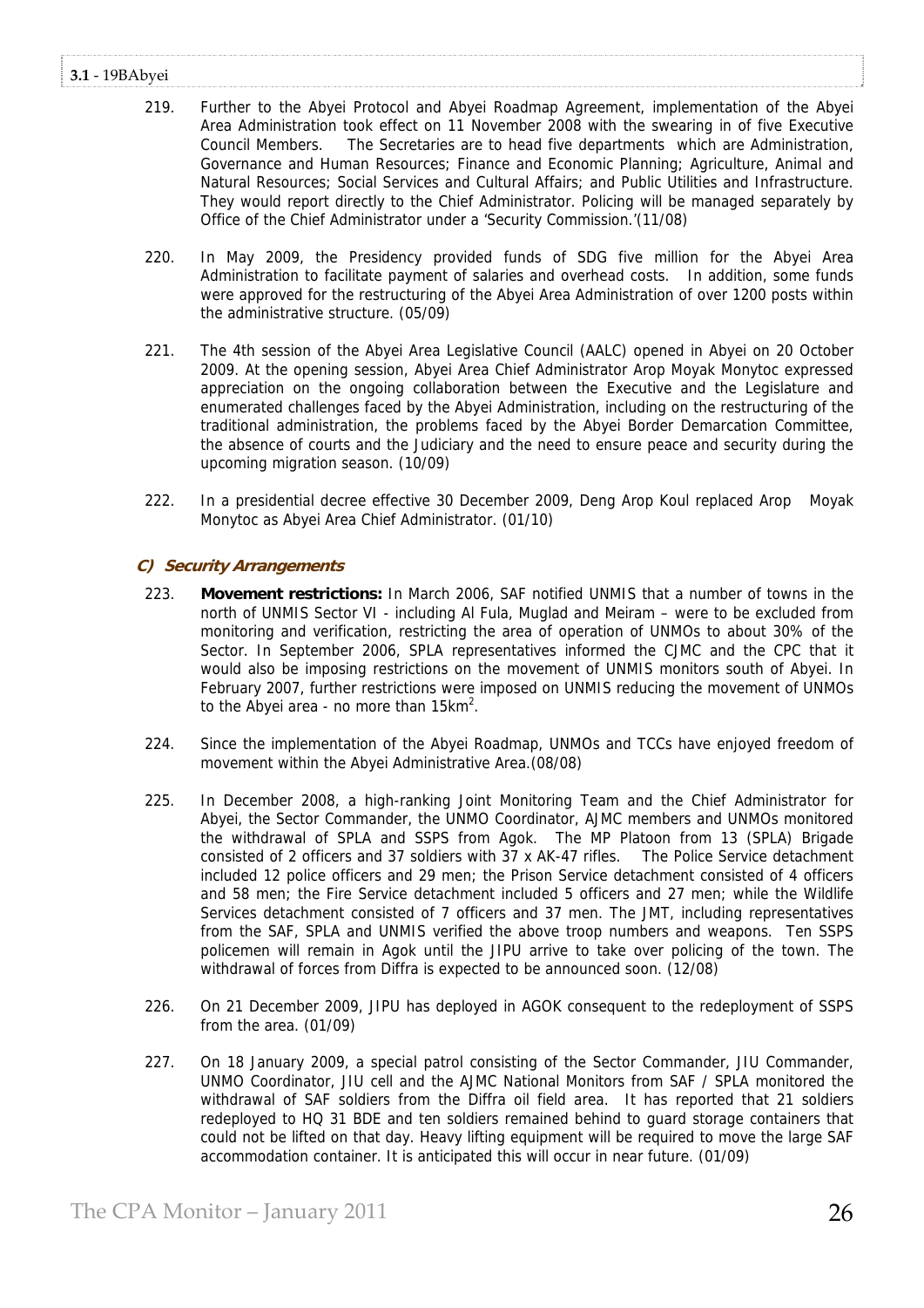219. Further to the Abyei Protocol and Abyei Roadmap Agreement, implementation of the Abyei Area Administration took effect on 11 November 2008 with the swearing in of five Executive Council Members. The Secretaries are to head five departments which are Administration, Governance and Human Resources; Finance and Economic Planning; Agriculture, Animal and Natural Resources; Social Services and Cultural Affairs; and Public Utilities and Infrastructure. They would report directly to the Chief Administrator. Policing will be managed separately by Office of the Chief Administrator under a 'Security Commission.'(11/08)

220. In May 2009, the Presidency provided funds of SDG five million for the Abyei Area Administration to facilitate payment of salaries and overhead costs. In addition, some funds were approved for the restructuring of the Abyei Area Administration of over 1200 posts within the administrative structure. (05/09)

221. The 4th session of the Abyei Area Legislative Council (AALC) opened in Abyei on 20 October 2009. At the opening session, Abyei Area Chief Administrator Arop Moyak Monytoc expressed appreciation on the ongoing collaboration between the Executive and the Legislature and enumerated challenges faced by the Abyei Administration, including on the restructuring of the traditional administration, the problems faced by the Abyei Border Demarcation Committee, the absence of courts and the Judiciary and the need to ensure peace and security during the upcoming migration season. (10/09)

222. In a presidential decree effective 30 December 2009, Deng Arop Koul replaced Arop Moyak Monytoc as Abyei Area Chief Administrator. (01/10)

### C) Security Arrangements

223. **Movement restrictions:** In March 2006, SAF notified UNMIS that a number of towns in the north of UNMIS Sector VI - including Al Fula, Muglad and Meiram – were to be excluded from monitoring and verification, restricting the area of operation of UNMOs to about 30% of the Sector. In September 2006, SPLA representatives informed the CJMC and the CPC that it would also be imposing restrictions on the movement of UNMIS monitors south of Abyei. In February 2007, further restrictions were imposed on UNMIS reducing the movement of UNMOs to the Abyei area - no more than $15km^2$.

224. Since the implementation of the Abyei Roadmap, UNMOs and TCCs have enjoyed freedom of movement within the Abyei Administrative Area.(08/08)

225. In December 2008, a high-ranking Joint Monitoring Team and the Chief Administrator for Abyei, the Sector Commander, the UNMO Coordinator, AJMC members and UNMOs monitored the withdrawal of SPLA and SSPS from Agok. The MP Platoon from 13 (SPLA) Brigade consisted of 2 officers and 37 soldiers with 37 x AK-47 rifles. The Police Service detachment included 12 police officers and 29 men; the Prison Service detachment consisted of 4 officers and 58 men; the Fire Service detachment included 5 officers and 27 men; while the Wildlife Services detachment consisted of 7 officers and 37 men. The JMT, including representatives from the SAF, SPLA and UNMIS verified the above troop numbers and weapons. Ten SSPS policemen will remain in Agok until the JIPU arrive to take over policing of the town. The withdrawal of forces from Diffra is expected to be announced soon. (12/08)

226. On 21 December 2009, JIPU has deployed in AGOK consequent to the redeployment of SSPS from the area. (01/09)

227. On 18 January 2009, a special patrol consisting of the Sector Commander, JIU Commander, UNMO Coordinator, JIU cell and the AJMC National Monitors from SAF / SPLA monitored the withdrawal of SAF soldiers from the Diffra oil field area. It has reported that 21 soldiers redeployed to HQ 31 BDE and ten soldiers remained behind to guard storage containers that could not be lifted on that day. Heavy lifting equipment will be required to move the large SAF accommodation container. It is anticipated this will occur in near future. (01/09)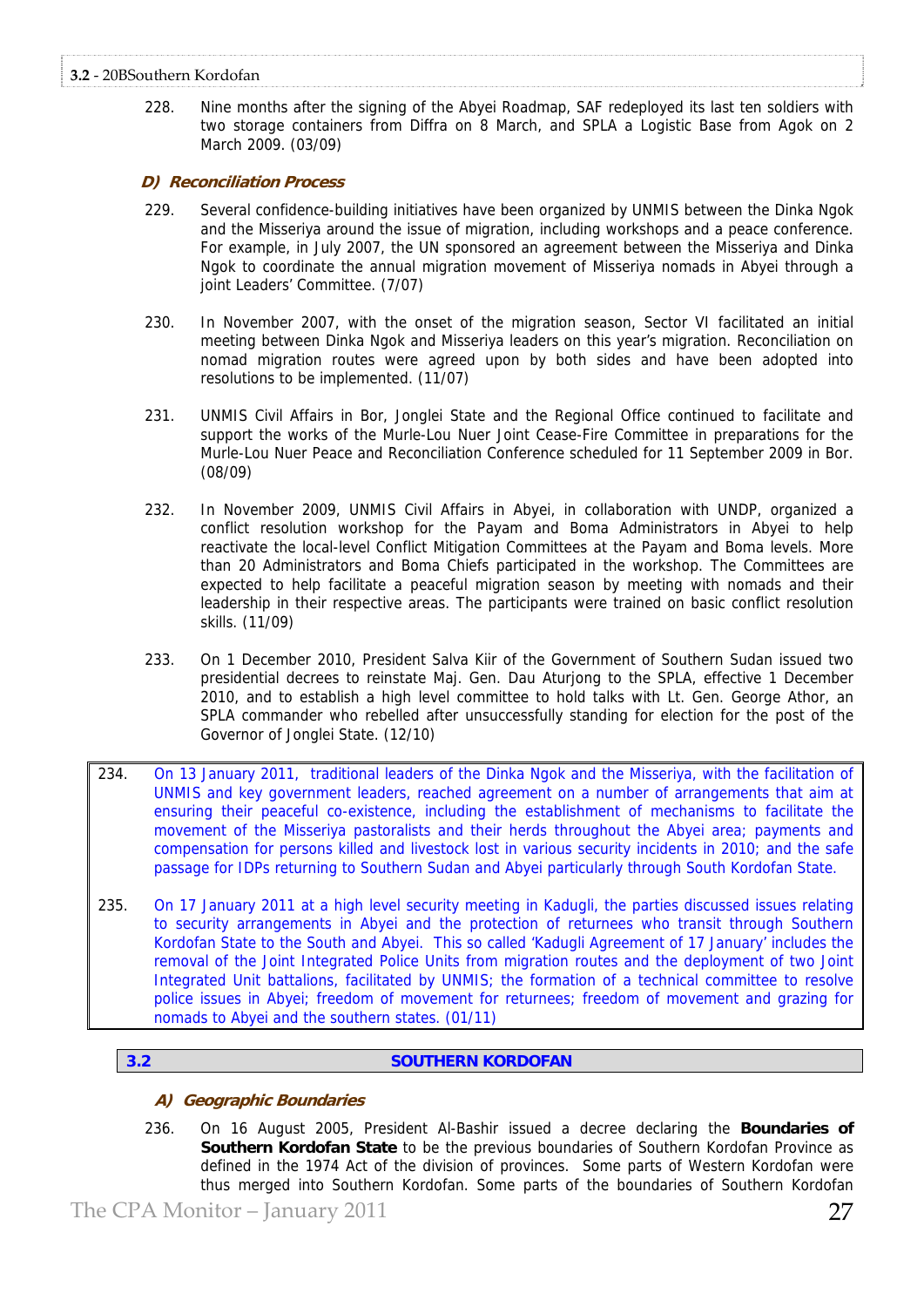228. Nine months after the signing of the Abyei Roadmap, SAF redeployed its last ten soldiers with two storage containers from Diffra on 8 March, and SPLA a Logistic Base from Agok on 2 March 2009. (03/09)

### D) Reconciliation Process

229. Several confidence-building initiatives have been organized by UNMIS between the Dinka Ngok and the Misseriya around the issue of migration, including workshops and a peace conference. For example, in July 2007, the UN sponsored an agreement between the Misseriya and Dinka Ngok to coordinate the annual migration movement of Misseriya nomads in Abyei through a joint Leaders' Committee. (7/07)

230. In November 2007, with the onset of the migration season, Sector VI facilitated an initial meeting between Dinka Ngok and Misseriya leaders on this year's migration. Reconciliation on nomad migration routes were agreed upon by both sides and have been adopted into resolutions to be implemented. (11/07)

231. UNMIS Civil Affairs in Bor, Jonglei State and the Regional Office continued to facilitate and support the works of the Murle-Lou Nuer Joint Cease-Fire Committee in preparations for the Murle-Lou Nuer Peace and Reconciliation Conference scheduled for 11 September 2009 in Bor. (08/09)

232. In November 2009, UNMIS Civil Affairs in Abyei, in collaboration with UNDP, organized a conflict resolution workshop for the Payam and Boma Administrators in Abyei to help reactivate the local-level Conflict Mitigation Committees at the Payam and Boma levels. More than 20 Administrators and Boma Chiefs participated in the workshop. The Committees are expected to help facilitate a peaceful migration season by meeting with nomads and their leadership in their respective areas. The participants were trained on basic conflict resolution skills. (11/09)

233. On 1 December 2010, President Salva Kiir of the Government of Southern Sudan issued two presidential decrees to reinstate Maj. Gen. Dau Aturjong to the SPLA, effective 1 December 2010, and to establish a high level committee to hold talks with Lt. Gen. George Athor, an SPLA commander who rebelled after unsuccessfully standing for election for the post of the Governor of Jonglei State. (12/10)

234. On 13 January 2011, traditional leaders of the Dinka Ngok and the Misseriya, with the facilitation of UNMIS and key government leaders, reached agreement on a number of arrangements that aim at ensuring their peaceful co-existence, including the establishment of mechanisms to facilitate the movement of the Misseriya pastoralists and their herds throughout the Abyei area; payments and compensation for persons killed and livestock lost in various security incidents in 2010; and the safe passage for IDPs returning to Southern Sudan and Abyei particularly through South Kordofan State.

235. On 17 January 2011 at a high level security meeting in Kadugli, the parties discussed issues relating to security arrangements in Abyei and the protection of returnees who transit through Southern Kordofan State to the South and Abyei. This so called 'Kadugli Agreement of 17 January' includes the removal of the Joint Integrated Police Units from migration routes and the deployment of two Joint Integrated Unit battalions, facilitated by UNMIS; the formation of a technical committee to resolve police issues in Abyei; freedom of movement for returnees; freedom of movement and grazing for nomads to Abyei and the southern states. (01/11)

## 3.2 SOUTHERN KORDOFAN

### A) Geographic Boundaries

236. On 16 August 2005, President Al-Bashir issued a decree declaring the **Boundaries of Southern Kordofan State** to be the previous boundaries of Southern Kordofan Province as defined in the 1974 Act of the division of provinces. Some parts of Western Kordofan were thus merged into Southern Kordofan. Some parts of the boundaries of Southern Kordofan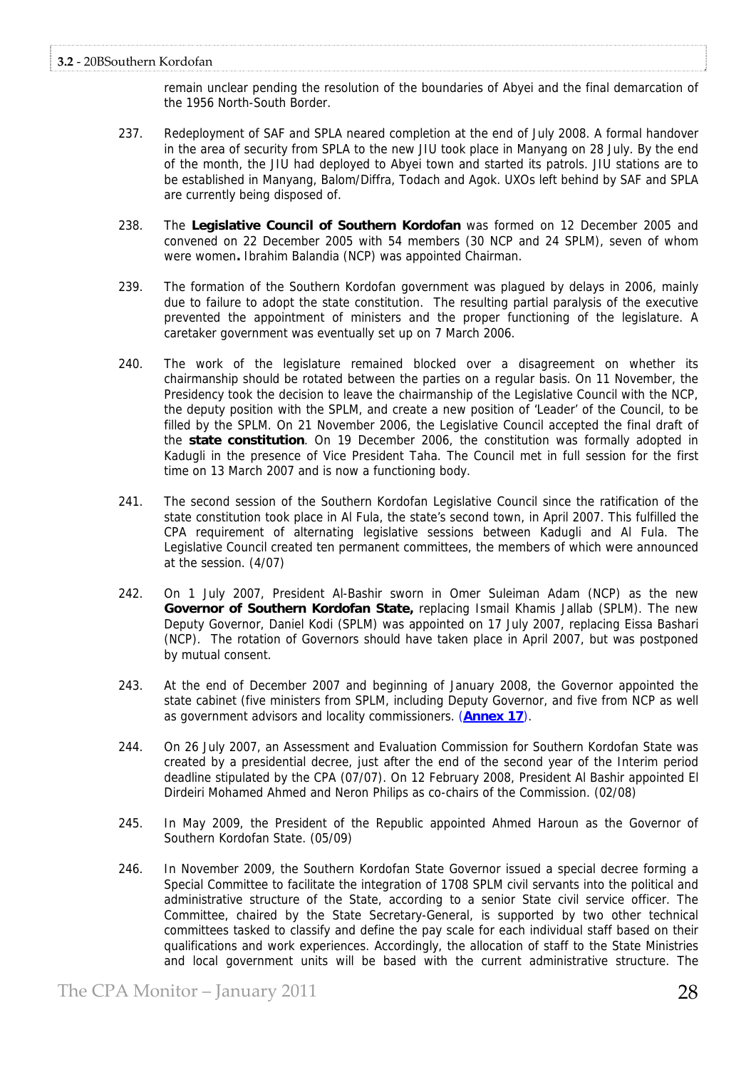remain unclear pending the resolution of the boundaries of Abyei and the final demarcation of the 1956 North-South Border.

237. Redeployment of SAF and SPLA neared completion at the end of July 2008. A formal handover in the area of security from SPLA to the new JIU took place in Manyang on 28 July. By the end of the month, the JIU had deployed to Abyei town and started its patrols. JIU stations are to be established in Manyang, Balom/Diffra, Todach and Agok. UXOs left behind by SAF and SPLA are currently being disposed of.

238. The **Legislative Council of Southern Kordofan** was formed on 12 December 2005 and convened on 22 December 2005 with 54 members (30 NCP and 24 SPLM), seven of whom were women**.** Ibrahim Balandia (NCP) was appointed Chairman.

239. The formation of the Southern Kordofan government was plagued by delays in 2006, mainly due to failure to adopt the state constitution. The resulting partial paralysis of the executive prevented the appointment of ministers and the proper functioning of the legislature. A caretaker government was eventually set up on 7 March 2006.

240. The work of the legislature remained blocked over a disagreement on whether its chairmanship should be rotated between the parties on a regular basis. On 11 November, the Presidency took the decision to leave the chairmanship of the Legislative Council with the NCP, the deputy position with the SPLM, and create a new position of 'Leader' of the Council, to be filled by the SPLM. On 21 November 2006, the Legislative Council accepted the final draft of the **state constitution**. On 19 December 2006, the constitution was formally adopted in Kadugli in the presence of Vice President Taha. The Council met in full session for the first time on 13 March 2007 and is now a functioning body.

241. The second session of the Southern Kordofan Legislative Council since the ratification of the state constitution took place in Al Fula, the state's second town, in April 2007. This fulfilled the CPA requirement of alternating legislative sessions between Kadugli and Al Fula. The Legislative Council created ten permanent committees, the members of which were announced at the session. (4/07)

242. On 1 July 2007, President Al-Bashir sworn in Omer Suleiman Adam (NCP) as the new **Governor of Southern Kordofan State,** replacing Ismail Khamis Jallab (SPLM). The new Deputy Governor, Daniel Kodi (SPLM) was appointed on 17 July 2007, replacing Eissa Bashari (NCP). The rotation of Governors should have taken place in April 2007, but was postponed by mutual consent.

243. At the end of December 2007 and beginning of January 2008, the Governor appointed the state cabinet (five ministers from SPLM, including Deputy Governor, and five from NCP as well as government advisors and locality commissioners. (**Annex 17**).

244. On 26 July 2007, an Assessment and Evaluation Commission for Southern Kordofan State was created by a presidential decree, just after the end of the second year of the Interim period deadline stipulated by the CPA (07/07). On 12 February 2008, President Al Bashir appointed El Dirdeiri Mohamed Ahmed and Neron Philips as co-chairs of the Commission. (02/08)

245. In May 2009, the President of the Republic appointed Ahmed Haroun as the Governor of Southern Kordofan State. (05/09)

246. In November 2009, the Southern Kordofan State Governor issued a special decree forming a Special Committee to facilitate the integration of 1708 SPLM civil servants into the political and administrative structure of the State, according to a senior State civil service officer. The Committee, chaired by the State Secretary-General, is supported by two other technical committees tasked to classify and define the pay scale for each individual staff based on their qualifications and work experiences. Accordingly, the allocation of staff to the State Ministries and local government units will be based with the current administrative structure. The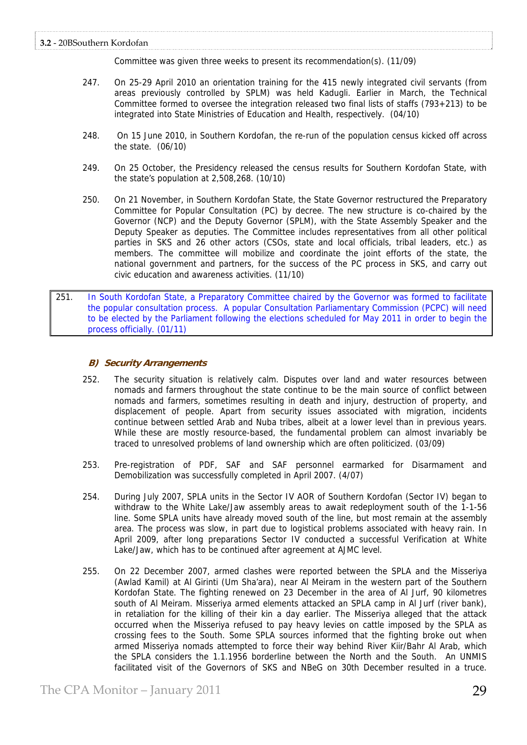Committee was given three weeks to present its recommendation(s). (11/09)

247. On 25-29 April 2010 an orientation training for the 415 newly integrated civil servants (from areas previously controlled by SPLM) was held Kadugli. Earlier in March, the Technical Committee formed to oversee the integration released two final lists of staffs (793+213) to be integrated into State Ministries of Education and Health, respectively. (04/10)

248. On 15 June 2010, in Southern Kordofan, the re-run of the population census kicked off across the state. (06/10)

249. On 25 October, the Presidency released the census results for Southern Kordofan State, with the state's population at 2,508,268. (10/10)

250. On 21 November, in Southern Kordofan State, the State Governor restructured the Preparatory Committee for Popular Consultation (PC) by decree. The new structure is co-chaired by the Governor (NCP) and the Deputy Governor (SPLM), with the State Assembly Speaker and the Deputy Speaker as deputies. The Committee includes representatives from all other political parties in SKS and 26 other actors (CSOs, state and local officials, tribal leaders, etc.) as members. The committee will mobilize and coordinate the joint efforts of the state, the national government and partners, for the success of the PC process in SKS, and carry out civic education and awareness activities. (11/10)

251. In South Kordofan State, a Preparatory Committee chaired by the Governor was formed to facilitate the popular consultation process. A popular Consultation Parliamentary Commission (PCPC) will need to be elected by the Parliament following the elections scheduled for May 2011 in order to begin the process officially. (01/11)

### *B) Security Arrangements*

252. The security situation is relatively calm. Disputes over land and water resources between nomads and farmers throughout the state continue to be the main source of conflict between nomads and farmers, sometimes resulting in death and injury, destruction of property, and displacement of people. Apart from security issues associated with migration, incidents continue between settled Arab and Nuba tribes, albeit at a lower level than in previous years. While these are mostly resource-based, the fundamental problem can almost invariably be traced to unresolved problems of land ownership which are often politicized. (03/09)

253. Pre-registration of PDF, SAF and SAF personnel earmarked for Disarmament and Demobilization was successfully completed in April 2007. (4/07)

254. During July 2007, SPLA units in the Sector IV AOR of Southern Kordofan (Sector IV) began to withdraw to the White Lake/Jaw assembly areas to await redeployment south of the 1-1-56 line. Some SPLA units have already moved south of the line, but most remain at the assembly area. The process was slow, in part due to logistical problems associated with heavy rain. In April 2009, after long preparations Sector IV conducted a successful Verification at White Lake/Jaw, which has to be continued after agreement at AJMC level.

255. On 22 December 2007, armed clashes were reported between the SPLA and the Misseriya (Awlad Kamil) at Al Girinti (Um Sha'ara), near Al Meiram in the western part of the Southern Kordofan State. The fighting renewed on 23 December in the area of Al Jurf, 90 kilometres south of Al Meiram. Misseriya armed elements attacked an SPLA camp in Al Jurf (river bank), in retaliation for the killing of their kin a day earlier. The Misseriya alleged that the attack occurred when the Misseriya refused to pay heavy levies on cattle imposed by the SPLA as crossing fees to the South. Some SPLA sources informed that the fighting broke out when armed Misseriya nomads attempted to force their way behind River Kiir/Bahr Al Arab, which the SPLA considers the 1.1.1956 borderline between the North and the South. An UNMIS facilitated visit of the Governors of SKS and NBeG on 30th December resulted in a truce.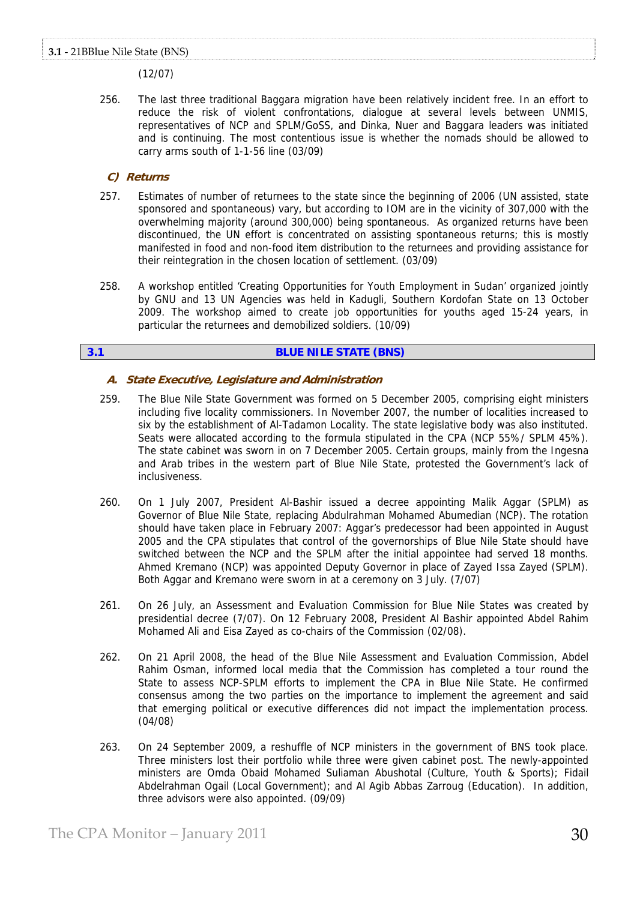(12/07)

256. The last three traditional Baggara migration have been relatively incident free. In an effort to reduce the risk of violent confrontations, dialogue at several levels between UNMIS, representatives of NCP and SPLM/GoSS, and Dinka, Nuer and Baggara leaders was initiated and is continuing. The most contentious issue is whether the nomads should be allowed to carry arms south of 1-1-56 line (03/09)

### *C) Returns*

257. Estimates of number of returnees to the state since the beginning of 2006 (UN assisted, state sponsored and spontaneous) vary, but according to IOM are in the vicinity of 307,000 with the overwhelming majority (around 300,000) being spontaneous. As organized returns have been discontinued, the UN effort is concentrated on assisting spontaneous returns; this is mostly manifested in food and non-food item distribution to the returnees and providing assistance for their reintegration in the chosen location of settlement. (03/09)

258. A workshop entitled 'Creating Opportunities for Youth Employment in Sudan' organized jointly by GNU and 13 UN Agencies was held in Kadugli, Southern Kordofan State on 13 October 2009. The workshop aimed to create job opportunities for youths aged 15-24 years, in particular the returnees and demobilized soldiers. (10/09)

## 3.1 BLUE NILE STATE (BNS)

### *A. State Executive, Legislature and Administration*

259. The Blue Nile State Government was formed on 5 December 2005, comprising eight ministers including five locality commissioners. In November 2007, the number of localities increased to six by the establishment of Al-Tadamon Locality. The state legislative body was also instituted. Seats were allocated according to the formula stipulated in the CPA (NCP 55%/ SPLM 45%). The state cabinet was sworn in on 7 December 2005. Certain groups, mainly from the Ingesna and Arab tribes in the western part of Blue Nile State, protested the Government's lack of inclusiveness.

260. On 1 July 2007, President Al-Bashir issued a decree appointing Malik Aggar (SPLM) as Governor of Blue Nile State, replacing Abdulrahman Mohamed Abumedian (NCP). The rotation should have taken place in February 2007: Aggar's predecessor had been appointed in August 2005 and the CPA stipulates that control of the governorships of Blue Nile State should have switched between the NCP and the SPLM after the initial appointee had served 18 months. Ahmed Kremano (NCP) was appointed Deputy Governor in place of Zayed Issa Zayed (SPLM). Both Aggar and Kremano were sworn in at a ceremony on 3 July. (7/07)

261. On 26 July, an Assessment and Evaluation Commission for Blue Nile States was created by presidential decree (7/07). On 12 February 2008, President Al Bashir appointed Abdel Rahim Mohamed Ali and Eisa Zayed as co-chairs of the Commission (02/08).

262. On 21 April 2008, the head of the Blue Nile Assessment and Evaluation Commission, Abdel Rahim Osman, informed local media that the Commission has completed a tour round the State to assess NCP-SPLM efforts to implement the CPA in Blue Nile State. He confirmed consensus among the two parties on the importance to implement the agreement and said that emerging political or executive differences did not impact the implementation process. (04/08)

263. On 24 September 2009, a reshuffle of NCP ministers in the government of BNS took place. Three ministers lost their portfolio while three were given cabinet post. The newly-appointed ministers are Omda Obaid Mohamed Suliaman Abushotal (Culture, Youth & Sports); Fidail Abdelrahman Ogail (Local Government); and Al Agib Abbas Zarroug (Education). In addition, three advisors were also appointed. (09/09)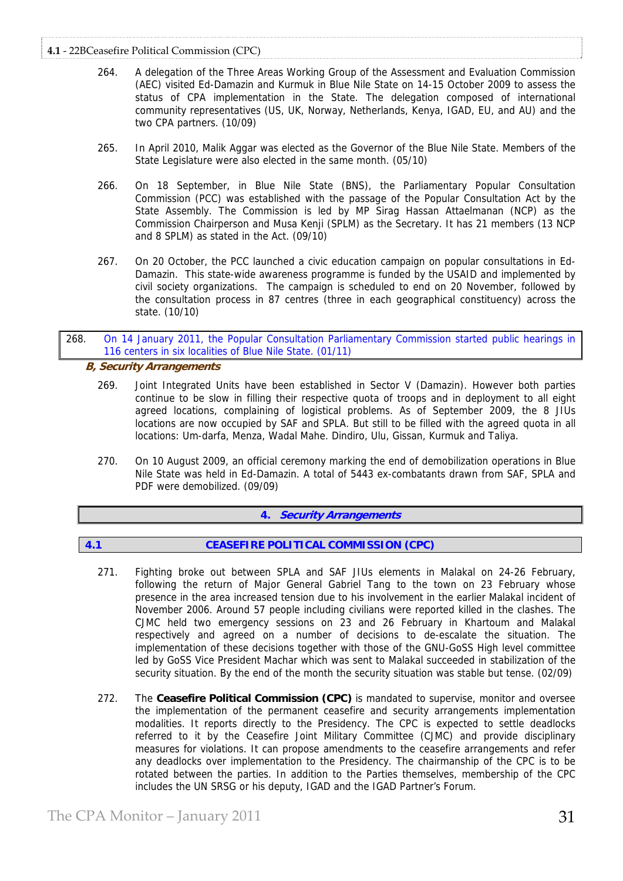264. A delegation of the Three Areas Working Group of the Assessment and Evaluation Commission (AEC) visited Ed-Damazin and Kurmuk in Blue Nile State on 14-15 October 2009 to assess the status of CPA implementation in the State. The delegation composed of international community representatives (US, UK, Norway, Netherlands, Kenya, IGAD, EU, and AU) and the two CPA partners. (10/09)

265. In April 2010, Malik Aggar was elected as the Governor of the Blue Nile State. Members of the State Legislature were also elected in the same month. (05/10)

266. On 18 September, in Blue Nile State (BNS), the Parliamentary Popular Consultation Commission (PCC) was established with the passage of the Popular Consultation Act by the State Assembly. The Commission is led by MP Sirag Hassan Attaelmanan (NCP) as the Commission Chairperson and Musa Kenji (SPLM) as the Secretary. It has 21 members (13 NCP and 8 SPLM) as stated in the Act. (09/10)

267. On 20 October, the PCC launched a civic education campaign on popular consultations in Ed-Damazin. This state-wide awareness programme is funded by the USAID and implemented by civil society organizations. The campaign is scheduled to end on 20 November, followed by the consultation process in 87 centres (three in each geographical constituency) across the state. (10/10)

268. On 14 January 2011, the Popular Consultation Parliamentary Commission started public hearings in 116 centers in six localities of Blue Nile State. (01/11)

***B, Security Arrangements***

269. Joint Integrated Units have been established in Sector V (Damazin). However both parties continue to be slow in filling their respective quota of troops and in deployment to all eight agreed locations, complaining of logistical problems. As of September 2009, the 8 JIUs locations are now occupied by SAF and SPLA. But still to be filled with the agreed quota in all locations: Um-darfa, Menza, Wadal Mahe. Dindiro, Ulu, Gissan, Kurmuk and Taliya.

270. On 10 August 2009, an official ceremony marking the end of demobilization operations in Blue Nile State was held in Ed-Damazin. A total of 5443 ex-combatants drawn from SAF, SPLA and PDF were demobilized. (09/09)

## 4. *Security Arrangements*

### 4.1 CEASEFIRE POLITICAL COMMISSION (CPC)

271. Fighting broke out between SPLA and SAF JIUs elements in Malakal on 24-26 February, following the return of Major General Gabriel Tang to the town on 23 February whose presence in the area increased tension due to his involvement in the earlier Malakal incident of November 2006. Around 57 people including civilians were reported killed in the clashes. The CJMC held two emergency sessions on 23 and 26 February in Khartoum and Malakal respectively and agreed on a number of decisions to de-escalate the situation. The implementation of these decisions together with those of the GNU-GoSS High level committee led by GoSS Vice President Machar which was sent to Malakal succeeded in stabilization of the security situation. By the end of the month the security situation was stable but tense. (02/09)

272. The **Ceasefire Political Commission (CPC)** is mandated to supervise, monitor and oversee the implementation of the permanent ceasefire and security arrangements implementation modalities. It reports directly to the Presidency. The CPC is expected to settle deadlocks referred to it by the Ceasefire Joint Military Committee (CJMC) and provide disciplinary measures for violations. It can propose amendments to the ceasefire arrangements and refer any deadlocks over implementation to the Presidency. The chairmanship of the CPC is to be rotated between the parties. In addition to the Parties themselves, membership of the CPC includes the UN SRSG or his deputy, IGAD and the IGAD Partner's Forum.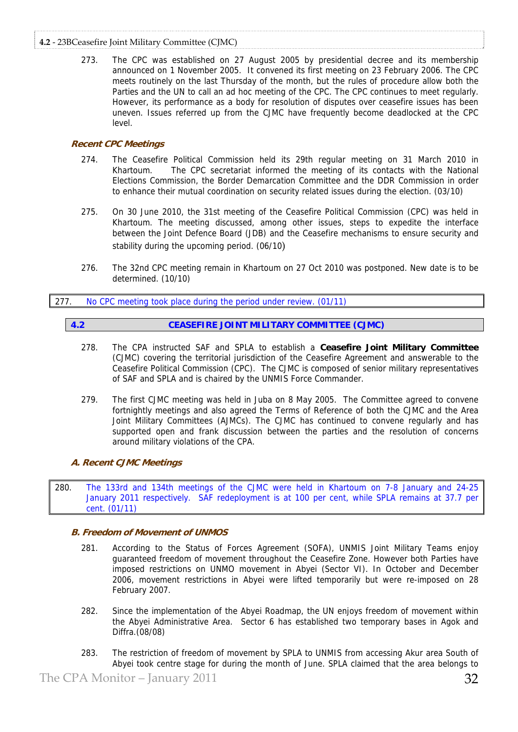273. The CPC was established on 27 August 2005 by presidential decree and its membership announced on 1 November 2005. It convened its first meeting on 23 February 2006. The CPC meets routinely on the last Thursday of the month, but the rules of procedure allow both the Parties and the UN to call an ad hoc meeting of the CPC. The CPC continues to meet regularly. However, its performance as a body for resolution of disputes over ceasefire issues has been uneven. Issues referred up from the CJMC have frequently become deadlocked at the CPC level.

### *Recent CPC Meetings*

274. The Ceasefire Political Commission held its 29th regular meeting on 31 March 2010 in Khartoum. The CPC secretariat informed the meeting of its contacts with the National Elections Commission, the Border Demarcation Committee and the DDR Commission in order to enhance their mutual coordination on security related issues during the election. (03/10)

275. On 30 June 2010, the 31st meeting of the Ceasefire Political Commission (CPC) was held in Khartoum. The meeting discussed, among other issues, steps to expedite the interface between the Joint Defence Board (JDB) and the Ceasefire mechanisms to ensure security and stability during the upcoming period. (06/10)

276. The 32nd CPC meeting remain in Khartoum on 27 Oct 2010 was postponed. New date is to be determined. (10/10)

277. No CPC meeting took place during the period under review. (01/11)

## 4.2 CEASEFIRE JOINT MILITARY COMMITTEE (CJMC)

278. The CPA instructed SAF and SPLA to establish a **Ceasefire Joint Military Committee** (CJMC) covering the territorial jurisdiction of the Ceasefire Agreement and answerable to the Ceasefire Political Commission (CPC). The CJMC is composed of senior military representatives of SAF and SPLA and is chaired by the UNMIS Force Commander.

279. The first CJMC meeting was held in Juba on 8 May 2005. The Committee agreed to convene fortnightly meetings and also agreed the Terms of Reference of both the CJMC and the Area Joint Military Committees (AJMCs). The CJMC has continued to convene regularly and has supported open and frank discussion between the parties and the resolution of concerns around military violations of the CPA.

### *A. Recent CJMC Meetings*

280. The 133rd and 134th meetings of the CJMC were held in Khartoum on 7-8 January and 24-25 January 2011 respectively. SAF redeployment is at 100 per cent, while SPLA remains at 37.7 per cent. (01/11)

### *B. Freedom of Movement of UNMOS*

281. According to the Status of Forces Agreement (SOFA), UNMIS Joint Military Teams enjoy guaranteed freedom of movement throughout the Ceasefire Zone. However both Parties have imposed restrictions on UNMO movement in Abyei (Sector VI). In October and December 2006, movement restrictions in Abyei were lifted temporarily but were re-imposed on 28 February 2007.

282. Since the implementation of the Abyei Roadmap, the UN enjoys freedom of movement within the Abyei Administrative Area. Sector 6 has established two temporary bases in Agok and Diffra.(08/08)

283. The restriction of freedom of movement by SPLA to UNMIS from accessing Akur area South of Abyei took centre stage for during the month of June. SPLA claimed that the area belongs to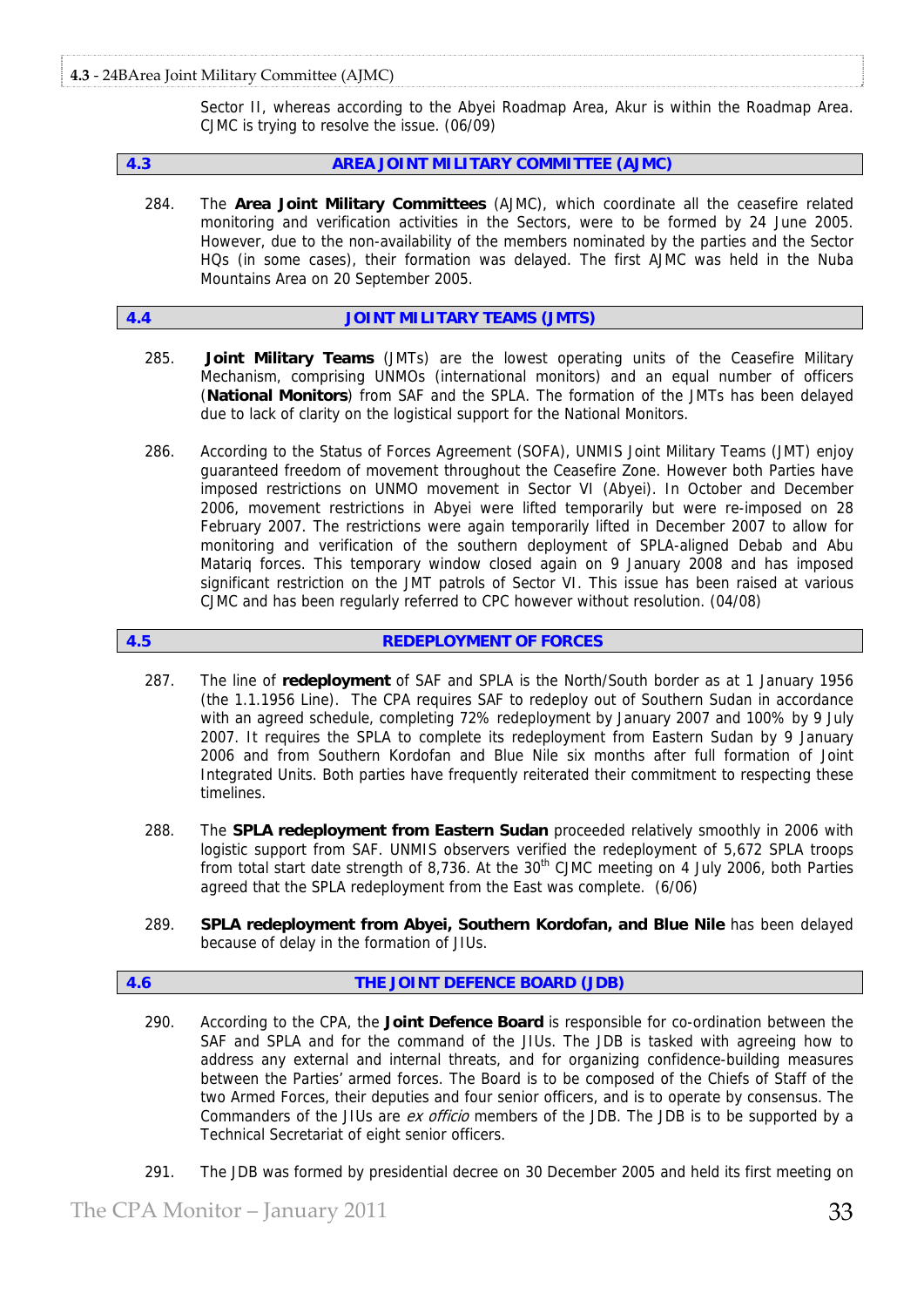Sector II, whereas according to the Abyei Roadmap Area, Akur is within the Roadmap Area. CJMC is trying to resolve the issue. (06/09)

## 4.3 AREA JOINT MILITARY COMMITTEE (AJMC)

284. The **Area Joint Military Committees** (AJMC), which coordinate all the ceasefire related monitoring and verification activities in the Sectors, were to be formed by 24 June 2005. However, due to the non-availability of the members nominated by the parties and the Sector HQs (in some cases), their formation was delayed. The first AJMC was held in the Nuba Mountains Area on 20 September 2005.

## 4.4 JOINT MILITARY TEAMS (JMTS)

285. **Joint Military Teams** (JMTs) are the lowest operating units of the Ceasefire Military Mechanism, comprising UNMOs (international monitors) and an equal number of officers (**National Monitors**) from SAF and the SPLA. The formation of the JMTs has been delayed due to lack of clarity on the logistical support for the National Monitors.

286. According to the Status of Forces Agreement (SOFA), UNMIS Joint Military Teams (JMT) enjoy guaranteed freedom of movement throughout the Ceasefire Zone. However both Parties have imposed restrictions on UNMO movement in Sector VI (Abyei). In October and December 2006, movement restrictions in Abyei were lifted temporarily but were re-imposed on 28 February 2007. The restrictions were again temporarily lifted in December 2007 to allow for monitoring and verification of the southern deployment of SPLA-aligned Debab and Abu Matariq forces. This temporary window closed again on 9 January 2008 and has imposed significant restriction on the JMT patrols of Sector VI. This issue has been raised at various CJMC and has been regularly referred to CPC however without resolution. (04/08)

## 4.5 REDEPLOYMENT OF FORCES

287. The line of **redeployment** of SAF and SPLA is the North/South border as at 1 January 1956 (the 1.1.1956 Line). The CPA requires SAF to redeploy out of Southern Sudan in accordance with an agreed schedule, completing 72% redeployment by January 2007 and 100% by 9 July 2007. It requires the SPLA to complete its redeployment from Eastern Sudan by 9 January 2006 and from Southern Kordofan and Blue Nile six months after full formation of Joint Integrated Units. Both parties have frequently reiterated their commitment to respecting these timelines.

288. The **SPLA redeployment from Eastern Sudan** proceeded relatively smoothly in 2006 with logistic support from SAF. UNMIS observers verified the redeployment of 5,672 SPLA troops from total start date strength of 8,736. At the 30th CJMC meeting on 4 July 2006, both Parties agreed that the SPLA redeployment from the East was complete. (6/06)

289. **SPLA redeployment from Abyei, Southern Kordofan, and Blue Nile** has been delayed because of delay in the formation of JIUs.

## 4.6 THE JOINT DEFENCE BOARD (JDB)

290. According to the CPA, the **Joint Defence Board** is responsible for co-ordination between the SAF and SPLA and for the command of the JIUs. The JDB is tasked with agreeing how to address any external and internal threats, and for organizing confidence-building measures between the Parties' armed forces. The Board is to be composed of the Chiefs of Staff of the two Armed Forces, their deputies and four senior officers, and is to operate by consensus. The Commanders of the JIUs are *ex officio* members of the JDB. The JDB is to be supported by a Technical Secretariat of eight senior officers.

291. The JDB was formed by presidential decree on 30 December 2005 and held its first meeting on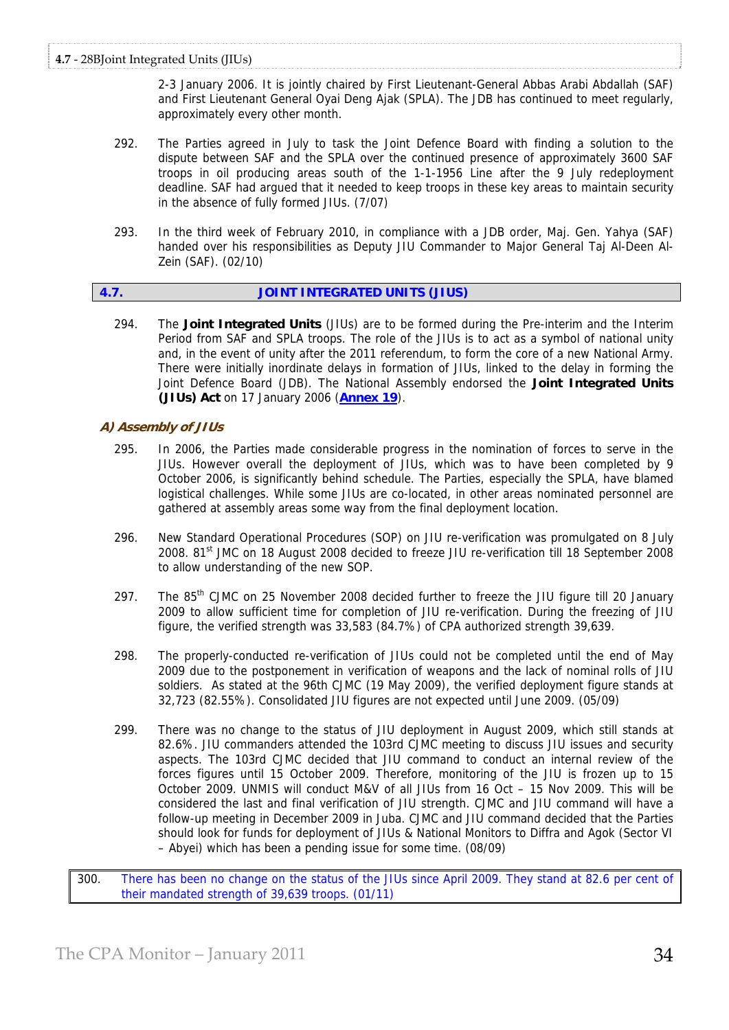2-3 January 2006. It is jointly chaired by First Lieutenant-General Abbas Arabi Abdallah (SAF) and First Lieutenant General Oyai Deng Ajak (SPLA). The JDB has continued to meet regularly, approximately every other month.

292. The Parties agreed in July to task the Joint Defence Board with finding a solution to the dispute between SAF and the SPLA over the continued presence of approximately 3600 SAF troops in oil producing areas south of the 1-1-1956 Line after the 9 July redeployment deadline. SAF had argued that it needed to keep troops in these key areas to maintain security in the absence of fully formed JIUs. (7/07)

293. In the third week of February 2010, in compliance with a JDB order, Maj. Gen. Yahya (SAF) handed over his responsibilities as Deputy JIU Commander to Major General Taj Al-Deen Al-Zein (SAF). (02/10)

## 4.7. JOINT INTEGRATED UNITS (JIUS)

294. The **Joint Integrated Units** (JIUs) are to be formed during the Pre-interim and the Interim Period from SAF and SPLA troops. The role of the JIUs is to act as a symbol of national unity and, in the event of unity after the 2011 referendum, to form the core of a new National Army. There were initially inordinate delays in formation of JIUs, linked to the delay in forming the Joint Defence Board (JDB). The National Assembly endorsed the **Joint Integrated Units (JIUs) Act** on 17 January 2006 (**Annex 19**).

### *A) Assembly of JIUs*

295. In 2006, the Parties made considerable progress in the nomination of forces to serve in the JIUs. However overall the deployment of JIUs, which was to have been completed by 9 October 2006, is significantly behind schedule. The Parties, especially the SPLA, have blamed logistical challenges. While some JIUs are co-located, in other areas nominated personnel are gathered at assembly areas some way from the final deployment location.

296. New Standard Operational Procedures (SOP) on JIU re-verification was promulgated on 8 July 2008. 81st JMC on 18 August 2008 decided to freeze JIU re-verification till 18 September 2008 to allow understanding of the new SOP.

297. The 85th CJMC on 25 November 2008 decided further to freeze the JIU figure till 20 January 2009 to allow sufficient time for completion of JIU re-verification. During the freezing of JIU figure, the verified strength was 33,583 (84.7%) of CPA authorized strength 39,639.

298. The properly-conducted re-verification of JIUs could not be completed until the end of May 2009 due to the postponement in verification of weapons and the lack of nominal rolls of JIU soldiers. As stated at the 96th CJMC (19 May 2009), the verified deployment figure stands at 32,723 (82.55%). Consolidated JIU figures are not expected until June 2009. (05/09)

299. There was no change to the status of JIU deployment in August 2009, which still stands at 82.6%. JIU commanders attended the 103rd CJMC meeting to discuss JIU issues and security aspects. The 103rd CJMC decided that JIU command to conduct an internal review of the forces figures until 15 October 2009. Therefore, monitoring of the JIU is frozen up to 15 October 2009. UNMIS will conduct M&V of all JIUs from 16 Oct – 15 Nov 2009. This will be considered the last and final verification of JIU strength. CJMC and JIU command will have a follow-up meeting in December 2009 in Juba. CJMC and JIU command decided that the Parties should look for funds for deployment of JIUs & National Monitors to Diffra and Agok (Sector VI – Abyei) which has been a pending issue for some time. (08/09)

300. There has been no change on the status of the JIUs since April 2009. They stand at 82.6 per cent of their mandated strength of 39,639 troops. (01/11)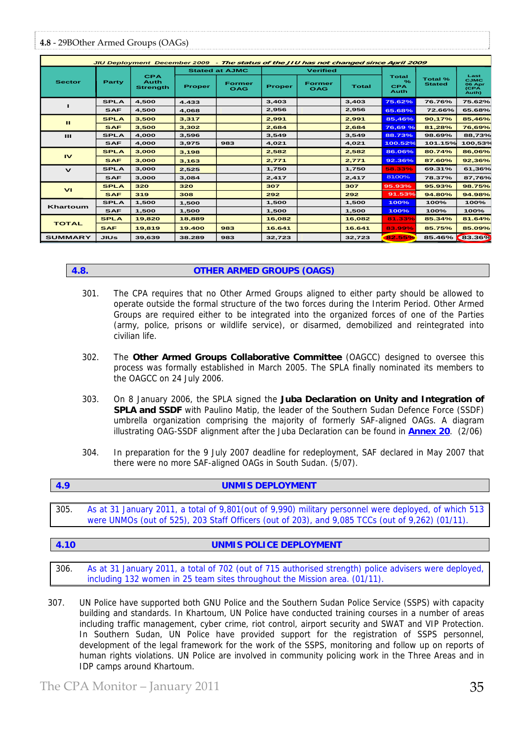**4.8** - 29BOther Armed Groups (OAGs)

| JIU Deployment December 2009 - The status of the JIU has not changed since April 2009 | | | | | | | | | | |
|---|---|---|---|---|---|---|---|---|---|---|
| Sector | Party | CPA Auth Strength | Stated at AJMC | | Verified | | | Total % CPA Auth | Total % Stated | Last CJMC 06 Apr (CPA Auth) |
| | | | Proper | Former OAG | Proper | Former OAG | Total | | | |
| I | SPLA | 4,500 | 4.433 | | 3,403 | | 3,403 | 75.62% | 76.76% | 75.62% |
| | SAF | 4,500 | 4,068 | | 2,956 | | 2,956 | 65.68% | 72.66% | 65.68% |
| II | SPLA | 3,500 | 3,317 | | 2,991 | | 2,991 | 85,46% | 90,17% | 85,46% |
| | SAF | 3,500 | 3,302 | | 2,684 | | 2,684 | 76,69 % | 81,28% | 76,69% |
| III | SPLA | 4,000 | 3,596 | | 3,549 | | 3,549 | 88.73% | 98.69% | 88,73% |
| | SAF | 4,000 | 3,975 | 983 | 4,021 | | 4,021 | 100.52% | 101.15% | 100,53% |
| IV | SPLA | 3,000 | 3,198 | | 2,582 | | 2,582 | 86.06% | 80.74% | 86,06% |
| | SAF | 3,000 | 3,163 | | 2,771 | | 2,771 | 92.36% | 87.60% | 92,36% |
| V | SPLA | 3,000 | 2,525 | | 1,750 | | 1,750 | 58.33% | 69.31% | 61,36% |
| | SAF | 3,000 | 3,084 | | 2,417 | | 2,417 | 8100% | 78.37% | 87,76% |
| VI | SPLA | 320 | 320 | | 307 | | 307 | 95.93% | 95.93% | 98.75% |
| | SAF | 319 | 308 | | 292 | | 292 | 91.53% | 94.80% | 94.98% |
| Khartoum | SPLA | 1,500 | 1,500 | | 1,500 | | 1,500 | 100% | 100% | 100% |
| | SAF | 1,500 | 1,500 | | 1,500 | | 1,500 | 100% | 100% | 100% |
| TOTAL | SPLA | 19,820 | 18,889 | | 16,082 | | 16,082 | 81.33% | 85.34% | 81.64% |
| | SAF | 19,819 | 19.400 | 983 | 16.641 | | 16.641 | 83.99% | 85.75% | 85.09% |
| SUMMARY | JIUs | 39,639 | 38.289 | 983 | 32,723 | | 32,723 | 82.55% | 85.46% | 83.36% |

## 4.8. OTHER ARMED GROUPS (OAGS)

301. The CPA requires that no Other Armed Groups aligned to either party should be allowed to operate outside the formal structure of the two forces during the Interim Period. Other Armed Groups are required either to be integrated into the organized forces of one of the Parties (army, police, prisons or wildlife service), or disarmed, demobilized and reintegrated into civilian life.

302. The **Other Armed Groups Collaborative Committee** (OAGCC) designed to oversee this process was formally established in March 2005. The SPLA finally nominated its members to the OAGCC on 24 July 2006.

303. On 8 January 2006, the SPLA signed the **Juba Declaration on Unity and Integration of SPLA and SSDF** with Paulino Matip, the leader of the Southern Sudan Defence Force (SSDF) umbrella organization comprising the majority of formerly SAF-aligned OAGs. A diagram illustrating OAG-SSDF alignment after the Juba Declaration can be found in **Annex 20**. (2/06)

304. In preparation for the 9 July 2007 deadline for redeployment, SAF declared in May 2007 that there were no more SAF-aligned OAGs in South Sudan. (5/07).

## 4.9 UNMIS DEPLOYMENT

305. As at 31 January 2011, a total of 9,801(out of 9,990) military personnel were deployed, of which 513 were UNMOs (out of 525), 203 Staff Officers (out of 203), and 9,085 TCCs (out of 9,262) (01/11).

## 4.10 UNMIS POLICE DEPLOYMENT

306. As at 31 January 2011, a total of 702 (out of 715 authorised strength) police advisers were deployed, including 132 women in 25 team sites throughout the Mission area. (01/11).

307. UN Police have supported both GNU Police and the Southern Sudan Police Service (SSPS) with capacity building and standards. In Khartoum, UN Police have conducted training courses in a number of areas including traffic management, cyber crime, riot control, airport security and SWAT and VIP Protection. In Southern Sudan, UN Police have provided support for the registration of SSPS personnel, development of the legal framework for the work of the SSPS, monitoring and follow up on reports of human rights violations. UN Police are involved in community policing work in the Three Areas and in IDP camps around Khartoum.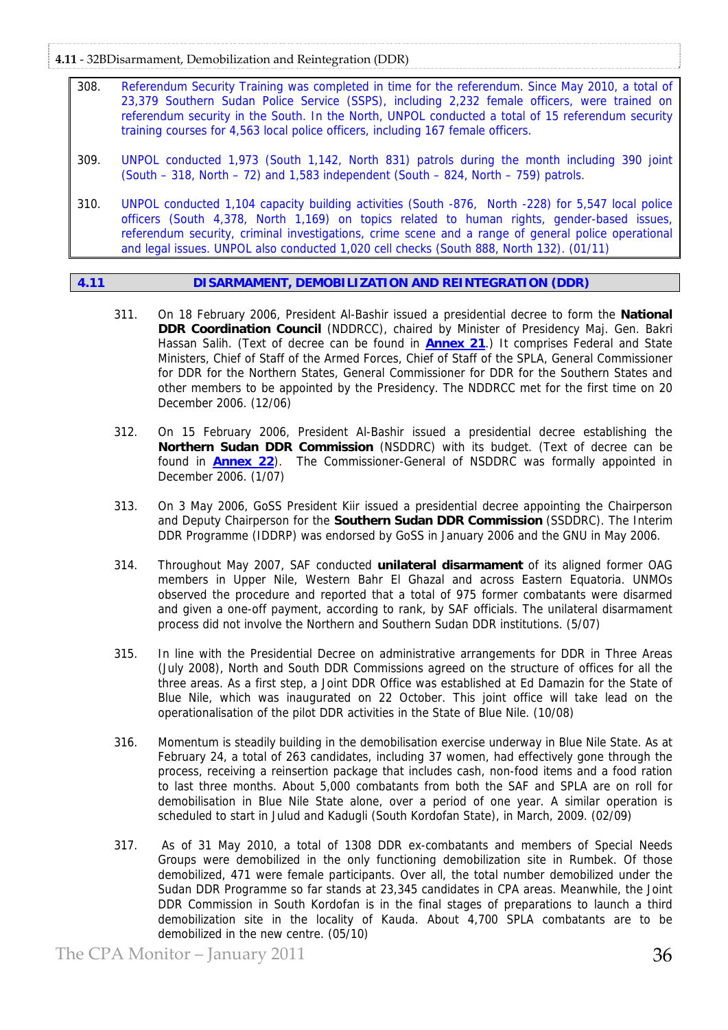308. Referendum Security Training was completed in time for the referendum. Since May 2010, a total of 23,379 Southern Sudan Police Service (SSPS), including 2,232 female officers, were trained on referendum security in the South. In the North, UNPOL conducted a total of 15 referendum security training courses for 4,563 local police officers, including 167 female officers.

309. UNPOL conducted 1,973 (South 1,142, North 831) patrols during the month including 390 joint (South – 318, North – 72) and 1,583 independent (South – 824, North – 759) patrols.

310. UNPOL conducted 1,104 capacity building activities (South -876, North -228) for 5,547 local police officers (South 4,378, North 1,169) on topics related to human rights, gender-based issues, referendum security, criminal investigations, crime scene and a range of general police operational and legal issues. UNPOL also conducted 1,020 cell checks (South 888, North 132). (01/11)

## 4.11 DISARMAMENT, DEMOBILIZATION AND REINTEGRATION (DDR)

311. On 18 February 2006, President Al-Bashir issued a presidential decree to form the **National DDR Coordination Council** (NDDRCC), chaired by Minister of Presidency Maj. Gen. Bakri Hassan Salih. (Text of decree can be found in **Annex 21**.) It comprises Federal and State Ministers, Chief of Staff of the Armed Forces, Chief of Staff of the SPLA, General Commissioner for DDR for the Northern States, General Commissioner for DDR for the Southern States and other members to be appointed by the Presidency. The NDDRCC met for the first time on 20 December 2006. (12/06)

312. On 15 February 2006, President Al-Bashir issued a presidential decree establishing the **Northern Sudan DDR Commission** (NSDDRC) with its budget. (Text of decree can be found in **Annex 22**). The Commissioner-General of NSDDRC was formally appointed in December 2006. (1/07)

313. On 3 May 2006, GoSS President Kiir issued a presidential decree appointing the Chairperson and Deputy Chairperson for the **Southern Sudan DDR Commission** (SSDDRC). The Interim DDR Programme (IDDRP) was endorsed by GoSS in January 2006 and the GNU in May 2006.

314. Throughout May 2007, SAF conducted **unilateral disarmament** of its aligned former OAG members in Upper Nile, Western Bahr El Ghazal and across Eastern Equatoria. UNMOs observed the procedure and reported that a total of 975 former combatants were disarmed and given a one-off payment, according to rank, by SAF officials. The unilateral disarmament process did not involve the Northern and Southern Sudan DDR institutions. (5/07)

315. In line with the Presidential Decree on administrative arrangements for DDR in Three Areas (July 2008), North and South DDR Commissions agreed on the structure of offices for all the three areas. As a first step, a Joint DDR Office was established at Ed Damazin for the State of Blue Nile, which was inaugurated on 22 October. This joint office will take lead on the operationalisation of the pilot DDR activities in the State of Blue Nile. (10/08)

316. Momentum is steadily building in the demobilisation exercise underway in Blue Nile State. As at February 24, a total of 263 candidates, including 37 women, had effectively gone through the process, receiving a reinsertion package that includes cash, non-food items and a food ration to last three months. About 5,000 combatants from both the SAF and SPLA are on roll for demobilisation in Blue Nile State alone, over a period of one year. A similar operation is scheduled to start in Julud and Kadugli (South Kordofan State), in March, 2009. (02/09)

317. As of 31 May 2010, a total of 1308 DDR ex-combatants and members of Special Needs Groups were demobilized in the only functioning demobilization site in Rumbek. Of those demobilized, 471 were female participants. Over all, the total number demobilized under the Sudan DDR Programme so far stands at 23,345 candidates in CPA areas. Meanwhile, the Joint DDR Commission in South Kordofan is in the final stages of preparations to launch a third demobilization site in the locality of Kauda. About 4,700 SPLA combatants are to be demobilized in the new centre. (05/10)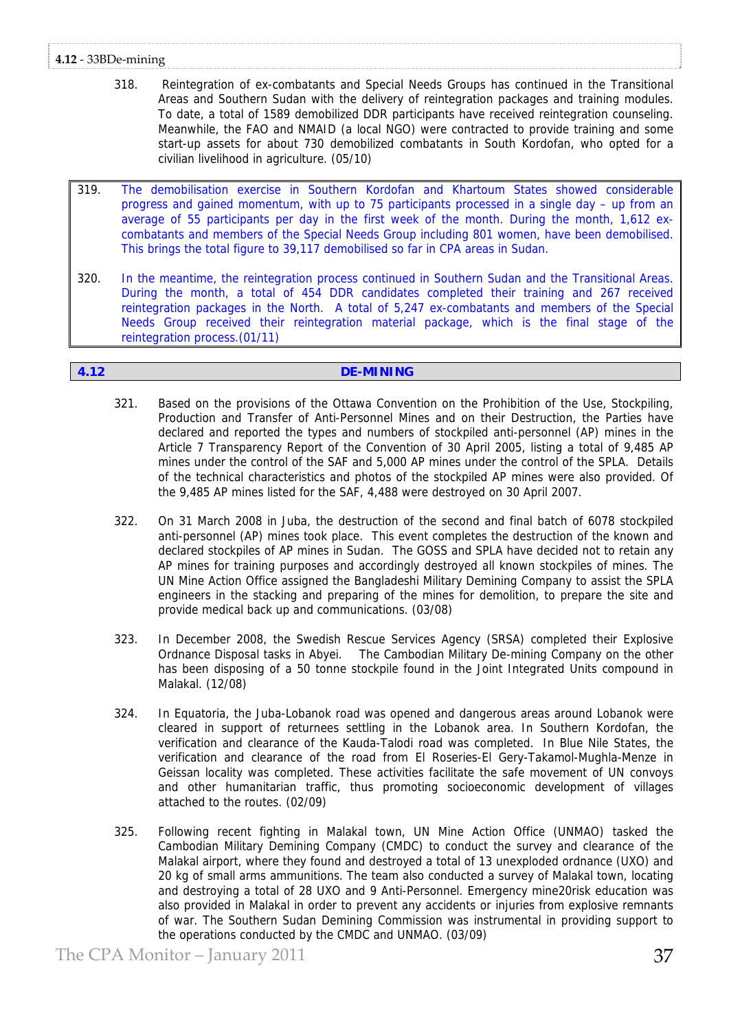318. Reintegration of ex-combatants and Special Needs Groups has continued in the Transitional Areas and Southern Sudan with the delivery of reintegration packages and training modules. To date, a total of 1589 demobilized DDR participants have received reintegration counseling. Meanwhile, the FAO and NMAID (a local NGO) were contracted to provide training and some start-up assets for about 730 demobilized combatants in South Kordofan, who opted for a civilian livelihood in agriculture. (05/10)

319. The demobilisation exercise in Southern Kordofan and Khartoum States showed considerable progress and gained momentum, with up to 75 participants processed in a single day – up from an average of 55 participants per day in the first week of the month. During the month, 1,612 ex-combatants and members of the Special Needs Group including 801 women, have been demobilised. This brings the total figure to 39,117 demobilised so far in CPA areas in Sudan.

320. In the meantime, the reintegration process continued in Southern Sudan and the Transitional Areas. During the month, a total of 454 DDR candidates completed their training and 267 received reintegration packages in the North. A total of 5,247 ex-combatants and members of the Special Needs Group received their reintegration material package, which is the final stage of the reintegration process.(01/11)

## 4.12 DE-MINING

321. Based on the provisions of the Ottawa Convention on the Prohibition of the Use, Stockpiling, Production and Transfer of Anti-Personnel Mines and on their Destruction, the Parties have declared and reported the types and numbers of stockpiled anti-personnel (AP) mines in the Article 7 Transparency Report of the Convention of 30 April 2005, listing a total of 9,485 AP mines under the control of the SAF and 5,000 AP mines under the control of the SPLA. Details of the technical characteristics and photos of the stockpiled AP mines were also provided. Of the 9,485 AP mines listed for the SAF, 4,488 were destroyed on 30 April 2007.

322. On 31 March 2008 in Juba, the destruction of the second and final batch of 6078 stockpiled anti-personnel (AP) mines took place. This event completes the destruction of the known and declared stockpiles of AP mines in Sudan. The GOSS and SPLA have decided not to retain any AP mines for training purposes and accordingly destroyed all known stockpiles of mines. The UN Mine Action Office assigned the Bangladeshi Military Demining Company to assist the SPLA engineers in the stacking and preparing of the mines for demolition, to prepare the site and provide medical back up and communications. (03/08)

323. In December 2008, the Swedish Rescue Services Agency (SRSA) completed their Explosive Ordnance Disposal tasks in Abyei. The Cambodian Military De-mining Company on the other has been disposing of a 50 tonne stockpile found in the Joint Integrated Units compound in Malakal. (12/08)

324. In Equatoria, the Juba-Lobanok road was opened and dangerous areas around Lobanok were cleared in support of returnees settling in the Lobanok area. In Southern Kordofan, the verification and clearance of the Kauda-Talodi road was completed. In Blue Nile States, the verification and clearance of the road from El Roseries-El Gery-Takamol-Mughla-Menze in Geissan locality was completed. These activities facilitate the safe movement of UN convoys and other humanitarian traffic, thus promoting socioeconomic development of villages attached to the routes. (02/09)

325. Following recent fighting in Malakal town, UN Mine Action Office (UNMAO) tasked the Cambodian Military Demining Company (CMDC) to conduct the survey and clearance of the Malakal airport, where they found and destroyed a total of 13 unexploded ordnance (UXO) and 20 kg of small arms ammunitions. The team also conducted a survey of Malakal town, locating and destroying a total of 28 UXO and 9 Anti-Personnel. Emergency mine20risk education was also provided in Malakal in order to prevent any accidents or injuries from explosive remnants of war. The Southern Sudan Demining Commission was instrumental in providing support to the operations conducted by the CMDC and UNMAO. (03/09)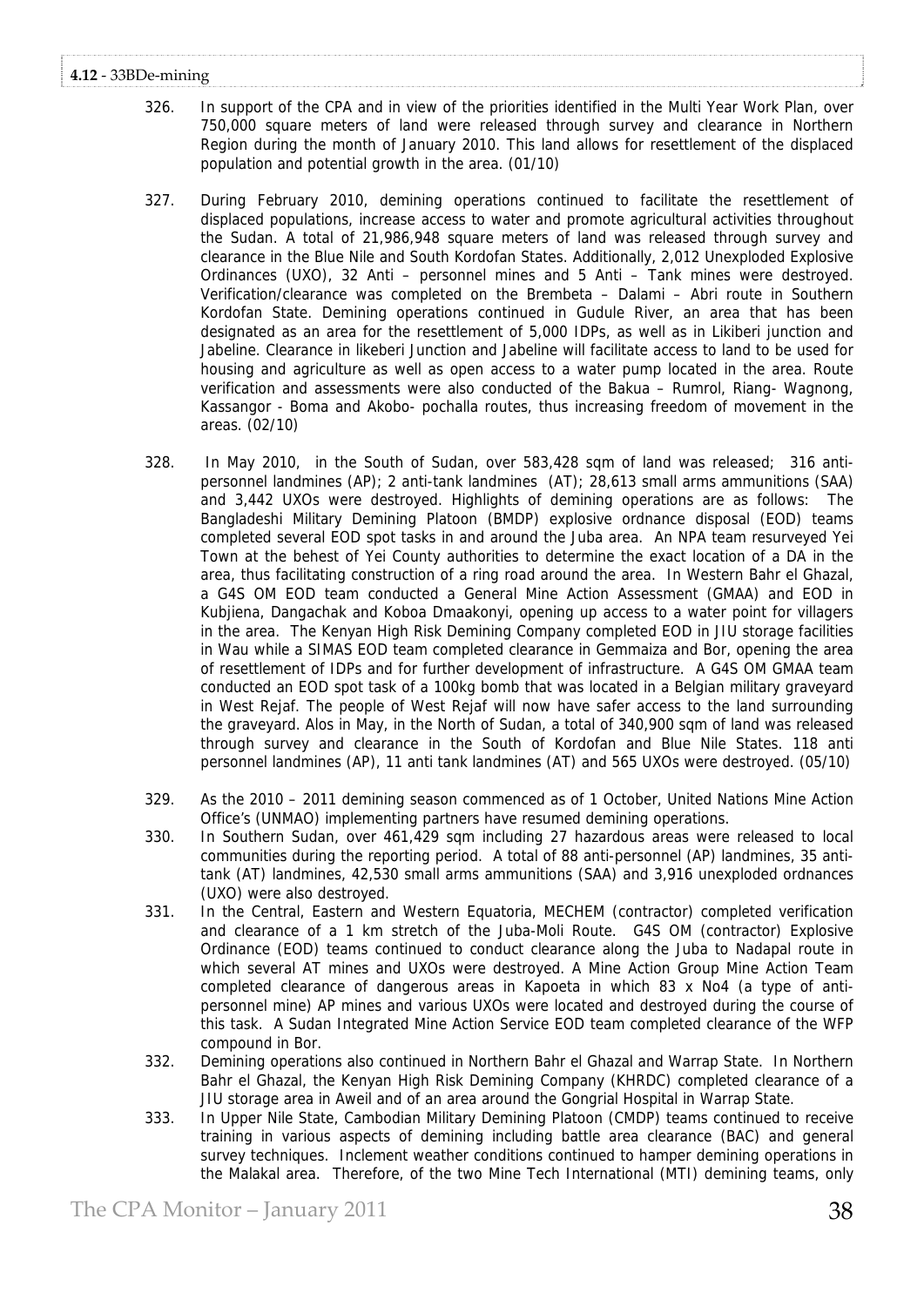**4.12** - 33BDe-mining

326. In support of the CPA and in view of the priorities identified in the Multi Year Work Plan, over 750,000 square meters of land were released through survey and clearance in Northern Region during the month of January 2010. This land allows for resettlement of the displaced population and potential growth in the area. (01/10)

327. During February 2010, demining operations continued to facilitate the resettlement of displaced populations, increase access to water and promote agricultural activities throughout the Sudan. A total of 21,986,948 square meters of land was released through survey and clearance in the Blue Nile and South Kordofan States. Additionally, 2,012 Unexploded Explosive Ordinances (UXO), 32 Anti – personnel mines and 5 Anti – Tank mines were destroyed. Verification/clearance was completed on the Brembeta – Dalami – Abri route in Southern Kordofan State. Demining operations continued in Gudule River, an area that has been designated as an area for the resettlement of 5,000 IDPs, as well as in Likiberi junction and Jabeline. Clearance in likeberi Junction and Jabeline will facilitate access to land to be used for housing and agriculture as well as open access to a water pump located in the area. Route verification and assessments were also conducted of the Bakua – Rumrol, Riang- Wagnong, Kassangor - Boma and Akobo- pochalla routes, thus increasing freedom of movement in the areas. (02/10)

328. In May 2010, in the South of Sudan, over 583,428 sqm of land was released; 316 anti-personnel landmines (AP); 2 anti-tank landmines (AT); 28,613 small arms ammunitions (SAA) and 3,442 UXOs were destroyed. Highlights of demining operations are as follows: The Bangladeshi Military Demining Platoon (BMDP) explosive ordnance disposal (EOD) teams completed several EOD spot tasks in and around the Juba area. An NPA team resurveyed Yei Town at the behest of Yei County authorities to determine the exact location of a DA in the area, thus facilitating construction of a ring road around the area. In Western Bahr el Ghazal, a G4S OM EOD team conducted a General Mine Action Assessment (GMAA) and EOD in Kubjiena, Dangachak and Koboa Dmaakonyi, opening up access to a water point for villagers in the area. The Kenyan High Risk Demining Company completed EOD in JIU storage facilities in Wau while a SIMAS EOD team completed clearance in Gemmaiza and Bor, opening the area of resettlement of IDPs and for further development of infrastructure. A G4S OM GMAA team conducted an EOD spot task of a 100kg bomb that was located in a Belgian military graveyard in West Rejaf. The people of West Rejaf will now have safer access to the land surrounding the graveyard. Alos in May, in the North of Sudan, a total of 340,900 sqm of land was released through survey and clearance in the South of Kordofan and Blue Nile States. 118 anti personnel landmines (AP), 11 anti tank landmines (AT) and 565 UXOs were destroyed. (05/10)

329. As the 2010 – 2011 demining season commenced as of 1 October, United Nations Mine Action Office's (UNMAO) implementing partners have resumed demining operations.

330. In Southern Sudan, over 461,429 sqm including 27 hazardous areas were released to local communities during the reporting period. A total of 88 anti-personnel (AP) landmines, 35 anti-tank (AT) landmines, 42,530 small arms ammunitions (SAA) and 3,916 unexploded ordnances (UXO) were also destroyed.

331. In the Central, Eastern and Western Equatoria, MECHEM (contractor) completed verification and clearance of a 1 km stretch of the Juba-Moli Route. G4S OM (contractor) Explosive Ordinance (EOD) teams continued to conduct clearance along the Juba to Nadapal route in which several AT mines and UXOs were destroyed. A Mine Action Group Mine Action Team completed clearance of dangerous areas in Kapoeta in which 83 x No4 (a type of anti-personnel mine) AP mines and various UXOs were located and destroyed during the course of this task. A Sudan Integrated Mine Action Service EOD team completed clearance of the WFP compound in Bor.

332. Demining operations also continued in Northern Bahr el Ghazal and Warrap State. In Northern Bahr el Ghazal, the Kenyan High Risk Demining Company (KHRDC) completed clearance of a JIU storage area in Aweil and of an area around the Gongrial Hospital in Warrap State.

333. In Upper Nile State, Cambodian Military Demining Platoon (CMDP) teams continued to receive training in various aspects of demining including battle area clearance (BAC) and general survey techniques. Inclement weather conditions continued to hamper demining operations in the Malakal area. Therefore, of the two Mine Tech International (MTI) demining teams, only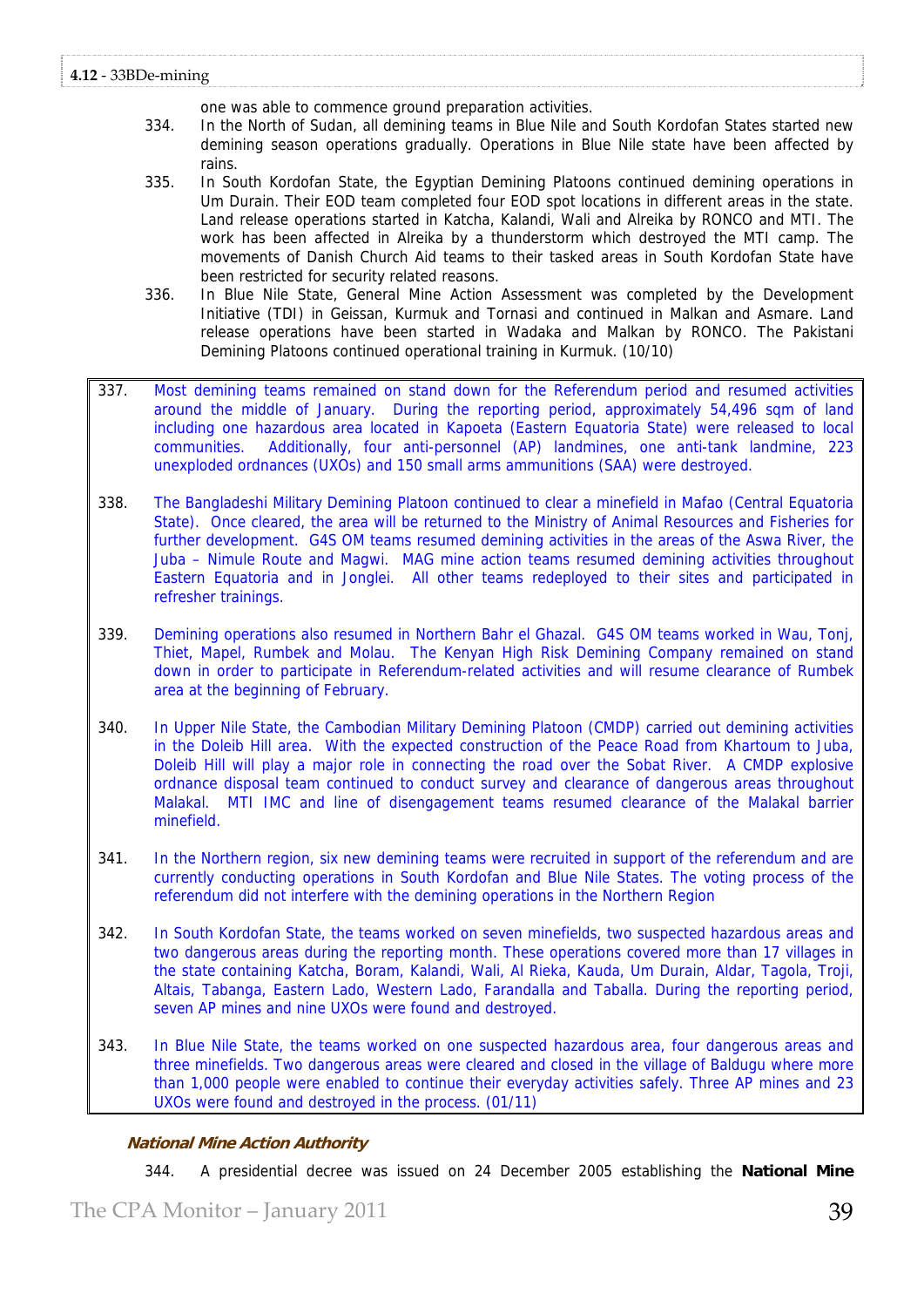one was able to commence ground preparation activities.

334. In the North of Sudan, all demining teams in Blue Nile and South Kordofan States started new demining season operations gradually. Operations in Blue Nile state have been affected by rains.

335. In South Kordofan State, the Egyptian Demining Platoons continued demining operations in Um Durain. Their EOD team completed four EOD spot locations in different areas in the state. Land release operations started in Katcha, Kalandi, Wali and Alreika by RONCO and MTI. The work has been affected in Alreika by a thunderstorm which destroyed the MTI camp. The movements of Danish Church Aid teams to their tasked areas in South Kordofan State have been restricted for security related reasons.

336. In Blue Nile State, General Mine Action Assessment was completed by the Development Initiative (TDI) in Geissan, Kurmuk and Tornasi and continued in Malkan and Asmare. Land release operations have been started in Wadaka and Malkan by RONCO. The Pakistani Demining Platoons continued operational training in Kurmuk. (10/10)

337. Most demining teams remained on stand down for the Referendum period and resumed activities around the middle of January. During the reporting period, approximately 54,496 sqm of land including one hazardous area located in Kapoeta (Eastern Equatoria State) were released to local communities. Additionally, four anti-personnel (AP) landmines, one anti-tank landmine, 223 unexploded ordnances (UXOs) and 150 small arms ammunitions (SAA) were destroyed.

338. The Bangladeshi Military Demining Platoon continued to clear a minefield in Mafao (Central Equatoria State). Once cleared, the area will be returned to the Ministry of Animal Resources and Fisheries for further development. G4S OM teams resumed demining activities in the areas of the Aswa River, the Juba – Nimule Route and Magwi. MAG mine action teams resumed demining activities throughout Eastern Equatoria and in Jonglei. All other teams redeployed to their sites and participated in refresher trainings.

339. Demining operations also resumed in Northern Bahr el Ghazal. G4S OM teams worked in Wau, Tonj, Thiet, Mapel, Rumbek and Molau. The Kenyan High Risk Demining Company remained on stand down in order to participate in Referendum-related activities and will resume clearance of Rumbek area at the beginning of February.

340. In Upper Nile State, the Cambodian Military Demining Platoon (CMDP) carried out demining activities in the Doleib Hill area. With the expected construction of the Peace Road from Khartoum to Juba, Doleib Hill will play a major role in connecting the road over the Sobat River. A CMDP explosive ordnance disposal team continued to conduct survey and clearance of dangerous areas throughout Malakal. MTI IMC and line of disengagement teams resumed clearance of the Malakal barrier minefield.

341. In the Northern region, six new demining teams were recruited in support of the referendum and are currently conducting operations in South Kordofan and Blue Nile States. The voting process of the referendum did not interfere with the demining operations in the Northern Region

342. In South Kordofan State, the teams worked on seven minefields, two suspected hazardous areas and two dangerous areas during the reporting month. These operations covered more than 17 villages in the state containing Katcha, Boram, Kalandi, Wali, Al Rieka, Kauda, Um Durain, Aldar, Tagola, Troji, Altais, Tabanga, Eastern Lado, Western Lado, Farandalla and Taballa. During the reporting period, seven AP mines and nine UXOs were found and destroyed.

343. In Blue Nile State, the teams worked on one suspected hazardous area, four dangerous areas and three minefields. Two dangerous areas were cleared and closed in the village of Baldugu where more than 1,000 people were enabled to continue their everyday activities safely. Three AP mines and 23 UXOs were found and destroyed in the process. (01/11)

***National Mine Action Authority***

344. A presidential decree was issued on 24 December 2005 establishing the **National Mine**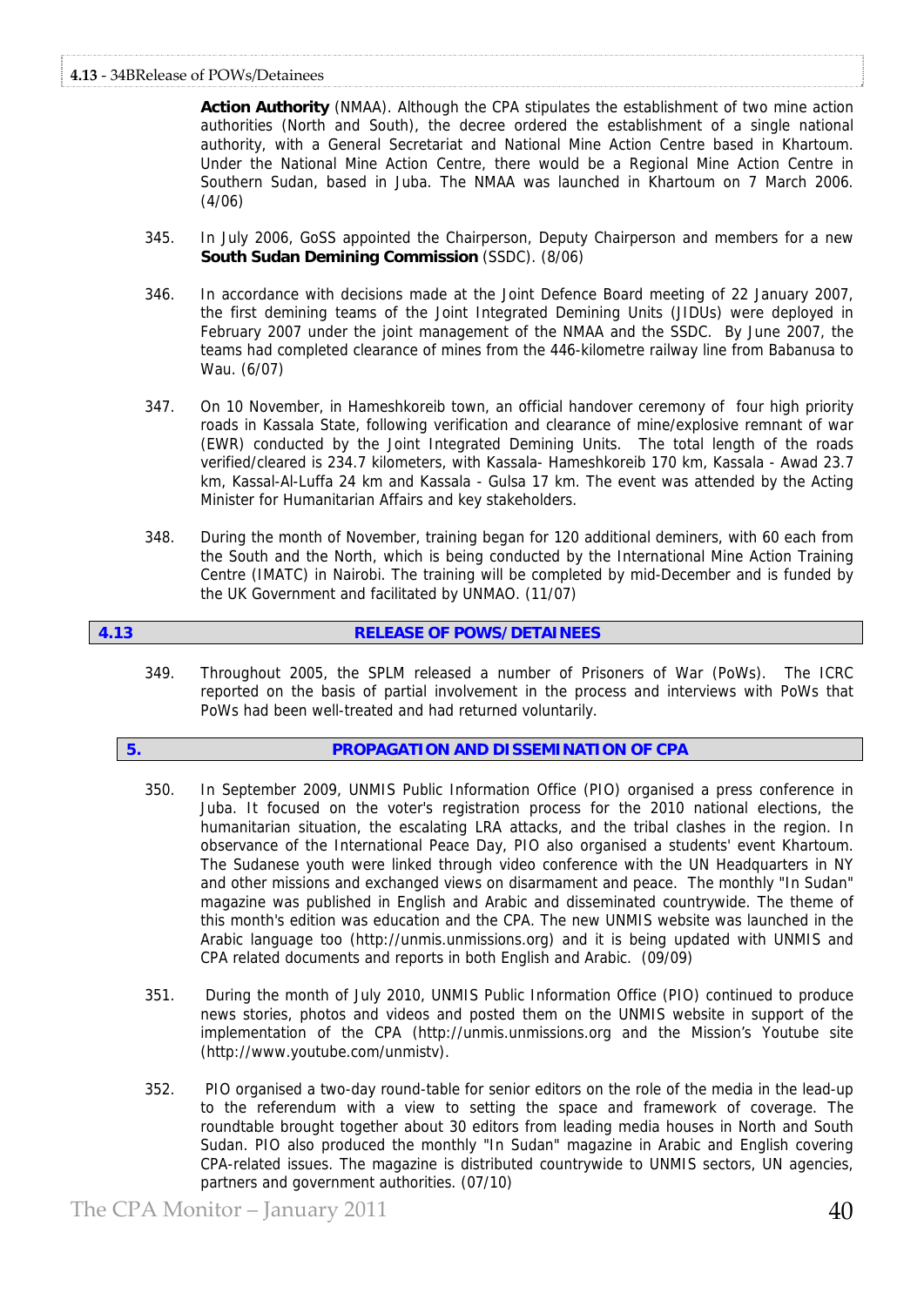**Action Authority** (NMAA). Although the CPA stipulates the establishment of two mine action authorities (North and South), the decree ordered the establishment of a single national authority, with a General Secretariat and National Mine Action Centre based in Khartoum. Under the National Mine Action Centre, there would be a Regional Mine Action Centre in Southern Sudan, based in Juba. The NMAA was launched in Khartoum on 7 March 2006. (4/06)

345. In July 2006, GoSS appointed the Chairperson, Deputy Chairperson and members for a new **South Sudan Demining Commission** (SSDC). (8/06)

346. In accordance with decisions made at the Joint Defence Board meeting of 22 January 2007, the first demining teams of the Joint Integrated Demining Units (JIDUs) were deployed in February 2007 under the joint management of the NMAA and the SSDC. By June 2007, the teams had completed clearance of mines from the 446-kilometre railway line from Babanusa to Wau. (6/07)

347. On 10 November, in Hameshkoreib town, an official handover ceremony of four high priority roads in Kassala State, following verification and clearance of mine/explosive remnant of war (EWR) conducted by the Joint Integrated Demining Units. The total length of the roads verified/cleared is 234.7 kilometers, with Kassala- Hameshkoreib 170 km, Kassala - Awad 23.7 km, Kassal-Al-Luffa 24 km and Kassala - Gulsa 17 km. The event was attended by the Acting Minister for Humanitarian Affairs and key stakeholders.

348. During the month of November, training began for 120 additional deminers, with 60 each from the South and the North, which is being conducted by the International Mine Action Training Centre (IMATC) in Nairobi. The training will be completed by mid-December and is funded by the UK Government and facilitated by UNMAO. (11/07)

## 4.13 RELEASE OF POWS/DETAINEES

349. Throughout 2005, the SPLM released a number of Prisoners of War (PoWs). The ICRC reported on the basis of partial involvement in the process and interviews with PoWs that PoWs had been well-treated and had returned voluntarily.

# 5. PROPAGATION AND DISSEMINATION OF CPA

350. In September 2009, UNMIS Public Information Office (PIO) organised a press conference in Juba. It focused on the voter's registration process for the 2010 national elections, the humanitarian situation, the escalating LRA attacks, and the tribal clashes in the region. In observance of the International Peace Day, PIO also organised a students' event Khartoum. The Sudanese youth were linked through video conference with the UN Headquarters in NY and other missions and exchanged views on disarmament and peace. The monthly "In Sudan" magazine was published in English and Arabic and disseminated countrywide. The theme of this month's edition was education and the CPA. The new UNMIS website was launched in the Arabic language too (http://unmis.unmissions.org) and it is being updated with UNMIS and CPA related documents and reports in both English and Arabic. (09/09)

351. During the month of July 2010, UNMIS Public Information Office (PIO) continued to produce news stories, photos and videos and posted them on the UNMIS website in support of the implementation of the CPA (http://unmis.unmissions.org and the Mission's Youtube site (http://www.youtube.com/unmistv).

352. PIO organised a two-day round-table for senior editors on the role of the media in the lead-up to the referendum with a view to setting the space and framework of coverage. The roundtable brought together about 30 editors from leading media houses in North and South Sudan. PIO also produced the monthly "In Sudan" magazine in Arabic and English covering CPA-related issues. The magazine is distributed countrywide to UNMIS sectors, UN agencies, partners and government authorities. (07/10)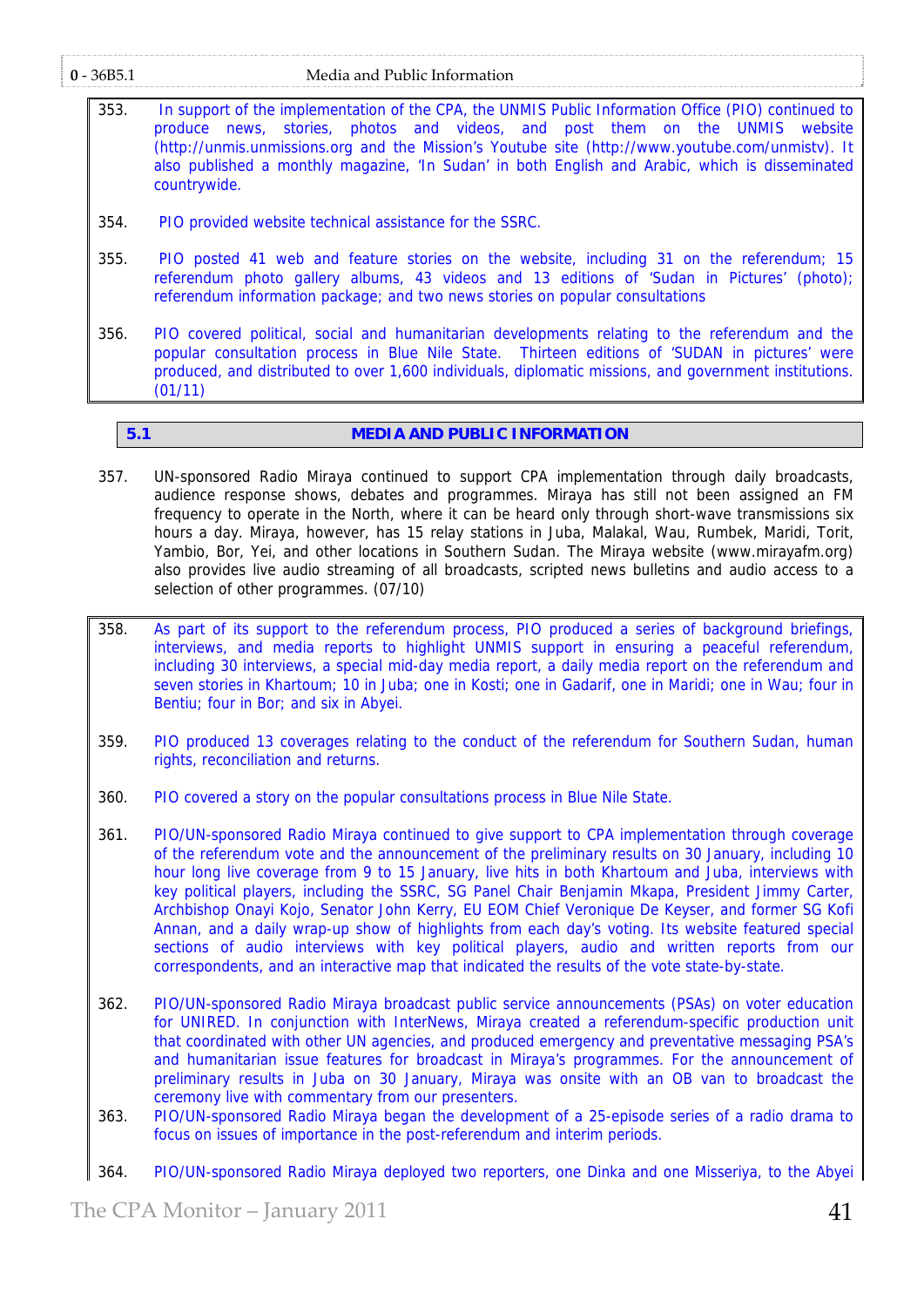353. In support of the implementation of the CPA, the UNMIS Public Information Office (PIO) continued to produce news, stories, photos and videos, and post them on the UNMIS website (http://unmis.unmissions.org and the Mission's Youtube site (http://www.youtube.com/unmistv). It also published a monthly magazine, 'In Sudan' in both English and Arabic, which is disseminated countrywide.

354. PIO provided website technical assistance for the SSRC.

355. PIO posted 41 web and feature stories on the website, including 31 on the referendum; 15 referendum photo gallery albums, 43 videos and 13 editions of 'Sudan in Pictures' (photo); referendum information package; and two news stories on popular consultations

356. PIO covered political, social and humanitarian developments relating to the referendum and the popular consultation process in Blue Nile State. Thirteen editions of 'SUDAN in pictures' were produced, and distributed to over 1,600 individuals, diplomatic missions, and government institutions. (01/11)

## 5.1 MEDIA AND PUBLIC INFORMATION

357. UN-sponsored Radio Miraya continued to support CPA implementation through daily broadcasts, audience response shows, debates and programmes. Miraya has still not been assigned an FM frequency to operate in the North, where it can be heard only through short-wave transmissions six hours a day. Miraya, however, has 15 relay stations in Juba, Malakal, Wau, Rumbek, Maridi, Torit, Yambio, Bor, Yei, and other locations in Southern Sudan. The Miraya website (www.mirayafm.org) also provides live audio streaming of all broadcasts, scripted news bulletins and audio access to a selection of other programmes. (07/10)

358. As part of its support to the referendum process, PIO produced a series of background briefings, interviews, and media reports to highlight UNMIS support in ensuring a peaceful referendum, including 30 interviews, a special mid-day media report, a daily media report on the referendum and seven stories in Khartoum; 10 in Juba; one in Kosti; one in Gadarif, one in Maridi; one in Wau; four in Bentiu; four in Bor; and six in Abyei.

359. PIO produced 13 coverages relating to the conduct of the referendum for Southern Sudan, human rights, reconciliation and returns.

360. PIO covered a story on the popular consultations process in Blue Nile State.

361. PIO/UN-sponsored Radio Miraya continued to give support to CPA implementation through coverage of the referendum vote and the announcement of the preliminary results on 30 January, including 10 hour long live coverage from 9 to 15 January, live hits in both Khartoum and Juba, interviews with key political players, including the SSRC, SG Panel Chair Benjamin Mkapa, President Jimmy Carter, Archbishop Onayi Kojo, Senator John Kerry, EU EOM Chief Veronique De Keyser, and former SG Kofi Annan, and a daily wrap-up show of highlights from each day's voting. Its website featured special sections of audio interviews with key political players, audio and written reports from our correspondents, and an interactive map that indicated the results of the vote state-by-state.

362. PIO/UN-sponsored Radio Miraya broadcast public service announcements (PSAs) on voter education for UNIRED. In conjunction with InterNews, Miraya created a referendum-specific production unit that coordinated with other UN agencies, and produced emergency and preventative messaging PSA's and humanitarian issue features for broadcast in Miraya's programmes. For the announcement of preliminary results in Juba on 30 January, Miraya was onsite with an OB van to broadcast the ceremony live with commentary from our presenters.

363. PIO/UN-sponsored Radio Miraya began the development of a 25-episode series of a radio drama to focus on issues of importance in the post-referendum and interim periods.

364. PIO/UN-sponsored Radio Miraya deployed two reporters, one Dinka and one Misseriya, to the Abyei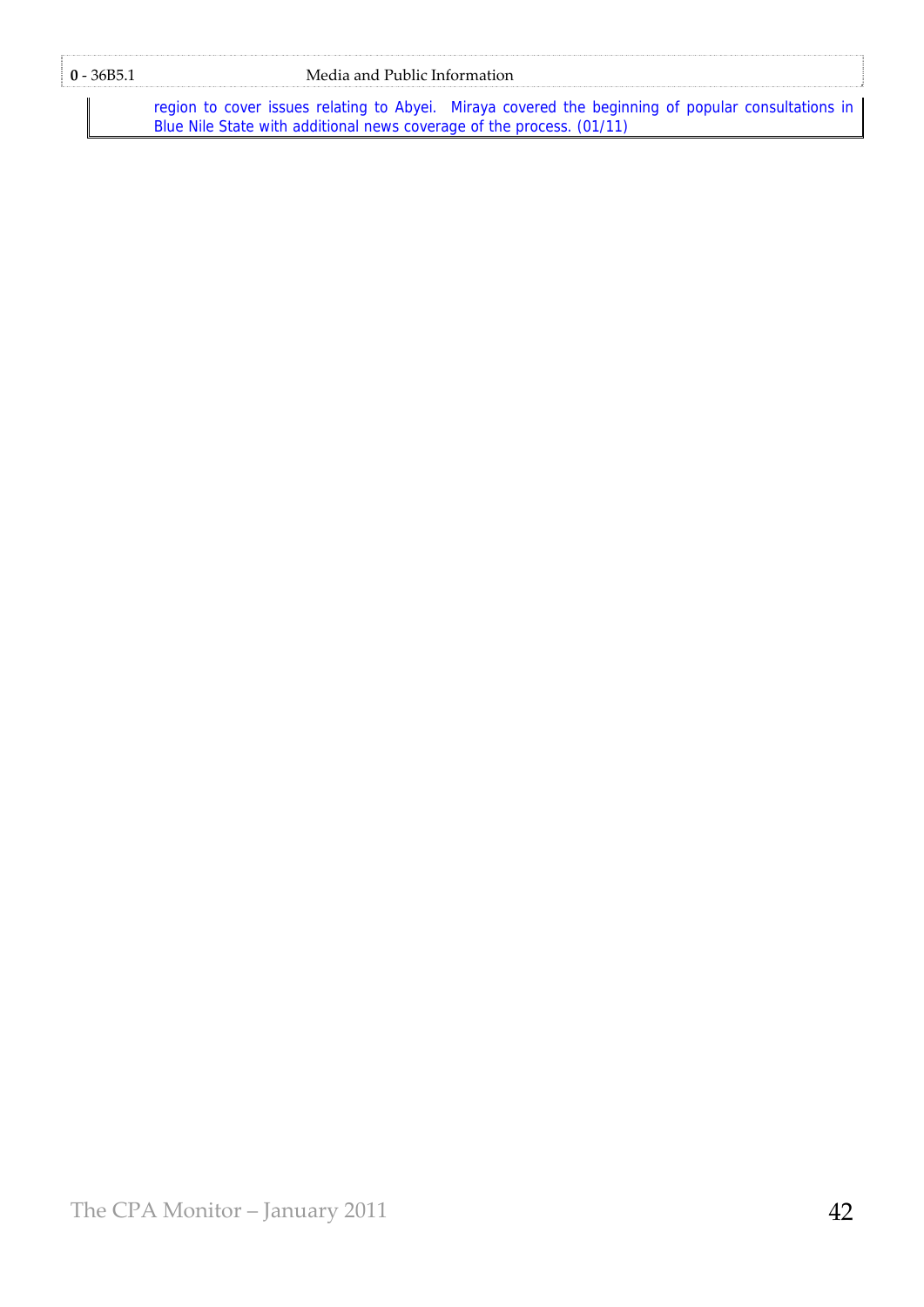| 0 - 36B5.1 | Media and Public Information |
|---|---|
| | region to cover issues relating to Abyei. Miraya covered the beginning of popular consultations in Blue Nile State with additional news coverage of the process. (01/11) |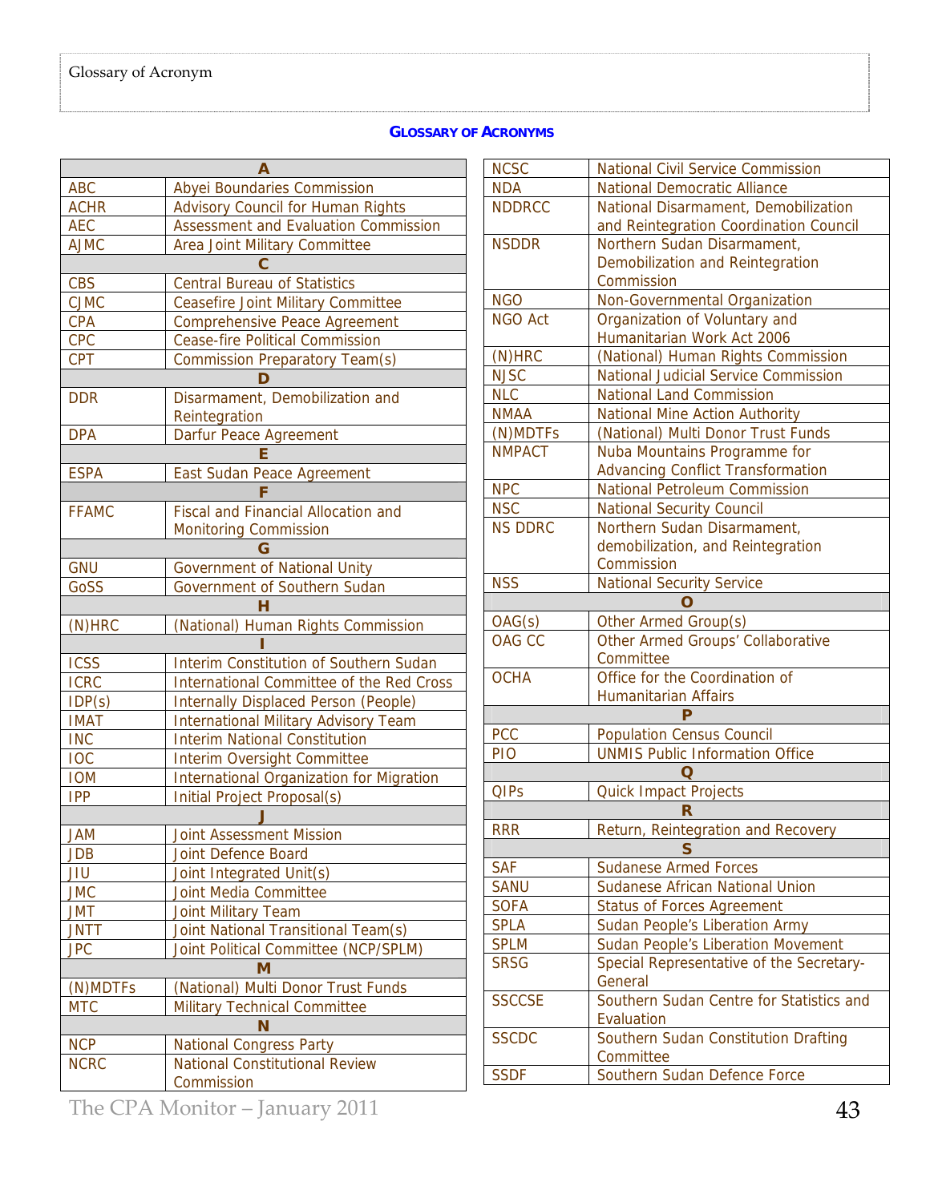## GLOSSARY OF ACRONYMS

| Acronym | Meaning |
|---|---|
| **A** | |
| ABC | Abyei Boundaries Commission |
| ACHR | Advisory Council for Human Rights |
| AEC | Assessment and Evaluation Commission |
| AJMC | Area Joint Military Committee |
| **C** | |
| CBS | Central Bureau of Statistics |
| CJMC | Ceasefire Joint Military Committee |
| CPA | Comprehensive Peace Agreement |
| CPC | Cease-fire Political Commission |
| CPT | Commission Preparatory Team(s) |
| **D** | |
| DDR | Disarmament, Demobilization and Reintegration |
| DPA | Darfur Peace Agreement |
| **E** | |
| ESPA | East Sudan Peace Agreement |
| **F** | |
| FFAMC | Fiscal and Financial Allocation and Monitoring Commission |
| **G** | |
| GNU | Government of National Unity |
| GoSS | Government of Southern Sudan |
| **H** | |
| (N)HRC | (National) Human Rights Commission |
| **I** | |
| ICSS | Interim Constitution of Southern Sudan |
| ICRC | International Committee of the Red Cross |
| IDP(s) | Internally Displaced Person (People) |
| IMAT | International Military Advisory Team |
| INC | Interim National Constitution |
| IOC | Interim Oversight Committee |
| IOM | International Organization for Migration |
| IPP | Initial Project Proposal(s) |
| **J** | |
| JAM | Joint Assessment Mission |
| JDB | Joint Defence Board |
| JIU | Joint Integrated Unit(s) |
| JMC | Joint Media Committee |
| JMT | Joint Military Team |
| JNTT | Joint National Transitional Team(s) |
| JPC | Joint Political Committee (NCP/SPLM) |
| **M** | |
| (N)MDTFs | (National) Multi Donor Trust Funds |
| MTC | Military Technical Committee |
| **N** | |
| NCP | National Congress Party |
| NCRC | National Constitutional Review Commission |
| NCSC | National Civil Service Commission |
| NDA | National Democratic Alliance |
| NDDRCC | National Disarmament, Demobilization and Reintegration Coordination Council |
| NSDDR | Northern Sudan Disarmament, Demobilization and Reintegration Commission |
| NGO | Non-Governmental Organization |
| NGO Act | Organization of Voluntary and Humanitarian Work Act 2006 |
| (N)HRC | (National) Human Rights Commission |
| NJSC | National Judicial Service Commission |
| NLC | National Land Commission |
| NMAA | National Mine Action Authority |
| (N)MDTFs | (National) Multi Donor Trust Funds |
| NMPACT | Nuba Mountains Programme for Advancing Conflict Transformation |
| NPC | National Petroleum Commission |
| NSC | National Security Council |
| NS DDRC | Northern Sudan Disarmament, demobilization, and Reintegration Commission |
| NSS | National Security Service |
| **O** | |
| OAG(s) | Other Armed Group(s) |
| OAG CC | Other Armed Groups' Collaborative Committee |
| OCHA | Office for the Coordination of Humanitarian Affairs |
| **P** | |
| PCC | Population Census Council |
| PIO | UNMIS Public Information Office |
| **Q** | |
| QIPs | Quick Impact Projects |
| **R** | |
| RRR | Return, Reintegration and Recovery |
| **S** | |
| SAF | Sudanese Armed Forces |
| SANU | Sudanese African National Union |
| SOFA | Status of Forces Agreement |
| SPLA | Sudan People's Liberation Army |
| SPLM | Sudan People's Liberation Movement |
| SRSG | Special Representative of the Secretary-General |
| SSCCSE | Southern Sudan Centre for Statistics and Evaluation |
| SSCDC | Southern Sudan Constitution Drafting Committee |
| SSDF | Southern Sudan Defence Force |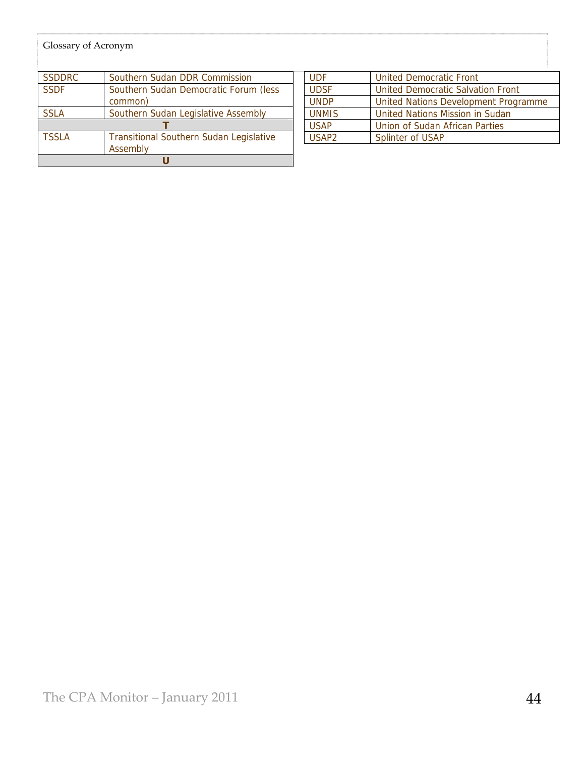Glossary of Acronym

| | |
|---|---|
| SSDDRC | Southern Sudan DDR Commission |
| SSDF | Southern Sudan Democratic Forum (less common) |
| SSLA | Southern Sudan Legislative Assembly |
| **T** | |
| TSSLA | Transitional Southern Sudan Legislative Assembly |
| **U** | |
| UDF | United Democratic Front |
| UDSF | United Democratic Salvation Front |
| UNDP | United Nations Development Programme |
| UNMIS | United Nations Mission in Sudan |
| USAP | Union of Sudan African Parties |
| USAP2 | Splinter of USAP |